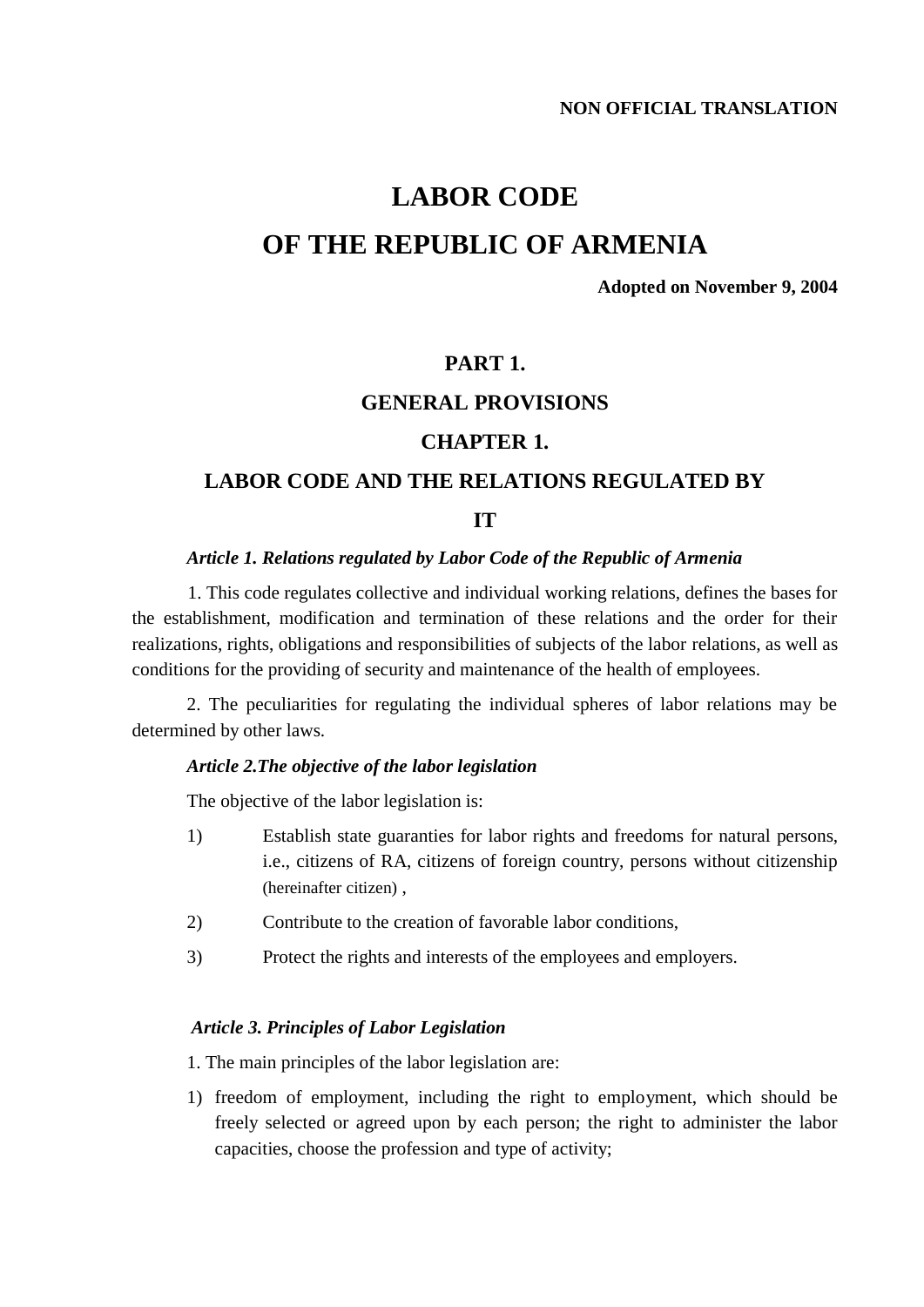**NON OFFICIAL TRANSLATION**

# LABOR CODE
# OF THE REPUBLIC OF ARMENIA

**Adopted on November 9, 2004**

## PART 1.
## GENERAL PROVISIONS
## CHAPTER 1.
## LABOR CODE AND THE RELATIONS REGULATED BY IT

***Article 1. Relations regulated by Labor Code of the Republic of Armenia***

1. This code regulates collective and individual working relations, defines the bases for the establishment, modification and termination of these relations and the order for their realizations, rights, obligations and responsibilities of subjects of the labor relations, as well as conditions for the providing of security and maintenance of the health of employees.

2. The peculiarities for regulating the individual spheres of labor relations may be determined by other laws.

***Article 2.The objective of the labor legislation***

The objective of the labor legislation is:

1) Establish state guaranties for labor rights and freedoms for natural persons, i.e., citizens of RA, citizens of foreign country, persons without citizenship (hereinafter citizen) ,
2) Contribute to the creation of favorable labor conditions,
3) Protect the rights and interests of the employees and employers.

***Article 3. Principles of Labor Legislation***

1. The main principles of the labor legislation are:

1) freedom of employment, including the right to employment, which should be freely selected or agreed upon by each person; the right to administer the labor capacities, choose the profession and type of activity;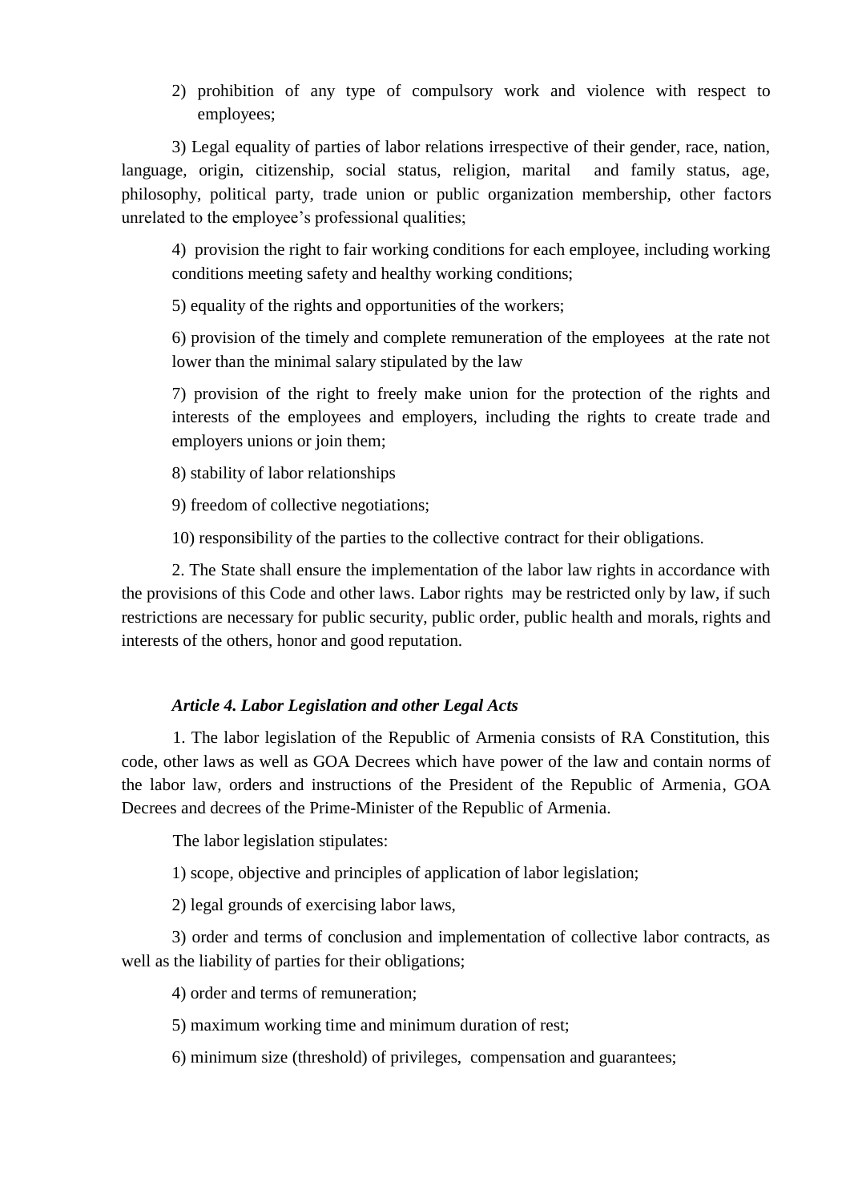2) prohibition of any type of compulsory work and violence with respect to employees;

3) Legal equality of parties of labor relations irrespective of their gender, race, nation, language, origin, citizenship, social status, religion, marital and family status, age, philosophy, political party, trade union or public organization membership, other factors unrelated to the employee's professional qualities;

4) provision the right to fair working conditions for each employee, including working conditions meeting safety and healthy working conditions;

5) equality of the rights and opportunities of the workers;

6) provision of the timely and complete remuneration of the employees at the rate not lower than the minimal salary stipulated by the law

7) provision of the right to freely make union for the protection of the rights and interests of the employees and employers, including the rights to create trade and employers unions or join them;

8) stability of labor relationships

9) freedom of collective negotiations;

10) responsibility of the parties to the collective contract for their obligations.

2. The State shall ensure the implementation of the labor law rights in accordance with the provisions of this Code and other laws. Labor rights may be restricted only by law, if such restrictions are necessary for public security, public order, public health and morals, rights and interests of the others, honor and good reputation.

***Article 4. Labor Legislation and other Legal Acts***

1. The labor legislation of the Republic of Armenia consists of RA Constitution, this code, other laws as well as GOA Decrees which have power of the law and contain norms of the labor law, orders and instructions of the President of the Republic of Armenia, GOA Decrees and decrees of the Prime-Minister of the Republic of Armenia.

The labor legislation stipulates:

1) scope, objective and principles of application of labor legislation;

2) legal grounds of exercising labor laws,

3) order and terms of conclusion and implementation of collective labor contracts, as well as the liability of parties for their obligations;

4) order and terms of remuneration;

5) maximum working time and minimum duration of rest;

6) minimum size (threshold) of privileges, compensation and guarantees;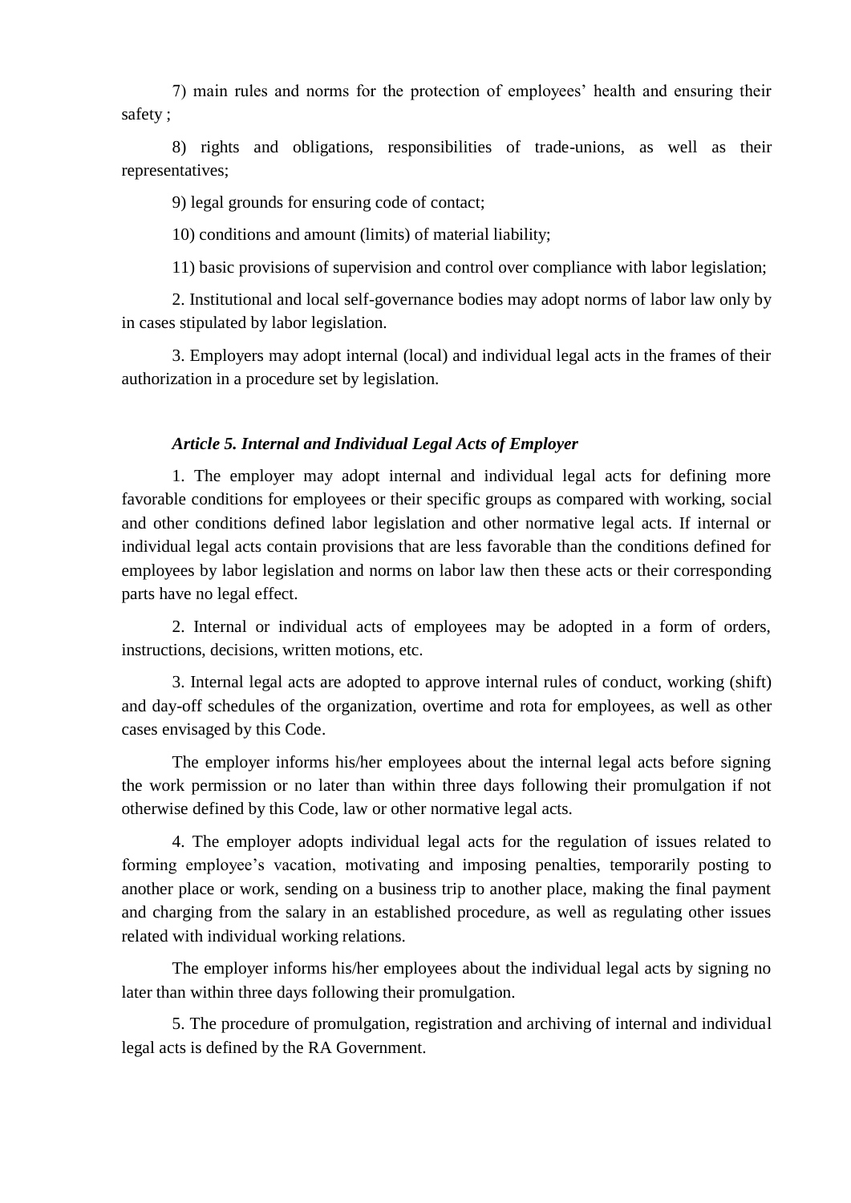7) main rules and norms for the protection of employees' health and ensuring their safety ;

8) rights and obligations, responsibilities of trade-unions, as well as their representatives;

9) legal grounds for ensuring code of contact;

10) conditions and amount (limits) of material liability;

11) basic provisions of supervision and control over compliance with labor legislation;

2. Institutional and local self-governance bodies may adopt norms of labor law only by in cases stipulated by labor legislation.

3. Employers may adopt internal (local) and individual legal acts in the frames of their authorization in a procedure set by legislation.

### *Article 5. Internal and Individual Legal Acts of Employer*

1. The employer may adopt internal and individual legal acts for defining more favorable conditions for employees or their specific groups as compared with working, social and other conditions defined labor legislation and other normative legal acts. If internal or individual legal acts contain provisions that are less favorable than the conditions defined for employees by labor legislation and norms on labor law then these acts or their corresponding parts have no legal effect.

2. Internal or individual acts of employees may be adopted in a form of orders, instructions, decisions, written motions, etc.

3. Internal legal acts are adopted to approve internal rules of conduct, working (shift) and day-off schedules of the organization, overtime and rota for employees, as well as other cases envisaged by this Code.

The employer informs his/her employees about the internal legal acts before signing the work permission or no later than within three days following their promulgation if not otherwise defined by this Code, law or other normative legal acts.

4. The employer adopts individual legal acts for the regulation of issues related to forming employee's vacation, motivating and imposing penalties, temporarily posting to another place or work, sending on a business trip to another place, making the final payment and charging from the salary in an established procedure, as well as regulating other issues related with individual working relations.

The employer informs his/her employees about the individual legal acts by signing no later than within three days following their promulgation.

5. The procedure of promulgation, registration and archiving of internal and individual legal acts is defined by the RA Government.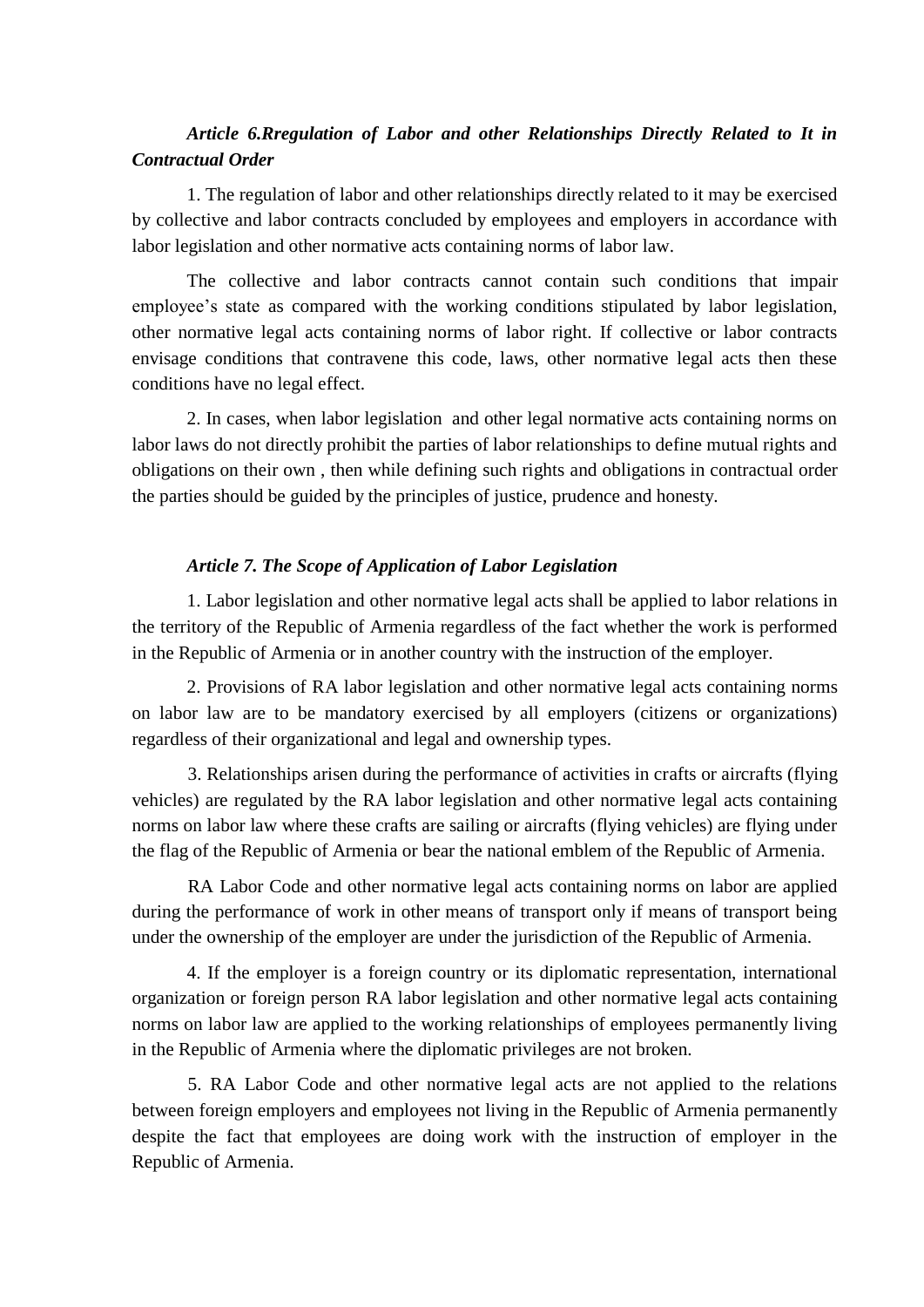### *Article 6.Rregulation of Labor and other Relationships Directly Related to It in Contractual Order*

1. The regulation of labor and other relationships directly related to it may be exercised by collective and labor contracts concluded by employees and employers in accordance with labor legislation and other normative acts containing norms of labor law.

The collective and labor contracts cannot contain such conditions that impair employee's state as compared with the working conditions stipulated by labor legislation, other normative legal acts containing norms of labor right. If collective or labor contracts envisage conditions that contravene this code, laws, other normative legal acts then these conditions have no legal effect.

2. In cases, when labor legislation and other legal normative acts containing norms on labor laws do not directly prohibit the parties of labor relationships to define mutual rights and obligations on their own , then while defining such rights and obligations in contractual order the parties should be guided by the principles of justice, prudence and honesty.

### *Article 7. The Scope of Application of Labor Legislation*

1. Labor legislation and other normative legal acts shall be applied to labor relations in the territory of the Republic of Armenia regardless of the fact whether the work is performed in the Republic of Armenia or in another country with the instruction of the employer.

2. Provisions of RA labor legislation and other normative legal acts containing norms on labor law are to be mandatory exercised by all employers (citizens or organizations) regardless of their organizational and legal and ownership types.

3. Relationships arisen during the performance of activities in crafts or aircrafts (flying vehicles) are regulated by the RA labor legislation and other normative legal acts containing norms on labor law where these crafts are sailing or aircrafts (flying vehicles) are flying under the flag of the Republic of Armenia or bear the national emblem of the Republic of Armenia.

RA Labor Code and other normative legal acts containing norms on labor are applied during the performance of work in other means of transport only if means of transport being under the ownership of the employer are under the jurisdiction of the Republic of Armenia.

4. If the employer is a foreign country or its diplomatic representation, international organization or foreign person RA labor legislation and other normative legal acts containing norms on labor law are applied to the working relationships of employees permanently living in the Republic of Armenia where the diplomatic privileges are not broken.

5. RA Labor Code and other normative legal acts are not applied to the relations between foreign employers and employees not living in the Republic of Armenia permanently despite the fact that employees are doing work with the instruction of employer in the Republic of Armenia.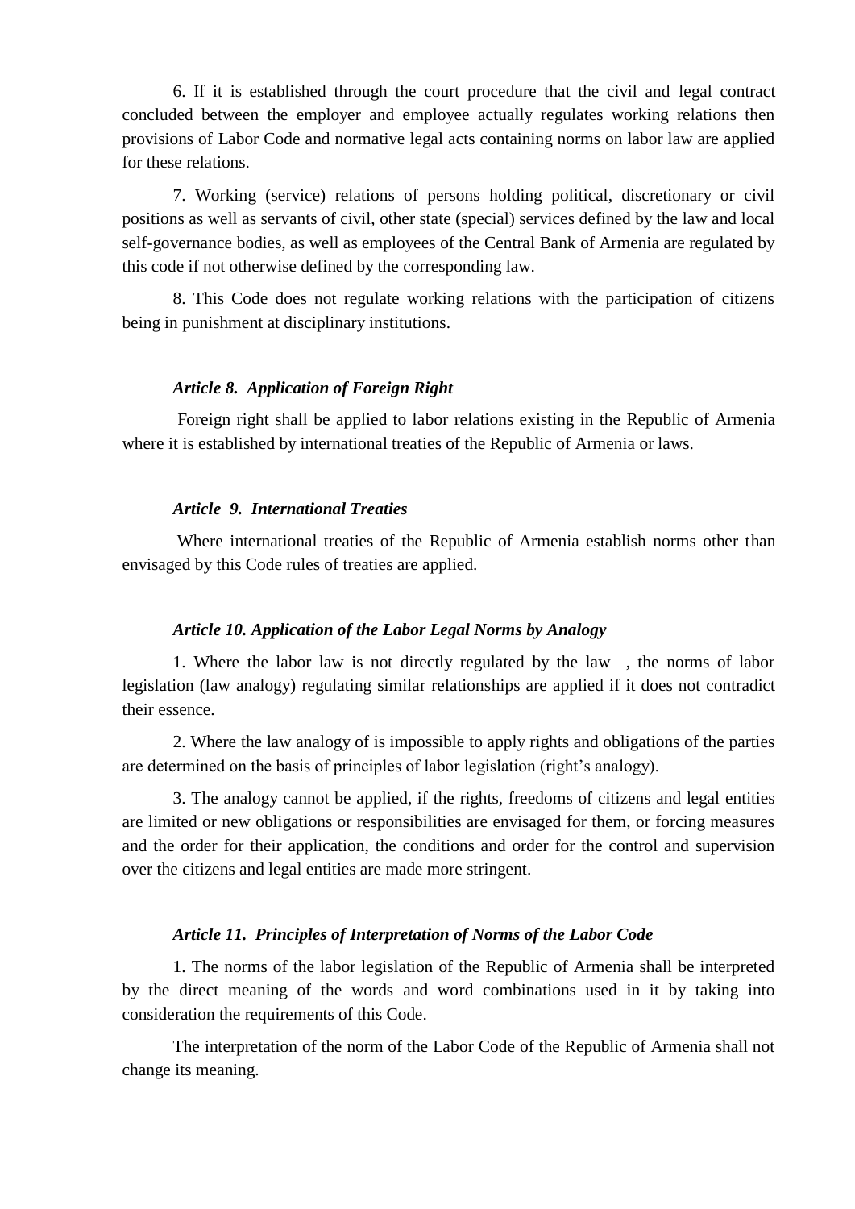6. If it is established through the court procedure that the civil and legal contract concluded between the employer and employee actually regulates working relations then provisions of Labor Code and normative legal acts containing norms on labor law are applied for these relations.

7. Working (service) relations of persons holding political, discretionary or civil positions as well as servants of civil, other state (special) services defined by the law and local self-governance bodies, as well as employees of the Central Bank of Armenia are regulated by this code if not otherwise defined by the corresponding law.

8. This Code does not regulate working relations with the participation of citizens being in punishment at disciplinary institutions.

### *Article 8. Application of Foreign Right*

Foreign right shall be applied to labor relations existing in the Republic of Armenia where it is established by international treaties of the Republic of Armenia or laws.

### *Article 9. International Treaties*

Where international treaties of the Republic of Armenia establish norms other than envisaged by this Code rules of treaties are applied.

### *Article 10. Application of the Labor Legal Norms by Analogy*

1. Where the labor law is not directly regulated by the law , the norms of labor legislation (law analogy) regulating similar relationships are applied if it does not contradict their essence.

2. Where the law analogy of is impossible to apply rights and obligations of the parties are determined on the basis of principles of labor legislation (right's analogy).

3. The analogy cannot be applied, if the rights, freedoms of citizens and legal entities are limited or new obligations or responsibilities are envisaged for them, or forcing measures and the order for their application, the conditions and order for the control and supervision over the citizens and legal entities are made more stringent.

### *Article 11. Principles of Interpretation of Norms of the Labor Code*

1. The norms of the labor legislation of the Republic of Armenia shall be interpreted by the direct meaning of the words and word combinations used in it by taking into consideration the requirements of this Code.

The interpretation of the norm of the Labor Code of the Republic of Armenia shall not change its meaning.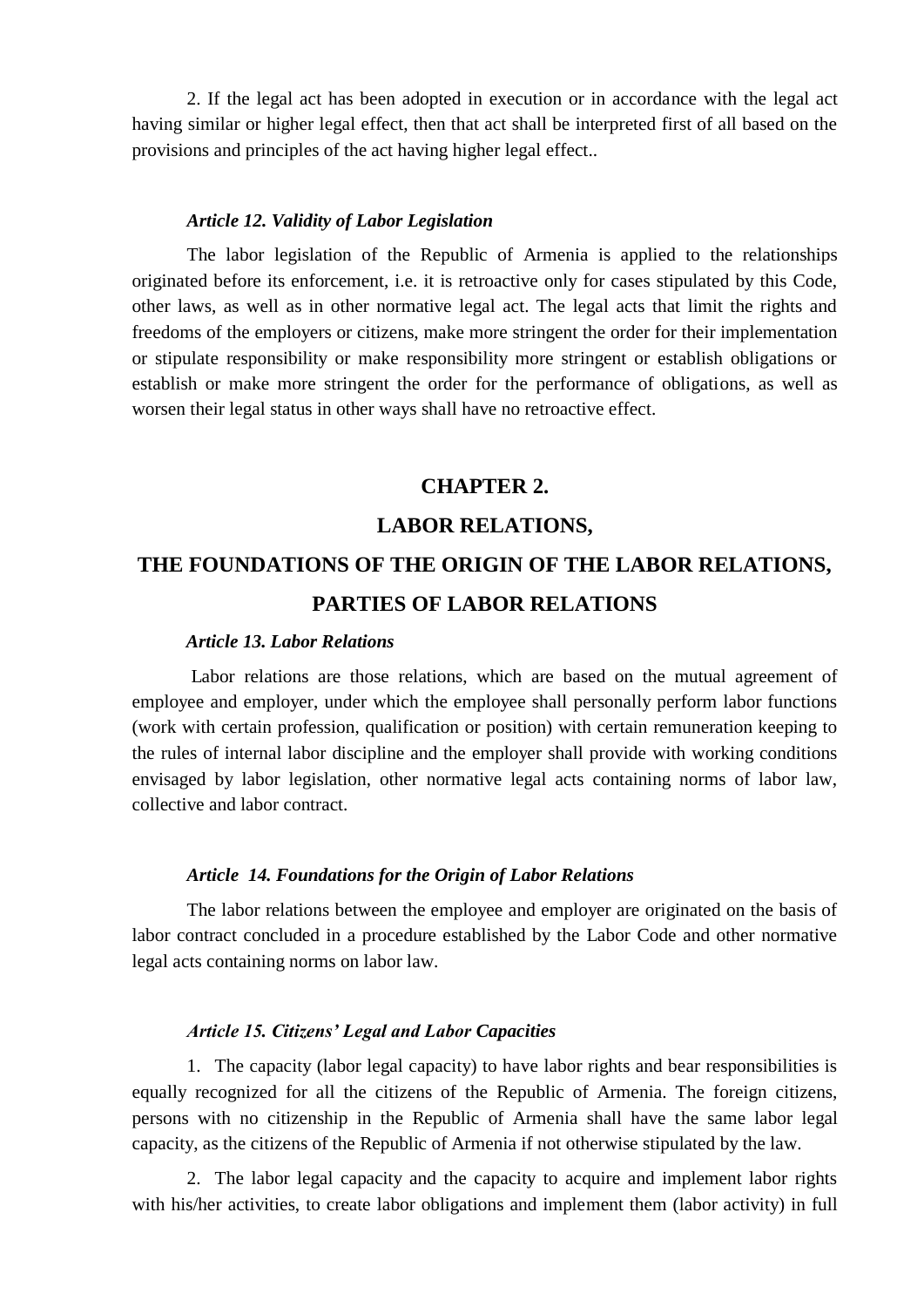2. If the legal act has been adopted in execution or in accordance with the legal act having similar or higher legal effect, then that act shall be interpreted first of all based on the provisions and principles of the act having higher legal effect..

***Article 12. Validity of Labor Legislation***

The labor legislation of the Republic of Armenia is applied to the relationships originated before its enforcement, i.e. it is retroactive only for cases stipulated by this Code, other laws, as well as in other normative legal act. The legal acts that limit the rights and freedoms of the employers or citizens, make more stringent the order for their implementation or stipulate responsibility or make responsibility more stringent or establish obligations or establish or make more stringent the order for the performance of obligations, as well as worsen their legal status in other ways shall have no retroactive effect.

## CHAPTER 2.
## LABOR RELATIONS,
## THE FOUNDATIONS OF THE ORIGIN OF THE LABOR RELATIONS,
## PARTIES OF LABOR RELATIONS

***Article 13. Labor Relations***

Labor relations are those relations, which are based on the mutual agreement of employee and employer, under which the employee shall personally perform labor functions (work with certain profession, qualification or position) with certain remuneration keeping to the rules of internal labor discipline and the employer shall provide with working conditions envisaged by labor legislation, other normative legal acts containing norms of labor law, collective and labor contract.

***Article 14. Foundations for the Origin of Labor Relations***

The labor relations between the employee and employer are originated on the basis of labor contract concluded in a procedure established by the Labor Code and other normative legal acts containing norms on labor law.

***Article 15. Citizens' Legal and Labor Capacities***

1. The capacity (labor legal capacity) to have labor rights and bear responsibilities is equally recognized for all the citizens of the Republic of Armenia. The foreign citizens, persons with no citizenship in the Republic of Armenia shall have the same labor legal capacity, as the citizens of the Republic of Armenia if not otherwise stipulated by the law.

2. The labor legal capacity and the capacity to acquire and implement labor rights with his/her activities, to create labor obligations and implement them (labor activity) in full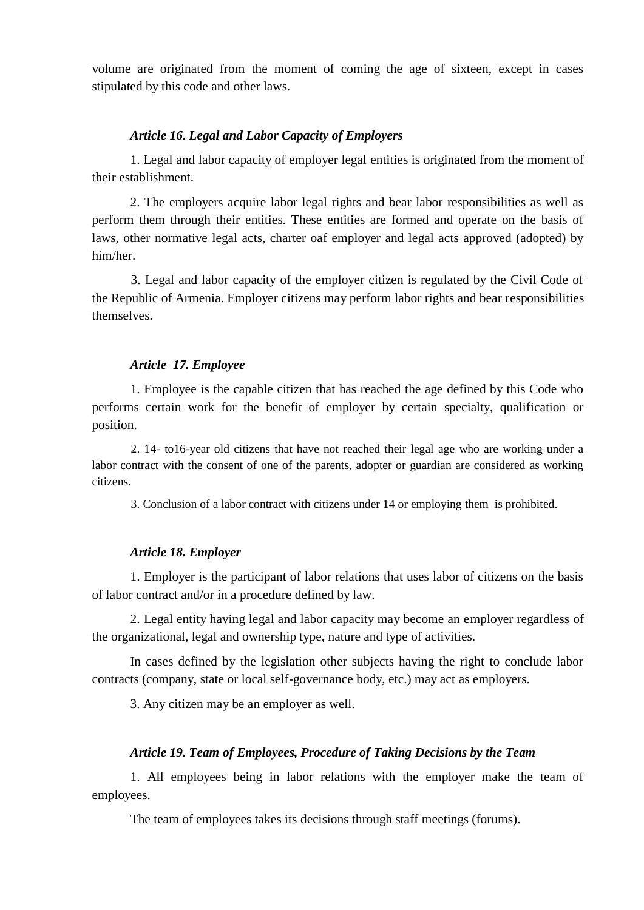volume are originated from the moment of coming the age of sixteen, except in cases stipulated by this code and other laws.

***Article 16. Legal and Labor Capacity of Employers***

1. Legal and labor capacity of employer legal entities is originated from the moment of their establishment.

2. The employers acquire labor legal rights and bear labor responsibilities as well as perform them through their entities. These entities are formed and operate on the basis of laws, other normative legal acts, charter oaf employer and legal acts approved (adopted) by him/her.

3. Legal and labor capacity of the employer citizen is regulated by the Civil Code of the Republic of Armenia. Employer citizens may perform labor rights and bear responsibilities themselves.

***Article 17. Employee***

1. Employee is the capable citizen that has reached the age defined by this Code who performs certain work for the benefit of employer by certain specialty, qualification or position.

2. 14- to16-year old citizens that have not reached their legal age who are working under a labor contract with the consent of one of the parents, adopter or guardian are considered as working citizens.

3. Conclusion of a labor contract with citizens under 14 or employing them is prohibited.

***Article 18. Employer***

1. Employer is the participant of labor relations that uses labor of citizens on the basis of labor contract and/or in a procedure defined by law.

2. Legal entity having legal and labor capacity may become an employer regardless of the organizational, legal and ownership type, nature and type of activities.

In cases defined by the legislation other subjects having the right to conclude labor contracts (company, state or local self-governance body, etc.) may act as employers.

3. Any citizen may be an employer as well.

***Article 19. Team of Employees, Procedure of Taking Decisions by the Team***

1. All employees being in labor relations with the employer make the team of employees.

The team of employees takes its decisions through staff meetings (forums).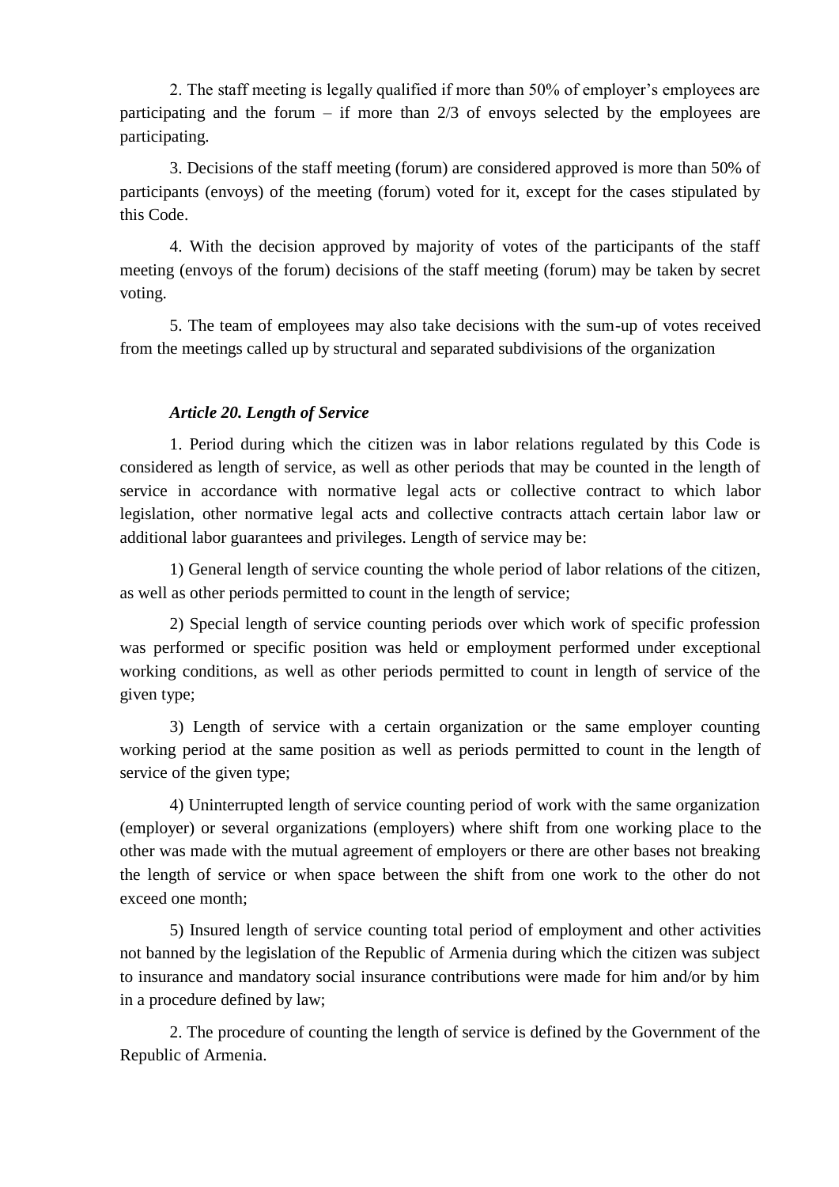2. The staff meeting is legally qualified if more than 50% of employer's employees are participating and the forum – if more than 2/3 of envoys selected by the employees are participating.

3. Decisions of the staff meeting (forum) are considered approved is more than 50% of participants (envoys) of the meeting (forum) voted for it, except for the cases stipulated by this Code.

4. With the decision approved by majority of votes of the participants of the staff meeting (envoys of the forum) decisions of the staff meeting (forum) may be taken by secret voting.

5. The team of employees may also take decisions with the sum-up of votes received from the meetings called up by structural and separated subdivisions of the organization

### *Article 20. Length of Service*

1. Period during which the citizen was in labor relations regulated by this Code is considered as length of service, as well as other periods that may be counted in the length of service in accordance with normative legal acts or collective contract to which labor legislation, other normative legal acts and collective contracts attach certain labor law or additional labor guarantees and privileges. Length of service may be:

1) General length of service counting the whole period of labor relations of the citizen, as well as other periods permitted to count in the length of service;

2) Special length of service counting periods over which work of specific profession was performed or specific position was held or employment performed under exceptional working conditions, as well as other periods permitted to count in length of service of the given type;

3) Length of service with a certain organization or the same employer counting working period at the same position as well as periods permitted to count in the length of service of the given type;

4) Uninterrupted length of service counting period of work with the same organization (employer) or several organizations (employers) where shift from one working place to the other was made with the mutual agreement of employers or there are other bases not breaking the length of service or when space between the shift from one work to the other do not exceed one month;

5) Insured length of service counting total period of employment and other activities not banned by the legislation of the Republic of Armenia during which the citizen was subject to insurance and mandatory social insurance contributions were made for him and/or by him in a procedure defined by law;

2. The procedure of counting the length of service is defined by the Government of the Republic of Armenia.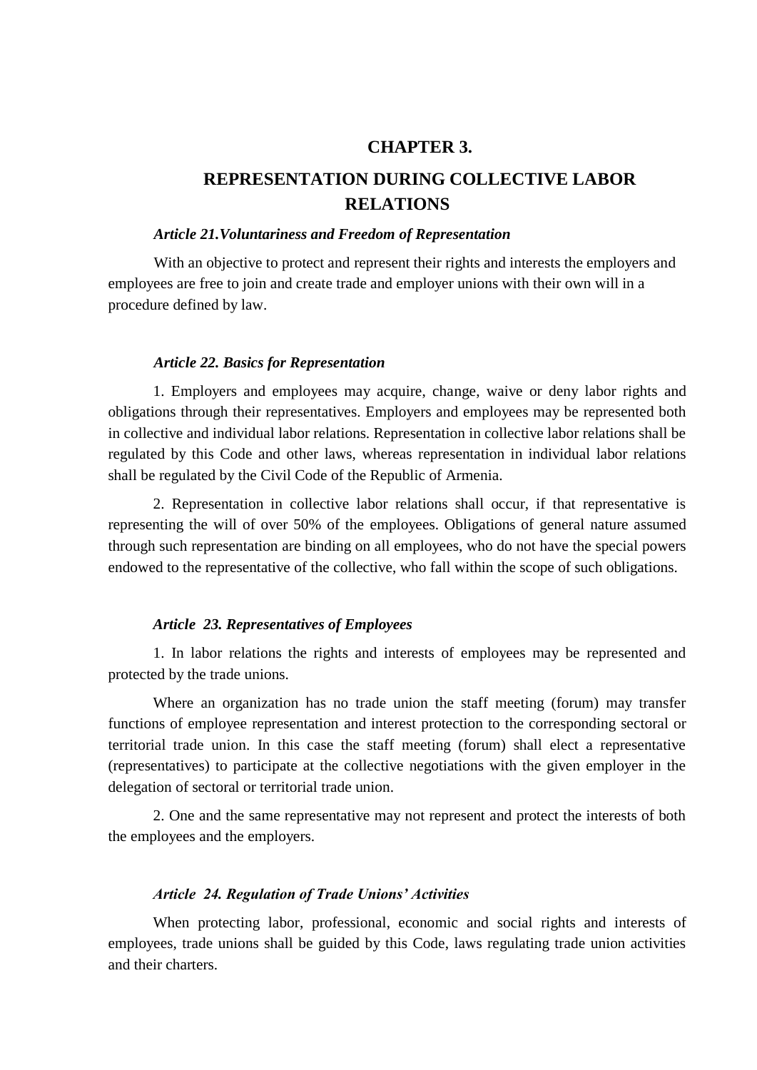## CHAPTER 3.

## REPRESENTATION DURING COLLECTIVE LABOR RELATIONS

***Article 21.Voluntariness and Freedom of Representation***

With an objective to protect and represent their rights and interests the employers and employees are free to join and create trade and employer unions with their own will in a procedure defined by law.

***Article 22. Basics for Representation***

1. Employers and employees may acquire, change, waive or deny labor rights and obligations through their representatives. Employers and employees may be represented both in collective and individual labor relations. Representation in collective labor relations shall be regulated by this Code and other laws, whereas representation in individual labor relations shall be regulated by the Civil Code of the Republic of Armenia.

2. Representation in collective labor relations shall occur, if that representative is representing the will of over 50% of the employees. Obligations of general nature assumed through such representation are binding on all employees, who do not have the special powers endowed to the representative of the collective, who fall within the scope of such obligations.

***Article 23. Representatives of Employees***

1. In labor relations the rights and interests of employees may be represented and protected by the trade unions.

Where an organization has no trade union the staff meeting (forum) may transfer functions of employee representation and interest protection to the corresponding sectoral or territorial trade union. In this case the staff meeting (forum) shall elect a representative (representatives) to participate at the collective negotiations with the given employer in the delegation of sectoral or territorial trade union.

2. One and the same representative may not represent and protect the interests of both the employees and the employers.

***Article 24. Regulation of Trade Unions' Activities***

When protecting labor, professional, economic and social rights and interests of employees, trade unions shall be guided by this Code, laws regulating trade union activities and their charters.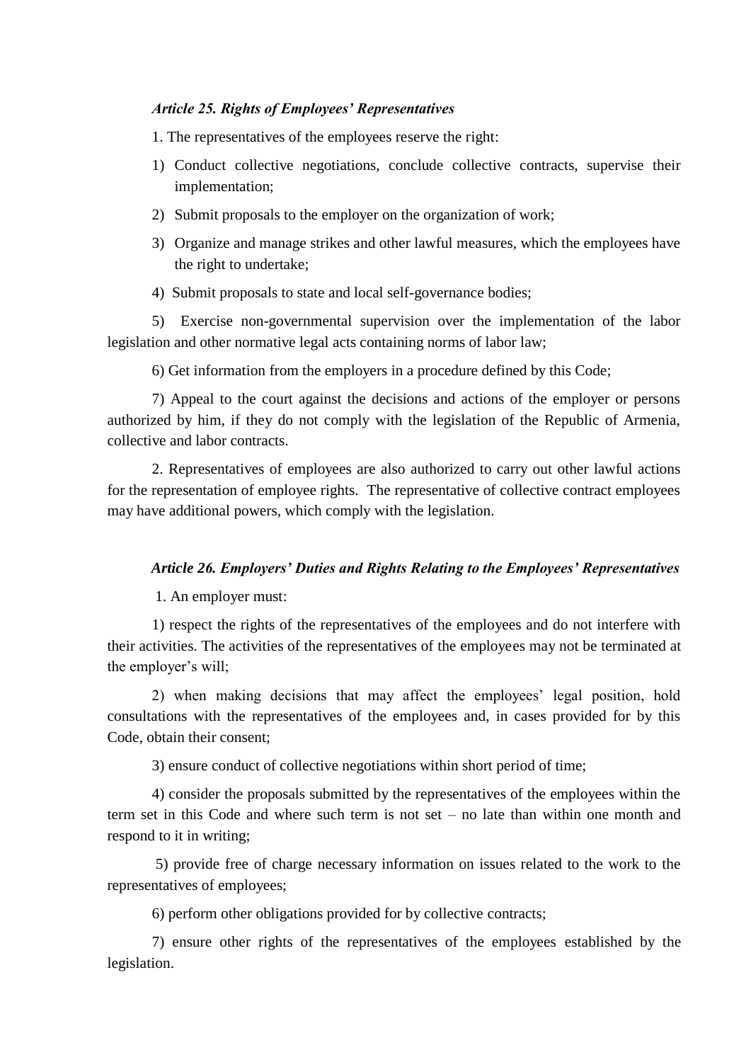### *Article 25. Rights of Employees' Representatives*

1. The representatives of the employees reserve the right:

1) Conduct collective negotiations, conclude collective contracts, supervise their implementation;

2) Submit proposals to the employer on the organization of work;

3) Organize and manage strikes and other lawful measures, which the employees have the right to undertake;

4) Submit proposals to state and local self-governance bodies;

5) Exercise non-governmental supervision over the implementation of the labor legislation and other normative legal acts containing norms of labor law;

6) Get information from the employers in a procedure defined by this Code;

7) Appeal to the court against the decisions and actions of the employer or persons authorized by him, if they do not comply with the legislation of the Republic of Armenia, collective and labor contracts.

2. Representatives of employees are also authorized to carry out other lawful actions for the representation of employee rights. The representative of collective contract employees may have additional powers, which comply with the legislation.

### *Article 26. Employers' Duties and Rights Relating to the Employees' Representatives*

1. An employer must:

1) respect the rights of the representatives of the employees and do not interfere with their activities. The activities of the representatives of the employees may not be terminated at the employer's will;

2) when making decisions that may affect the employees' legal position, hold consultations with the representatives of the employees and, in cases provided for by this Code, obtain their consent;

3) ensure conduct of collective negotiations within short period of time;

4) consider the proposals submitted by the representatives of the employees within the term set in this Code and where such term is not set – no late than within one month and respond to it in writing;

5) provide free of charge necessary information on issues related to the work to the representatives of employees;

6) perform other obligations provided for by collective contracts;

7) ensure other rights of the representatives of the employees established by the legislation.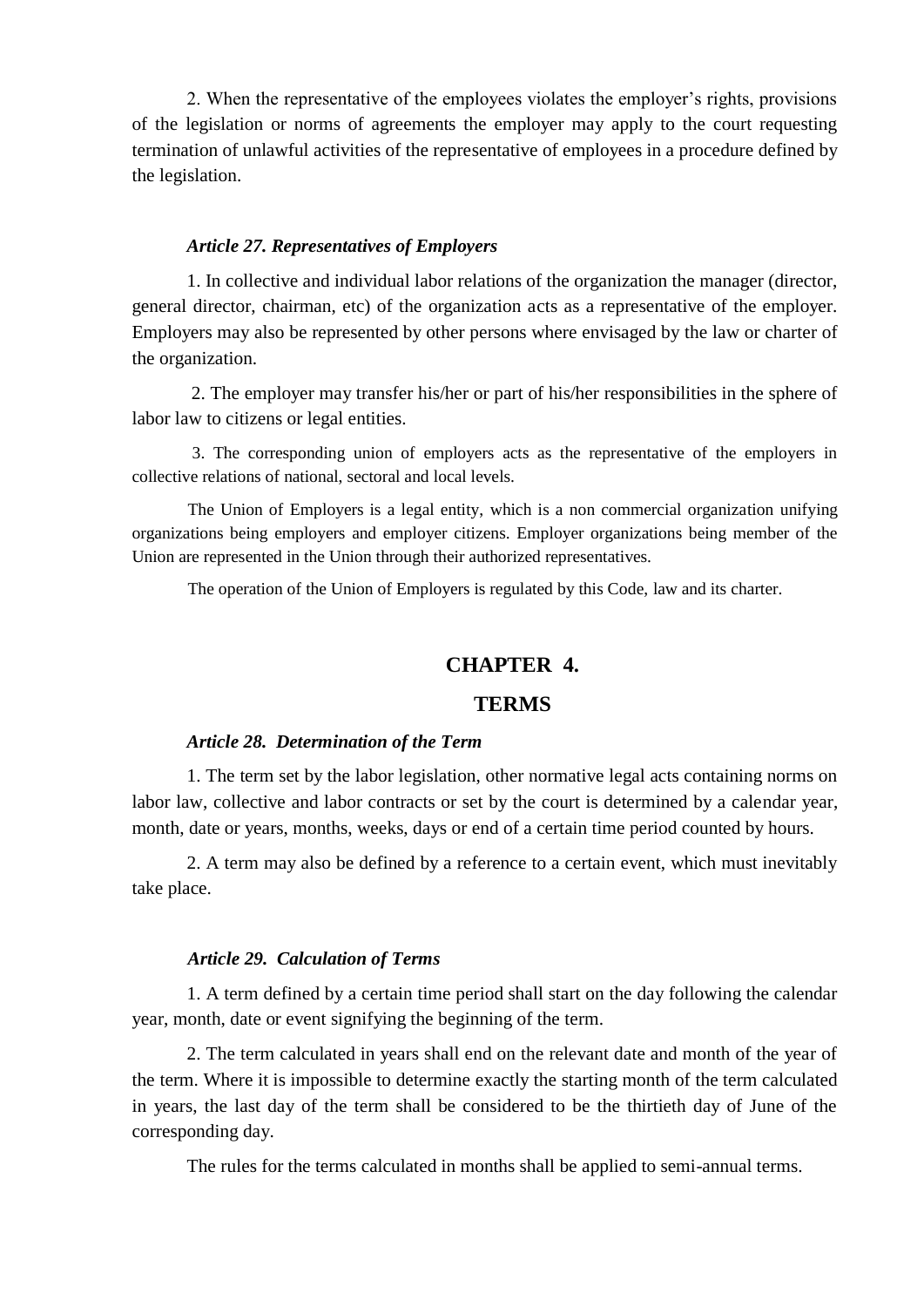2. When the representative of the employees violates the employer's rights, provisions of the legislation or norms of agreements the employer may apply to the court requesting termination of unlawful activities of the representative of employees in a procedure defined by the legislation.

***Article 27. Representatives of Employers***

1. In collective and individual labor relations of the organization the manager (director, general director, chairman, etc) of the organization acts as a representative of the employer. Employers may also be represented by other persons where envisaged by the law or charter of the organization.

2. The employer may transfer his/her or part of his/her responsibilities in the sphere of labor law to citizens or legal entities.

3. The corresponding union of employers acts as the representative of the employers in collective relations of national, sectoral and local levels.

The Union of Employers is a legal entity, which is a non commercial organization unifying organizations being employers and employer citizens. Employer organizations being member of the Union are represented in the Union through their authorized representatives.

The operation of the Union of Employers is regulated by this Code, law and its charter.

## CHAPTER 4.

## TERMS

***Article 28. Determination of the Term***

1. The term set by the labor legislation, other normative legal acts containing norms on labor law, collective and labor contracts or set by the court is determined by a calendar year, month, date or years, months, weeks, days or end of a certain time period counted by hours.

2. A term may also be defined by a reference to a certain event, which must inevitably take place.

***Article 29. Calculation of Terms***

1. A term defined by a certain time period shall start on the day following the calendar year, month, date or event signifying the beginning of the term.

2. The term calculated in years shall end on the relevant date and month of the year of the term. Where it is impossible to determine exactly the starting month of the term calculated in years, the last day of the term shall be considered to be the thirtieth day of June of the corresponding day.

The rules for the terms calculated in months shall be applied to semi-annual terms.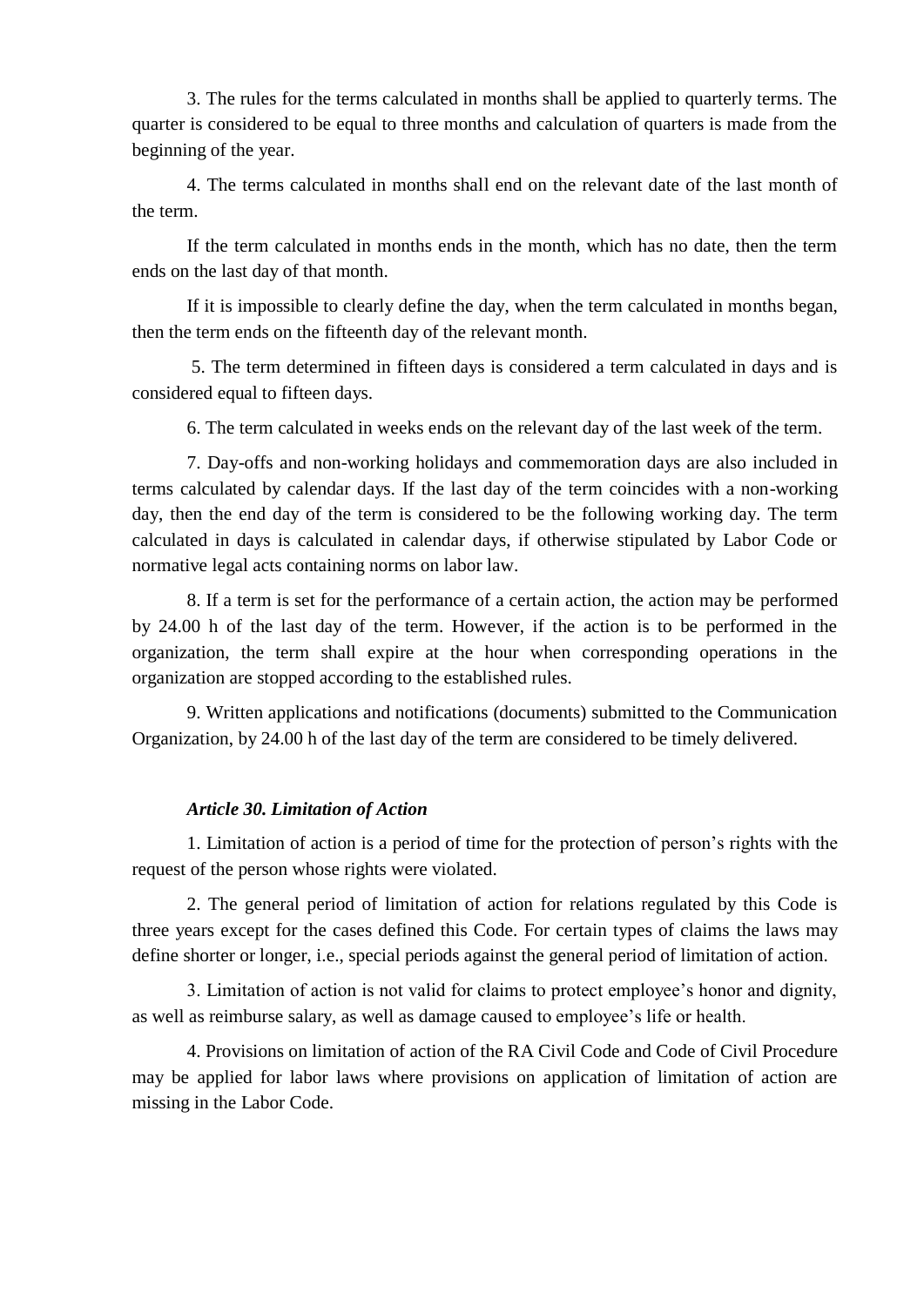3. The rules for the terms calculated in months shall be applied to quarterly terms. The quarter is considered to be equal to three months and calculation of quarters is made from the beginning of the year.

4. The terms calculated in months shall end on the relevant date of the last month of the term.

If the term calculated in months ends in the month, which has no date, then the term ends on the last day of that month.

If it is impossible to clearly define the day, when the term calculated in months began, then the term ends on the fifteenth day of the relevant month.

5. The term determined in fifteen days is considered a term calculated in days and is considered equal to fifteen days.

6. The term calculated in weeks ends on the relevant day of the last week of the term.

7. Day-offs and non-working holidays and commemoration days are also included in terms calculated by calendar days. If the last day of the term coincides with a non-working day, then the end day of the term is considered to be the following working day. The term calculated in days is calculated in calendar days, if otherwise stipulated by Labor Code or normative legal acts containing norms on labor law.

8. If a term is set for the performance of a certain action, the action may be performed by 24.00 h of the last day of the term. However, if the action is to be performed in the organization, the term shall expire at the hour when corresponding operations in the organization are stopped according to the established rules.

9. Written applications and notifications (documents) submitted to the Communication Organization, by 24.00 h of the last day of the term are considered to be timely delivered.

***Article 30. Limitation of Action***

1. Limitation of action is a period of time for the protection of person's rights with the request of the person whose rights were violated.

2. The general period of limitation of action for relations regulated by this Code is three years except for the cases defined this Code. For certain types of claims the laws may define shorter or longer, i.e., special periods against the general period of limitation of action.

3. Limitation of action is not valid for claims to protect employee's honor and dignity, as well as reimburse salary, as well as damage caused to employee's life or health.

4. Provisions on limitation of action of the RA Civil Code and Code of Civil Procedure may be applied for labor laws where provisions on application of limitation of action are missing in the Labor Code.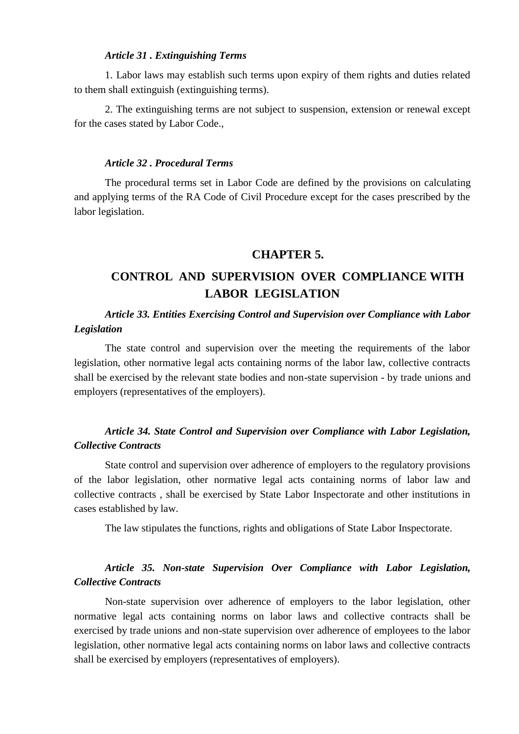***Article 31 . Extinguishing Terms***

1. Labor laws may establish such terms upon expiry of them rights and duties related to them shall extinguish (extinguishing terms).

2. The extinguishing terms are not subject to suspension, extension or renewal except for the cases stated by Labor Code.,

***Article 32 . Procedural Terms***

The procedural terms set in Labor Code are defined by the provisions on calculating and applying terms of the RA Code of Civil Procedure except for the cases prescribed by the labor legislation.

## CHAPTER 5.

## CONTROL AND SUPERVISION OVER COMPLIANCE WITH LABOR LEGISLATION

***Article 33. Entities Exercising Control and Supervision over Compliance with Labor Legislation***

The state control and supervision over the meeting the requirements of the labor legislation, other normative legal acts containing norms of the labor law, collective contracts shall be exercised by the relevant state bodies and non-state supervision - by trade unions and employers (representatives of the employers).

***Article 34. State Control and Supervision over Compliance with Labor Legislation, Collective Contracts***

State control and supervision over adherence of employers to the regulatory provisions of the labor legislation, other normative legal acts containing norms of labor law and collective contracts , shall be exercised by State Labor Inspectorate and other institutions in cases established by law.

The law stipulates the functions, rights and obligations of State Labor Inspectorate.

***Article 35. Non-state Supervision Over Compliance with Labor Legislation, Collective Contracts***

Non-state supervision over adherence of employers to the labor legislation, other normative legal acts containing norms on labor laws and collective contracts shall be exercised by trade unions and non-state supervision over adherence of employees to the labor legislation, other normative legal acts containing norms on labor laws and collective contracts shall be exercised by employers (representatives of employers).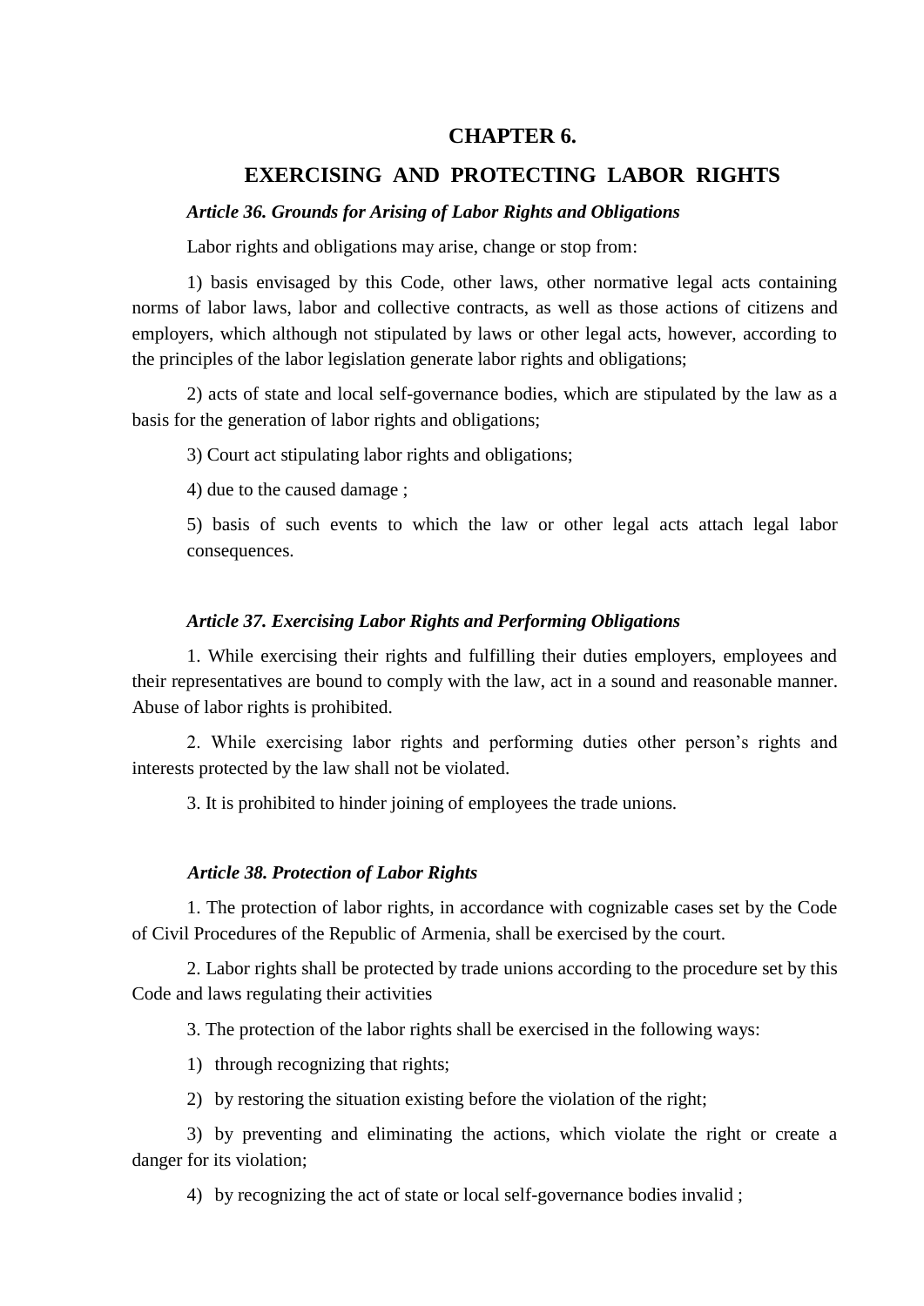## CHAPTER 6.

## EXERCISING AND PROTECTING LABOR RIGHTS

***Article 36. Grounds for Arising of Labor Rights and Obligations***

Labor rights and obligations may arise, change or stop from:

1) basis envisaged by this Code, other laws, other normative legal acts containing norms of labor laws, labor and collective contracts, as well as those actions of citizens and employers, which although not stipulated by laws or other legal acts, however, according to the principles of the labor legislation generate labor rights and obligations;

2) acts of state and local self-governance bodies, which are stipulated by the law as a basis for the generation of labor rights and obligations;

3) Court act stipulating labor rights and obligations;

4) due to the caused damage ;

5) basis of such events to which the law or other legal acts attach legal labor consequences.

***Article 37. Exercising Labor Rights and Performing Obligations***

1. While exercising their rights and fulfilling their duties employers, employees and their representatives are bound to comply with the law, act in a sound and reasonable manner. Abuse of labor rights is prohibited.

2. While exercising labor rights and performing duties other person's rights and interests protected by the law shall not be violated.

3. It is prohibited to hinder joining of employees the trade unions.

***Article 38. Protection of Labor Rights***

1. The protection of labor rights, in accordance with cognizable cases set by the Code of Civil Procedures of the Republic of Armenia, shall be exercised by the court.

2. Labor rights shall be protected by trade unions according to the procedure set by this Code and laws regulating their activities

3. The protection of the labor rights shall be exercised in the following ways:

1) through recognizing that rights;

2) by restoring the situation existing before the violation of the right;

3) by preventing and eliminating the actions, which violate the right or create a danger for its violation;

4) by recognizing the act of state or local self-governance bodies invalid ;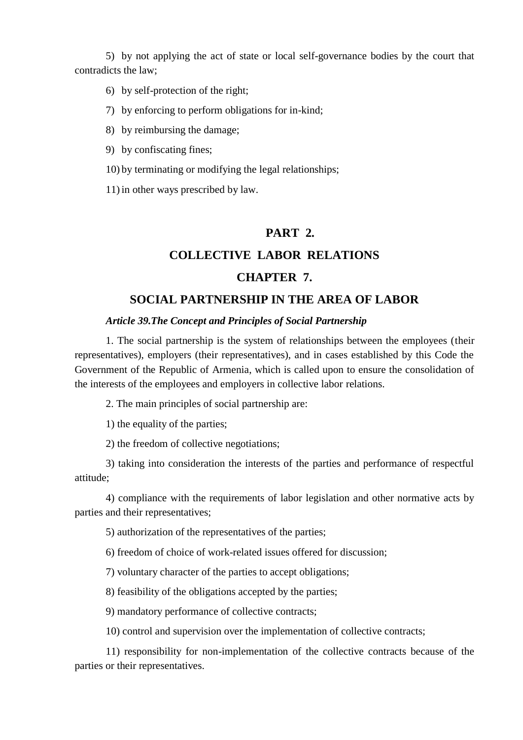5) by not applying the act of state or local self-governance bodies by the court that contradicts the law;

6) by self-protection of the right;

7) by enforcing to perform obligations for in-kind;

8) by reimbursing the damage;

9) by confiscating fines;

10) by terminating or modifying the legal relationships;

11) in other ways prescribed by law.

# PART 2.

# COLLECTIVE LABOR RELATIONS

## CHAPTER 7.

## SOCIAL PARTNERSHIP IN THE AREA OF LABOR

***Article 39.The Concept and Principles of Social Partnership***

1. The social partnership is the system of relationships between the employees (their representatives), employers (their representatives), and in cases established by this Code the Government of the Republic of Armenia, which is called upon to ensure the consolidation of the interests of the employees and employers in collective labor relations.

2. The main principles of social partnership are:

1) the equality of the parties;

2) the freedom of collective negotiations;

3) taking into consideration the interests of the parties and performance of respectful attitude;

4) compliance with the requirements of labor legislation and other normative acts by parties and their representatives;

5) authorization of the representatives of the parties;

6) freedom of choice of work-related issues offered for discussion;

7) voluntary character of the parties to accept obligations;

8) feasibility of the obligations accepted by the parties;

9) mandatory performance of collective contracts;

10) control and supervision over the implementation of collective contracts;

11) responsibility for non-implementation of the collective contracts because of the parties or their representatives.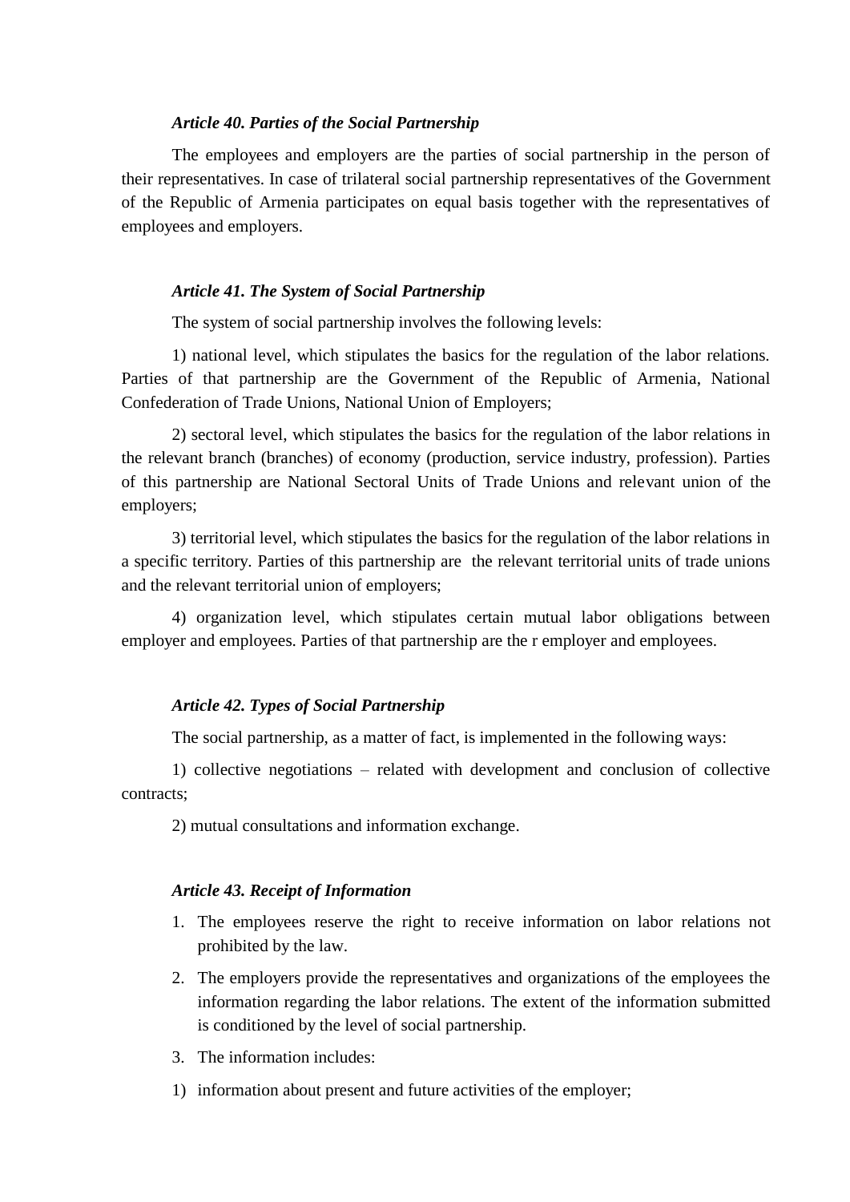***Article 40. Parties of the Social Partnership***

The employees and employers are the parties of social partnership in the person of their representatives. In case of trilateral social partnership representatives of the Government of the Republic of Armenia participates on equal basis together with the representatives of employees and employers.

***Article 41. The System of Social Partnership***

The system of social partnership involves the following levels:

1) national level, which stipulates the basics for the regulation of the labor relations. Parties of that partnership are the Government of the Republic of Armenia, National Confederation of Trade Unions, National Union of Employers;

2) sectoral level, which stipulates the basics for the regulation of the labor relations in the relevant branch (branches) of economy (production, service industry, profession). Parties of this partnership are National Sectoral Units of Trade Unions and relevant union of the employers;

3) territorial level, which stipulates the basics for the regulation of the labor relations in a specific territory. Parties of this partnership are  the relevant territorial units of trade unions and the relevant territorial union of employers;

4) organization level, which stipulates certain mutual labor obligations between employer and employees. Parties of that partnership are the r employer and employees.

***Article 42. Types of Social Partnership***

The social partnership, as a matter of fact, is implemented in the following ways:

1) collective negotiations – related with development and conclusion of collective contracts;

2) mutual consultations and information exchange.

***Article 43. Receipt of Information***

1. The employees reserve the right to receive information on labor relations not prohibited by the law.
2. The employers provide the representatives and organizations of the employees the information regarding the labor relations. The extent of the information submitted is conditioned by the level of social partnership.
3. The information includes:

1) information about present and future activities of the employer;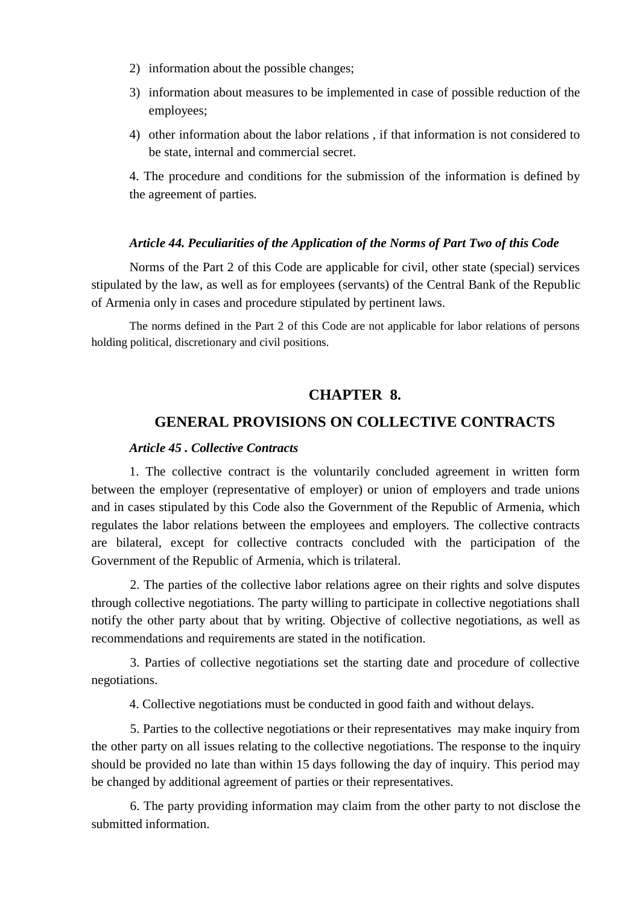2) information about the possible changes;
3) information about measures to be implemented in case of possible reduction of the employees;
4) other information about the labor relations , if that information is not considered to be state, internal and commercial secret.

4. The procedure and conditions for the submission of the information is defined by the agreement of parties.

***Article 44. Peculiarities of the Application of the Norms of Part Two of this Code***

Norms of the Part 2 of this Code are applicable for civil, other state (special) services stipulated by the law, as well as for employees (servants) of the Central Bank of the Republic of Armenia only in cases and procedure stipulated by pertinent laws.

The norms defined in the Part 2 of this Code are not applicable for labor relations of persons holding political, discretionary and civil positions.

## CHAPTER 8.

## GENERAL PROVISIONS ON COLLECTIVE CONTRACTS

***Article 45 . Collective Contracts***

1. The collective contract is the voluntarily concluded agreement in written form between the employer (representative of employer) or union of employers and trade unions and in cases stipulated by this Code also the Government of the Republic of Armenia, which regulates the labor relations between the employees and employers. The collective contracts are bilateral, except for collective contracts concluded with the participation of the Government of the Republic of Armenia, which is trilateral.

2. The parties of the collective labor relations agree on their rights and solve disputes through collective negotiations. The party willing to participate in collective negotiations shall notify the other party about that by writing. Objective of collective negotiations, as well as recommendations and requirements are stated in the notification.

3. Parties of collective negotiations set the starting date and procedure of collective negotiations.

4. Collective negotiations must be conducted in good faith and without delays.

5. Parties to the collective negotiations or their representatives may make inquiry from the other party on all issues relating to the collective negotiations. The response to the inquiry should be provided no late than within 15 days following the day of inquiry. This period may be changed by additional agreement of parties or their representatives.

6. The party providing information may claim from the other party to not disclose the submitted information.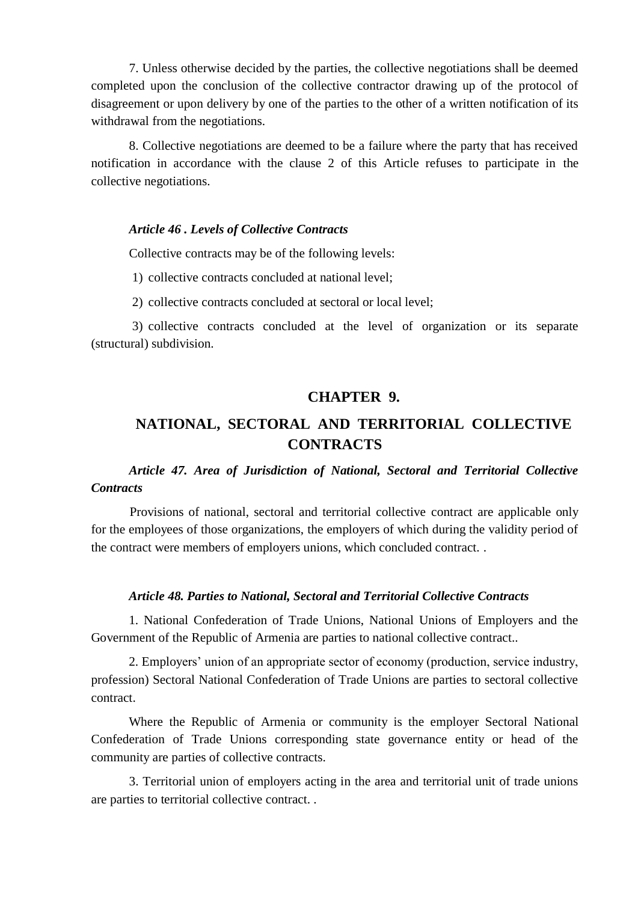7. Unless otherwise decided by the parties, the collective negotiations shall be deemed completed upon the conclusion of the collective contractor drawing up of the protocol of disagreement or upon delivery by one of the parties to the other of a written notification of its withdrawal from the negotiations.

8. Collective negotiations are deemed to be a failure where the party that has received notification in accordance with the clause 2 of this Article refuses to participate in the collective negotiations.

***Article 46 . Levels of Collective Contracts***

Collective contracts may be of the following levels:

1) collective contracts concluded at national level;

2) collective contracts concluded at sectoral or local level;

3) collective contracts concluded at the level of organization or its separate (structural) subdivision.

## CHAPTER 9.

## NATIONAL, SECTORAL AND TERRITORIAL COLLECTIVE CONTRACTS

***Article 47. Area of Jurisdiction of National, Sectoral and Territorial Collective Contracts***

Provisions of national, sectoral and territorial collective contract are applicable only for the employees of those organizations, the employers of which during the validity period of the contract were members of employers unions, which concluded contract. .

***Article 48. Parties to National, Sectoral and Territorial Collective Contracts***

1. National Confederation of Trade Unions, National Unions of Employers and the Government of the Republic of Armenia are parties to national collective contract..

2. Employers' union of an appropriate sector of economy (production, service industry, profession) Sectoral National Confederation of Trade Unions are parties to sectoral collective contract.

Where the Republic of Armenia or community is the employer Sectoral National Confederation of Trade Unions corresponding state governance entity or head of the community are parties of collective contracts.

3. Territorial union of employers acting in the area and territorial unit of trade unions are parties to territorial collective contract. .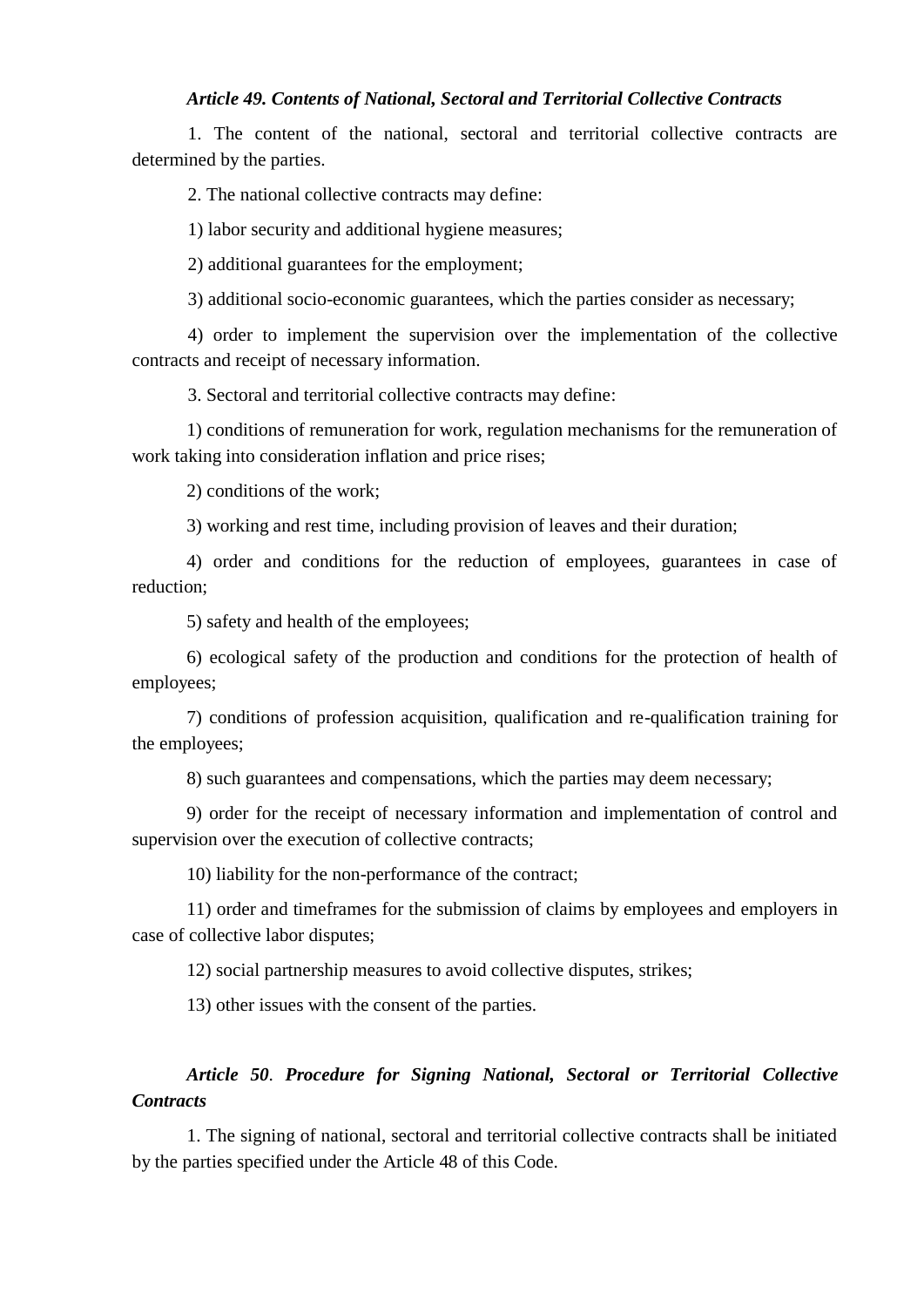***Article 49. Contents of National, Sectoral and Territorial Collective Contracts***

1. The content of the national, sectoral and territorial collective contracts are determined by the parties.

2. The national collective contracts may define:

1) labor security and additional hygiene measures;

2) additional guarantees for the employment;

3) additional socio-economic guarantees, which the parties consider as necessary;

4) order to implement the supervision over the implementation of the collective contracts and receipt of necessary information.

3. Sectoral and territorial collective contracts may define:

1) conditions of remuneration for work, regulation mechanisms for the remuneration of work taking into consideration inflation and price rises;

2) conditions of the work;

3) working and rest time, including provision of leaves and their duration;

4) order and conditions for the reduction of employees, guarantees in case of reduction;

5) safety and health of the employees;

6) ecological safety of the production and conditions for the protection of health of employees;

7) conditions of profession acquisition, qualification and re-qualification training for the employees;

8) such guarantees and compensations, which the parties may deem necessary;

9) order for the receipt of necessary information and implementation of control and supervision over the execution of collective contracts;

10) liability for the non-performance of the contract;

11) order and timeframes for the submission of claims by employees and employers in case of collective labor disputes;

12) social partnership measures to avoid collective disputes, strikes;

13) other issues with the consent of the parties.

***Article 50*. *Procedure for Signing National, Sectoral or Territorial Collective Contracts***

1. The signing of national, sectoral and territorial collective contracts shall be initiated by the parties specified under the Article 48 of this Code.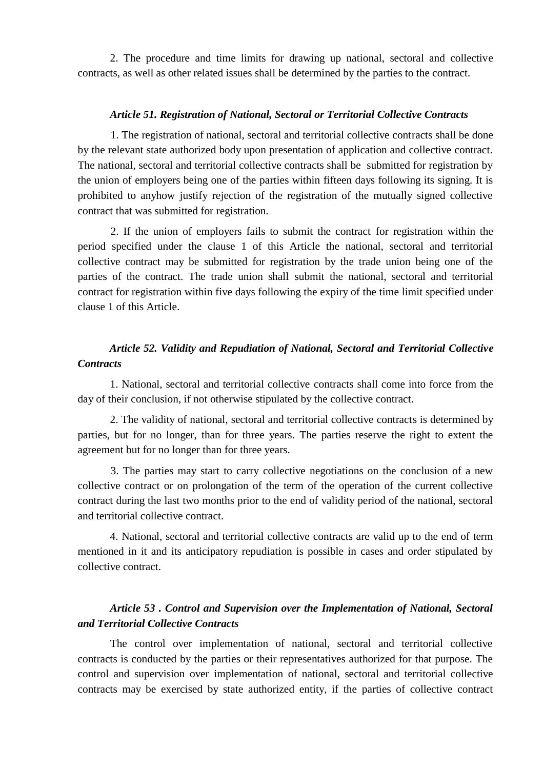2. The procedure and time limits for drawing up national, sectoral and collective contracts, as well as other related issues shall be determined by the parties to the contract.

### *Article 51. Registration of National, Sectoral or Territorial Collective Contracts*

1. The registration of national, sectoral and territorial collective contracts shall be done by the relevant state authorized body upon presentation of application and collective contract. The national, sectoral and territorial collective contracts shall be submitted for registration by the union of employers being one of the parties within fifteen days following its signing. It is prohibited to anyhow justify rejection of the registration of the mutually signed collective contract that was submitted for registration.

2. If the union of employers fails to submit the contract for registration within the period specified under the clause 1 of this Article the national, sectoral and territorial collective contract may be submitted for registration by the trade union being one of the parties of the contract. The trade union shall submit the national, sectoral and territorial contract for registration within five days following the expiry of the time limit specified under clause 1 of this Article.

### *Article 52. Validity and Repudiation of National, Sectoral and Territorial Collective Contracts*

1. National, sectoral and territorial collective contracts shall come into force from the day of their conclusion, if not otherwise stipulated by the collective contract.

2. The validity of national, sectoral and territorial collective contracts is determined by parties, but for no longer, than for three years. The parties reserve the right to extent the agreement but for no longer than for three years.

3. The parties may start to carry collective negotiations on the conclusion of a new collective contract or on prolongation of the term of the operation of the current collective contract during the last two months prior to the end of validity period of the national, sectoral and territorial collective contract.

4. National, sectoral and territorial collective contracts are valid up to the end of term mentioned in it and its anticipatory repudiation is possible in cases and order stipulated by collective contract.

### *Article 53 . Control and Supervision over the Implementation of National, Sectoral and Territorial Collective Contracts*

The control over implementation of national, sectoral and territorial collective contracts is conducted by the parties or their representatives authorized for that purpose. The control and supervision over implementation of national, sectoral and territorial collective contracts may be exercised by state authorized entity, if the parties of collective contract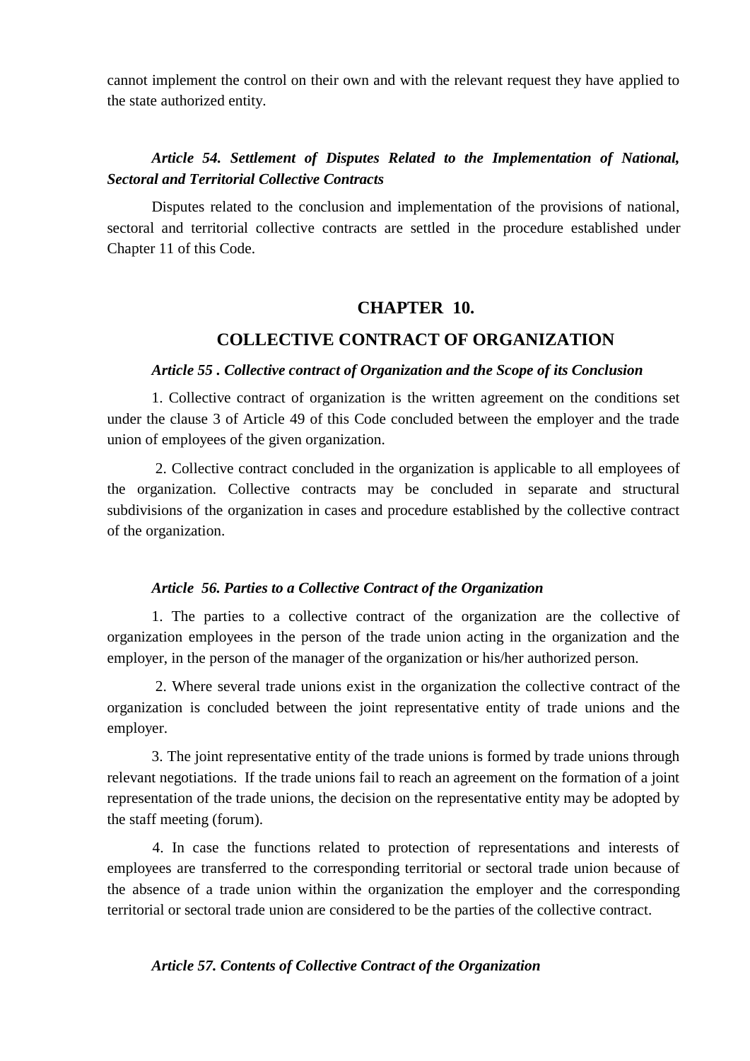cannot implement the control on their own and with the relevant request they have applied to the state authorized entity.

***Article 54. Settlement of Disputes Related to the Implementation of National, Sectoral and Territorial Collective Contracts***

Disputes related to the conclusion and implementation of the provisions of national, sectoral and territorial collective contracts are settled in the procedure established under Chapter 11 of this Code.

## CHAPTER 10.

## COLLECTIVE CONTRACT OF ORGANIZATION

***Article 55 . Collective contract of Organization and the Scope of its Conclusion***

1. Collective contract of organization is the written agreement on the conditions set under the clause 3 of Article 49 of this Code concluded between the employer and the trade union of employees of the given organization.

2. Collective contract concluded in the organization is applicable to all employees of the organization. Collective contracts may be concluded in separate and structural subdivisions of the organization in cases and procedure established by the collective contract of the organization.

***Article 56. Parties to a Collective Contract of the Organization***

1. The parties to a collective contract of the organization are the collective of organization employees in the person of the trade union acting in the organization and the employer, in the person of the manager of the organization or his/her authorized person.

2. Where several trade unions exist in the organization the collective contract of the organization is concluded between the joint representative entity of trade unions and the employer.

3. The joint representative entity of the trade unions is formed by trade unions through relevant negotiations. If the trade unions fail to reach an agreement on the formation of a joint representation of the trade unions, the decision on the representative entity may be adopted by the staff meeting (forum).

4. In case the functions related to protection of representations and interests of employees are transferred to the corresponding territorial or sectoral trade union because of the absence of a trade union within the organization the employer and the corresponding territorial or sectoral trade union are considered to be the parties of the collective contract.

***Article 57. Contents of Collective Contract of the Organization***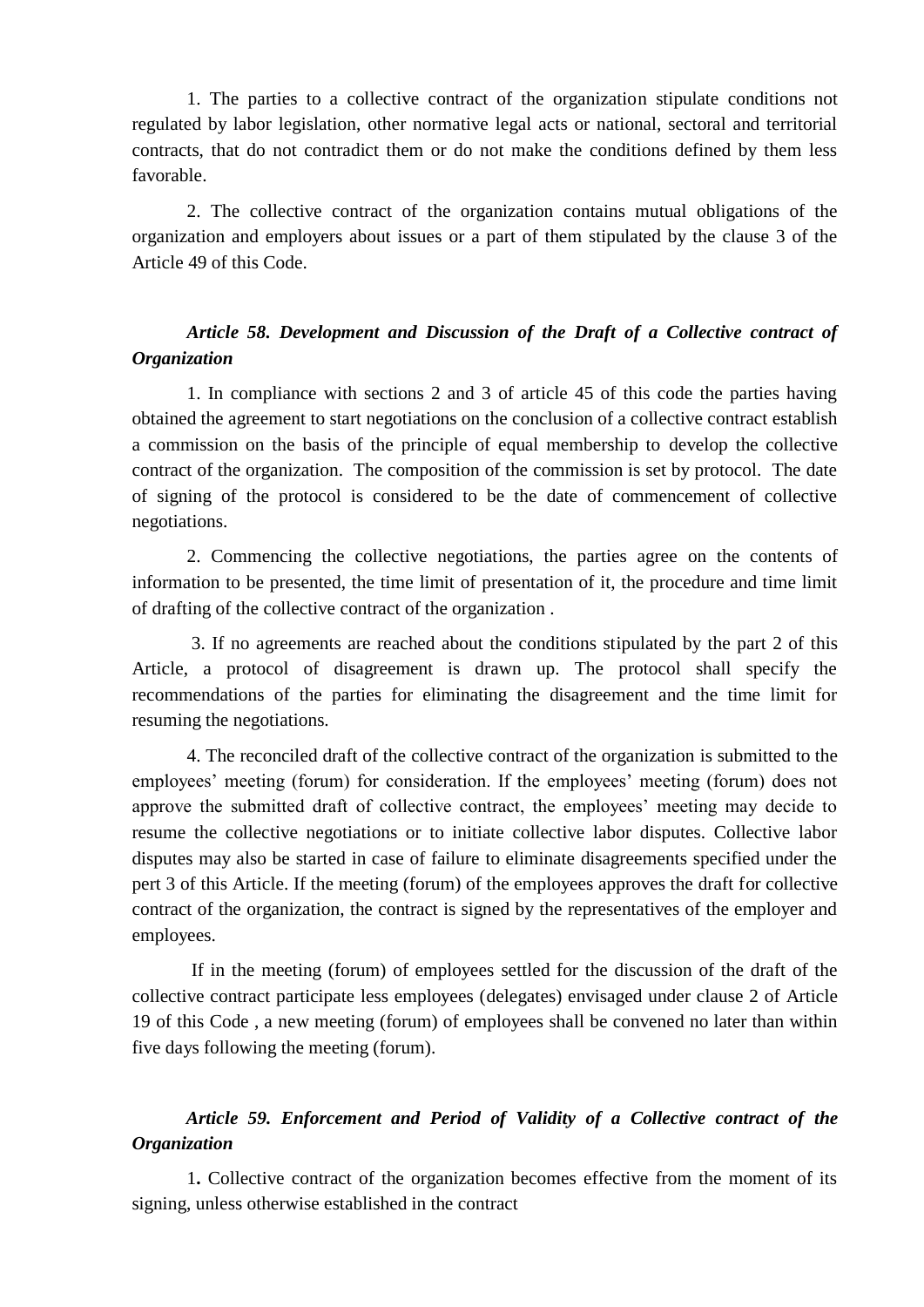1. The parties to a collective contract of the organization stipulate conditions not regulated by labor legislation, other normative legal acts or national, sectoral and territorial contracts, that do not contradict them or do not make the conditions defined by them less favorable.

2. The collective contract of the organization contains mutual obligations of the organization and employers about issues or a part of them stipulated by the clause 3 of the Article 49 of this Code.

### *Article 58. Development and Discussion of the Draft of a Collective contract of Organization*

1. In compliance with sections 2 and 3 of article 45 of this code the parties having obtained the agreement to start negotiations on the conclusion of a collective contract establish a commission on the basis of the principle of equal membership to develop the collective contract of the organization. The composition of the commission is set by protocol. The date of signing of the protocol is considered to be the date of commencement of collective negotiations.

2. Commencing the collective negotiations, the parties agree on the contents of information to be presented, the time limit of presentation of it, the procedure and time limit of drafting of the collective contract of the organization .

3. If no agreements are reached about the conditions stipulated by the part 2 of this Article, a protocol of disagreement is drawn up. The protocol shall specify the recommendations of the parties for eliminating the disagreement and the time limit for resuming the negotiations.

4. The reconciled draft of the collective contract of the organization is submitted to the employees' meeting (forum) for consideration. If the employees' meeting (forum) does not approve the submitted draft of collective contract, the employees' meeting may decide to resume the collective negotiations or to initiate collective labor disputes. Collective labor disputes may also be started in case of failure to eliminate disagreements specified under the pert 3 of this Article. If the meeting (forum) of the employees approves the draft for collective contract of the organization, the contract is signed by the representatives of the employer and employees.

If in the meeting (forum) of employees settled for the discussion of the draft of the collective contract participate less employees (delegates) envisaged under clause 2 of Article 19 of this Code , a new meeting (forum) of employees shall be convened no later than within five days following the meeting (forum).

### *Article 59. Enforcement and Period of Validity of a Collective contract of the Organization*

1**.** Collective contract of the organization becomes effective from the moment of its signing, unless otherwise established in the contract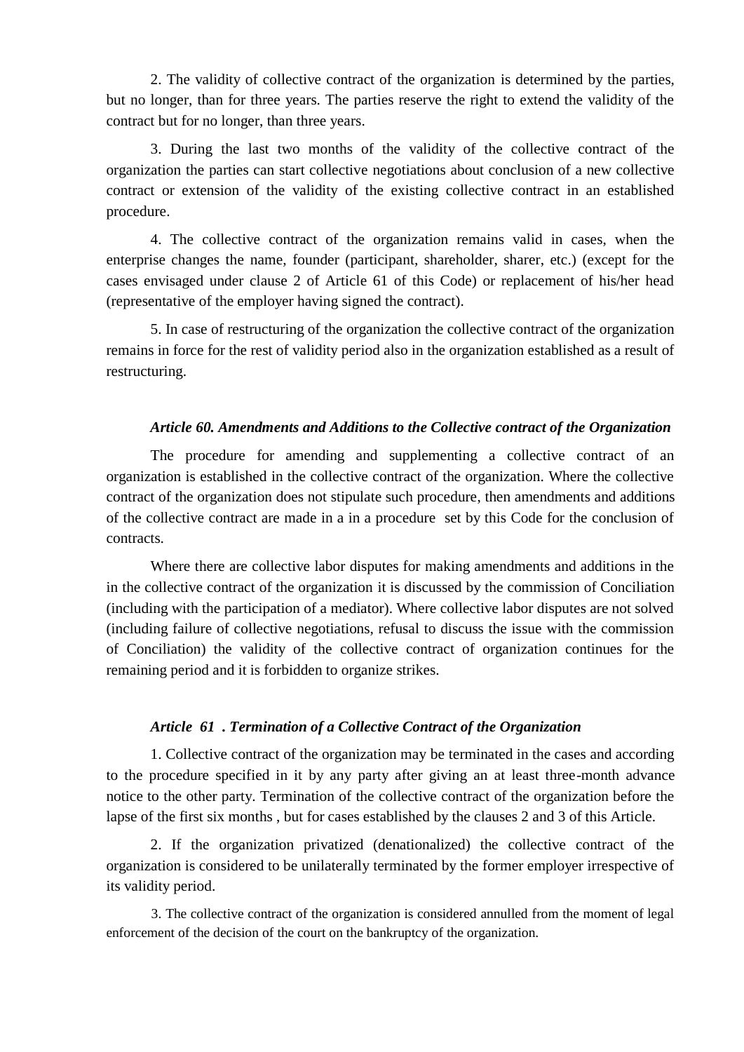2. The validity of collective contract of the organization is determined by the parties, but no longer, than for three years. The parties reserve the right to extend the validity of the contract but for no longer, than three years.

3. During the last two months of the validity of the collective contract of the organization the parties can start collective negotiations about conclusion of a new collective contract or extension of the validity of the existing collective contract in an established procedure.

4. The collective contract of the organization remains valid in cases, when the enterprise changes the name, founder (participant, shareholder, sharer, etc.) (except for the cases envisaged under clause 2 of Article 61 of this Code) or replacement of his/her head (representative of the employer having signed the contract).

5. In case of restructuring of the organization the collective contract of the organization remains in force for the rest of validity period also in the organization established as a result of restructuring.

### *Article 60. Amendments and Additions to the Collective contract of the Organization*

The procedure for amending and supplementing a collective contract of an organization is established in the collective contract of the organization. Where the collective contract of the organization does not stipulate such procedure, then amendments and additions of the collective contract are made in a in a procedure set by this Code for the conclusion of contracts.

Where there are collective labor disputes for making amendments and additions in the in the collective contract of the organization it is discussed by the commission of Conciliation (including with the participation of a mediator). Where collective labor disputes are not solved (including failure of collective negotiations, refusal to discuss the issue with the commission of Conciliation) the validity of the collective contract of organization continues for the remaining period and it is forbidden to organize strikes.

### *Article 61 . Termination of a Collective Contract of the Organization*

1. Collective contract of the organization may be terminated in the cases and according to the procedure specified in it by any party after giving an at least three-month advance notice to the other party. Termination of the collective contract of the organization before the lapse of the first six months , but for cases established by the clauses 2 and 3 of this Article.

2. If the organization privatized (denationalized) the collective contract of the organization is considered to be unilaterally terminated by the former employer irrespective of its validity period.

3. The collective contract of the organization is considered annulled from the moment of legal enforcement of the decision of the court on the bankruptcy of the organization.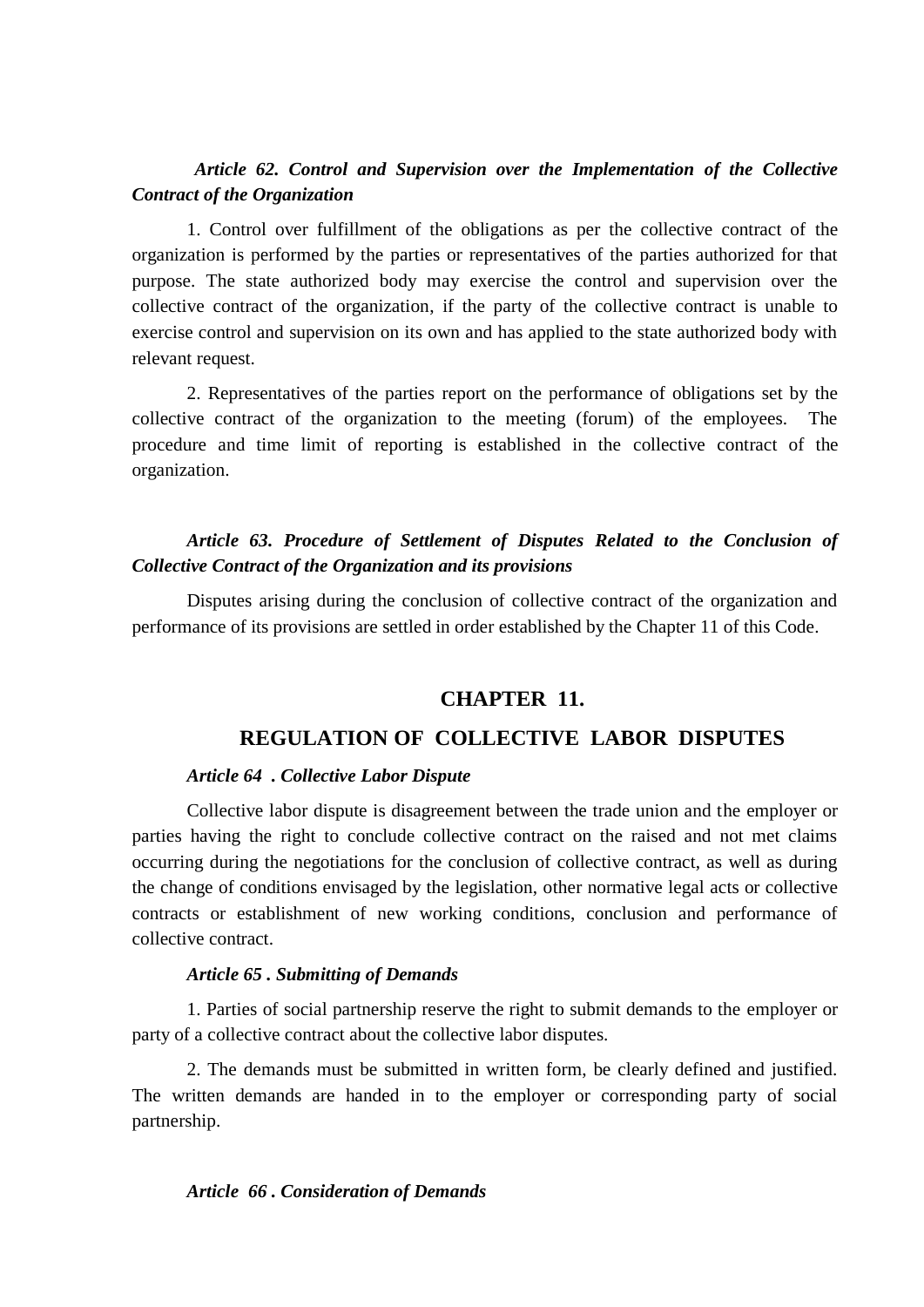***Article 62. Control and Supervision over the Implementation of the Collective Contract of the Organization***

1. Control over fulfillment of the obligations as per the collective contract of the organization is performed by the parties or representatives of the parties authorized for that purpose. The state authorized body may exercise the control and supervision over the collective contract of the organization, if the party of the collective contract is unable to exercise control and supervision on its own and has applied to the state authorized body with relevant request.

2. Representatives of the parties report on the performance of obligations set by the collective contract of the organization to the meeting (forum) of the employees. The procedure and time limit of reporting is established in the collective contract of the organization.

***Article 63. Procedure of Settlement of Disputes Related to the Conclusion of Collective Contract of the Organization and its provisions***

Disputes arising during the conclusion of collective contract of the organization and performance of its provisions are settled in order established by the Chapter 11 of this Code.

## CHAPTER 11.

## REGULATION OF COLLECTIVE LABOR DISPUTES

***Article 64 . Collective Labor Dispute***

Collective labor dispute is disagreement between the trade union and the employer or parties having the right to conclude collective contract on the raised and not met claims occurring during the negotiations for the conclusion of collective contract, as well as during the change of conditions envisaged by the legislation, other normative legal acts or collective contracts or establishment of new working conditions, conclusion and performance of collective contract.

***Article 65 . Submitting of Demands***

1. Parties of social partnership reserve the right to submit demands to the employer or party of a collective contract about the collective labor disputes.

2. The demands must be submitted in written form, be clearly defined and justified. The written demands are handed in to the employer or corresponding party of social partnership.

***Article 66 . Consideration of Demands***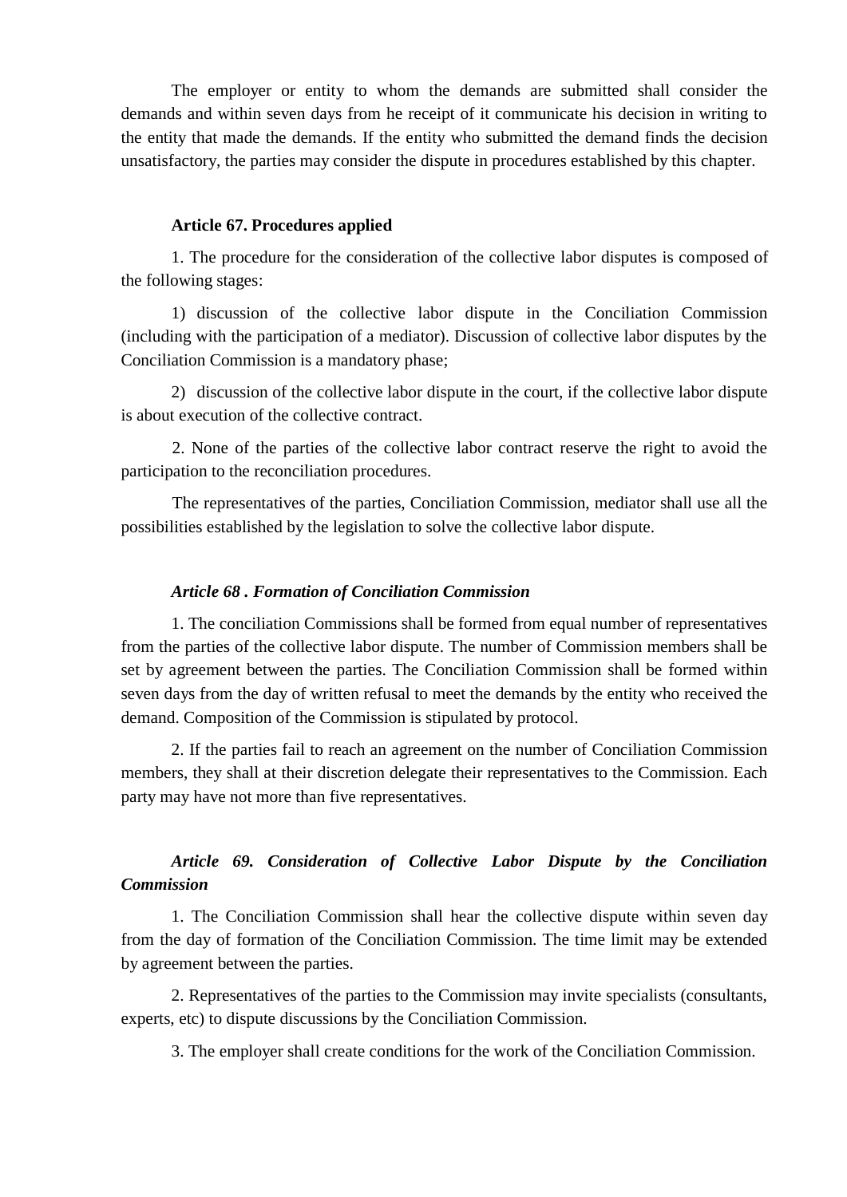The employer or entity to whom the demands are submitted shall consider the demands and within seven days from he receipt of it communicate his decision in writing to the entity that made the demands. If the entity who submitted the demand finds the decision unsatisfactory, the parties may consider the dispute in procedures established by this chapter.

**Article 67. Procedures applied**

1. The procedure for the consideration of the collective labor disputes is composed of the following stages:

1) discussion of the collective labor dispute in the Conciliation Commission (including with the participation of a mediator). Discussion of collective labor disputes by the Conciliation Commission is a mandatory phase;

2) discussion of the collective labor dispute in the court, if the collective labor dispute is about execution of the collective contract.

2. None of the parties of the collective labor contract reserve the right to avoid the participation to the reconciliation procedures.

The representatives of the parties, Conciliation Commission, mediator shall use all the possibilities established by the legislation to solve the collective labor dispute.

***Article 68 . Formation of Conciliation Commission***

1. The conciliation Commissions shall be formed from equal number of representatives from the parties of the collective labor dispute. The number of Commission members shall be set by agreement between the parties. The Conciliation Commission shall be formed within seven days from the day of written refusal to meet the demands by the entity who received the demand. Composition of the Commission is stipulated by protocol.

2. If the parties fail to reach an agreement on the number of Conciliation Commission members, they shall at their discretion delegate their representatives to the Commission. Each party may have not more than five representatives.

***Article 69. Consideration of Collective Labor Dispute by the Conciliation Commission***

1. The Conciliation Commission shall hear the collective dispute within seven day from the day of formation of the Conciliation Commission. The time limit may be extended by agreement between the parties.

2. Representatives of the parties to the Commission may invite specialists (consultants, experts, etc) to dispute discussions by the Conciliation Commission.

3. The employer shall create conditions for the work of the Conciliation Commission.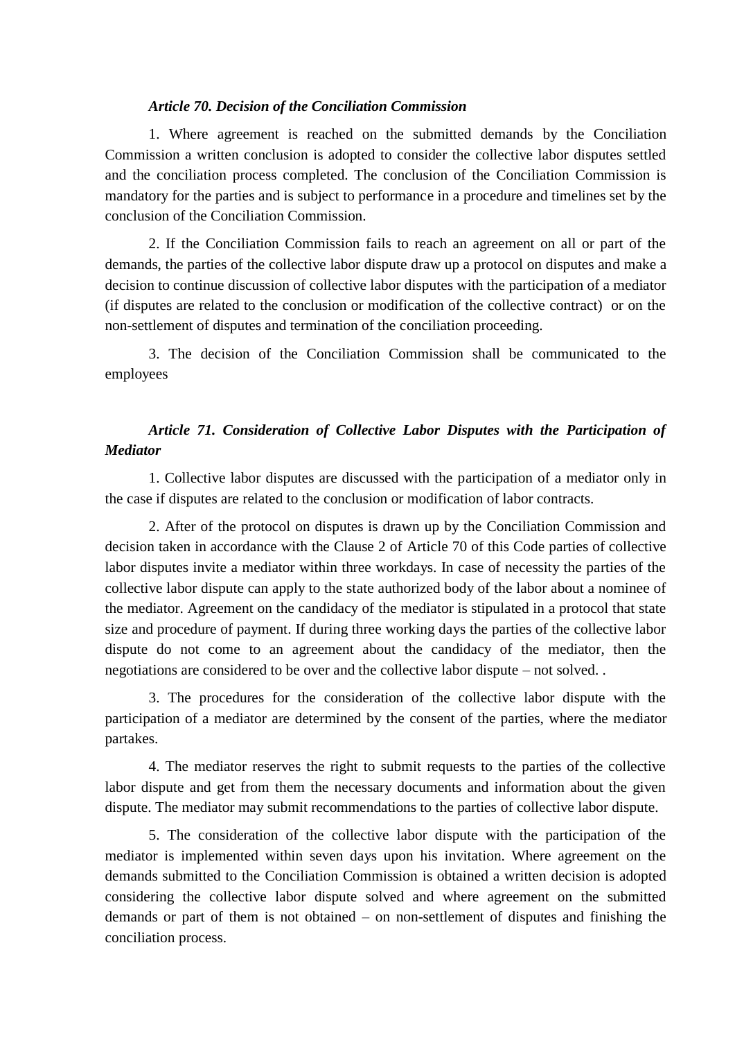***Article 70. Decision of the Conciliation Commission***

1. Where agreement is reached on the submitted demands by the Conciliation Commission a written conclusion is adopted to consider the collective labor disputes settled and the conciliation process completed. The conclusion of the Conciliation Commission is mandatory for the parties and is subject to performance in a procedure and timelines set by the conclusion of the Conciliation Commission.

2. If the Conciliation Commission fails to reach an agreement on all or part of the demands, the parties of the collective labor dispute draw up a protocol on disputes and make a decision to continue discussion of collective labor disputes with the participation of a mediator (if disputes are related to the conclusion or modification of the collective contract) or on the non-settlement of disputes and termination of the conciliation proceeding.

3. The decision of the Conciliation Commission shall be communicated to the employees

***Article 71. Consideration of Collective Labor Disputes with the Participation of Mediator***

1. Collective labor disputes are discussed with the participation of a mediator only in the case if disputes are related to the conclusion or modification of labor contracts.

2. After of the protocol on disputes is drawn up by the Conciliation Commission and decision taken in accordance with the Clause 2 of Article 70 of this Code parties of collective labor disputes invite a mediator within three workdays. In case of necessity the parties of the collective labor dispute can apply to the state authorized body of the labor about a nominee of the mediator. Agreement on the candidacy of the mediator is stipulated in a protocol that state size and procedure of payment. If during three working days the parties of the collective labor dispute do not come to an agreement about the candidacy of the mediator, then the negotiations are considered to be over and the collective labor dispute – not solved. .

3. The procedures for the consideration of the collective labor dispute with the participation of a mediator are determined by the consent of the parties, where the mediator partakes.

4. The mediator reserves the right to submit requests to the parties of the collective labor dispute and get from them the necessary documents and information about the given dispute. The mediator may submit recommendations to the parties of collective labor dispute.

5. The consideration of the collective labor dispute with the participation of the mediator is implemented within seven days upon his invitation. Where agreement on the demands submitted to the Conciliation Commission is obtained a written decision is adopted considering the collective labor dispute solved and where agreement on the submitted demands or part of them is not obtained – on non-settlement of disputes and finishing the conciliation process.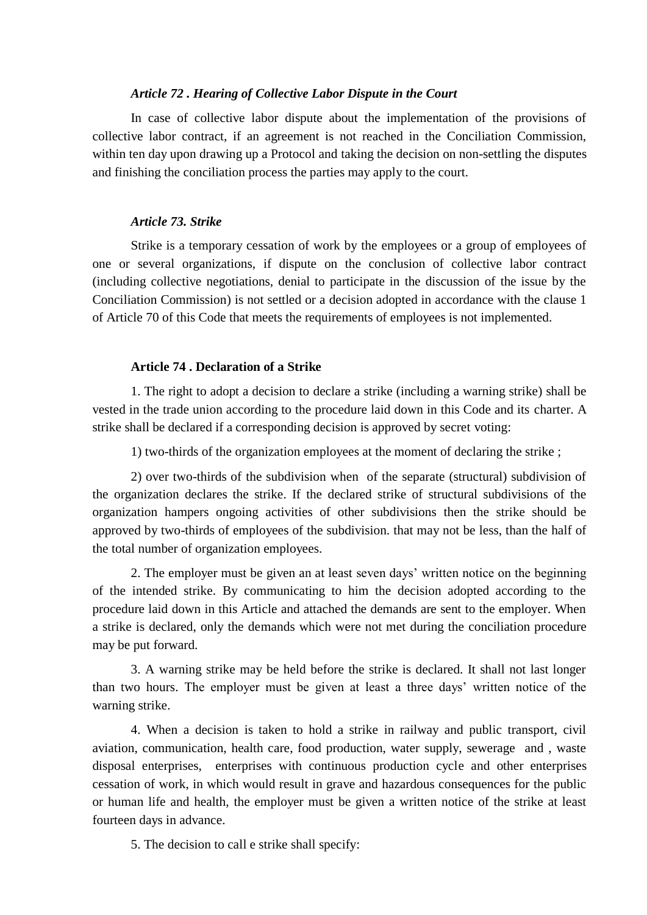### *Article 72 . Hearing of Collective Labor Dispute in the Court*

In case of collective labor dispute about the implementation of the provisions of collective labor contract, if an agreement is not reached in the Conciliation Commission, within ten day upon drawing up a Protocol and taking the decision on non-settling the disputes and finishing the conciliation process the parties may apply to the court.

### *Article 73. Strike*

Strike is a temporary cessation of work by the employees or a group of employees of one or several organizations, if dispute on the conclusion of collective labor contract (including collective negotiations, denial to participate in the discussion of the issue by the Conciliation Commission) is not settled or a decision adopted in accordance with the clause 1 of Article 70 of this Code that meets the requirements of employees is not implemented.

### Article 74 . Declaration of a Strike

1. The right to adopt a decision to declare a strike (including a warning strike) shall be vested in the trade union according to the procedure laid down in this Code and its charter. A strike shall be declared if a corresponding decision is approved by secret voting:

1) two-thirds of the organization employees at the moment of declaring the strike ;

2) over two-thirds of the subdivision when of the separate (structural) subdivision of the organization declares the strike. If the declared strike of structural subdivisions of the organization hampers ongoing activities of other subdivisions then the strike should be approved by two-thirds of employees of the subdivision. that may not be less, than the half of the total number of organization employees.

2. The employer must be given an at least seven days' written notice on the beginning of the intended strike. By communicating to him the decision adopted according to the procedure laid down in this Article and attached the demands are sent to the employer. When a strike is declared, only the demands which were not met during the conciliation procedure may be put forward.

3. A warning strike may be held before the strike is declared. It shall not last longer than two hours. The employer must be given at least a three days' written notice of the warning strike.

4. When a decision is taken to hold a strike in railway and public transport, civil aviation, communication, health care, food production, water supply, sewerage and , waste disposal enterprises, enterprises with continuous production cycle and other enterprises cessation of work, in which would result in grave and hazardous consequences for the public or human life and health, the employer must be given a written notice of the strike at least fourteen days in advance.

5. The decision to call e strike shall specify: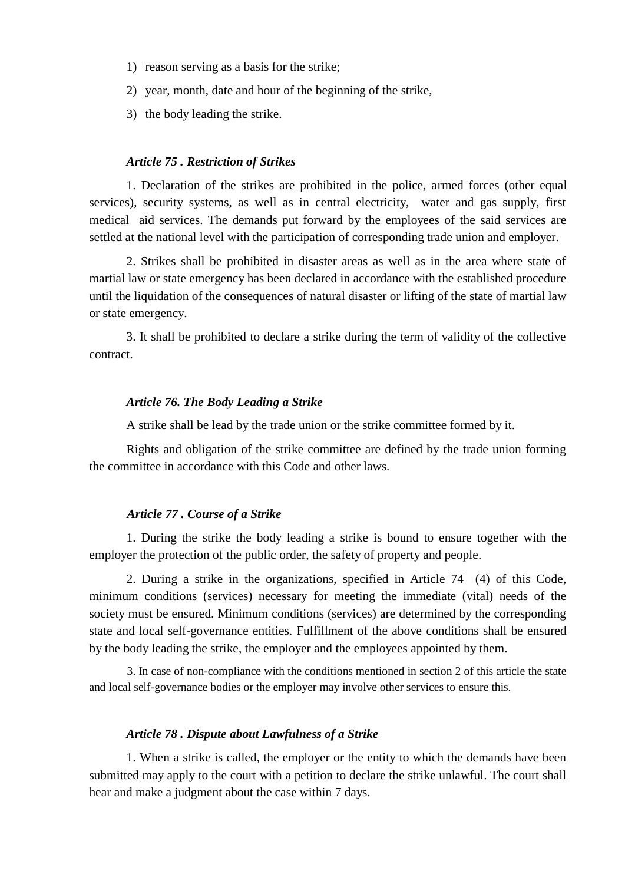1) reason serving as a basis for the strike;
2) year, month, date and hour of the beginning of the strike,
3) the body leading the strike.

***Article 75 . Restriction of Strikes***

1. Declaration of the strikes are prohibited in the police, armed forces (other equal services), security systems, as well as in central electricity, water and gas supply, first medical aid services. The demands put forward by the employees of the said services are settled at the national level with the participation of corresponding trade union and employer.

2. Strikes shall be prohibited in disaster areas as well as in the area where state of martial law or state emergency has been declared in accordance with the established procedure until the liquidation of the consequences of natural disaster or lifting of the state of martial law or state emergency.

3. It shall be prohibited to declare a strike during the term of validity of the collective contract.

***Article 76. The Body Leading a Strike***

A strike shall be lead by the trade union or the strike committee formed by it.

Rights and obligation of the strike committee are defined by the trade union forming the committee in accordance with this Code and other laws.

***Article 77 . Course of a Strike***

1. During the strike the body leading a strike is bound to ensure together with the employer the protection of the public order, the safety of property and people.

2. During a strike in the organizations, specified in Article 74 (4) of this Code, minimum conditions (services) necessary for meeting the immediate (vital) needs of the society must be ensured. Minimum conditions (services) are determined by the corresponding state and local self-governance entities. Fulfillment of the above conditions shall be ensured by the body leading the strike, the employer and the employees appointed by them.

3. In case of non-compliance with the conditions mentioned in section 2 of this article the state and local self-governance bodies or the employer may involve other services to ensure this.

***Article 78 . Dispute about Lawfulness of a Strike***

1. When a strike is called, the employer or the entity to which the demands have been submitted may apply to the court with a petition to declare the strike unlawful. The court shall hear and make a judgment about the case within 7 days.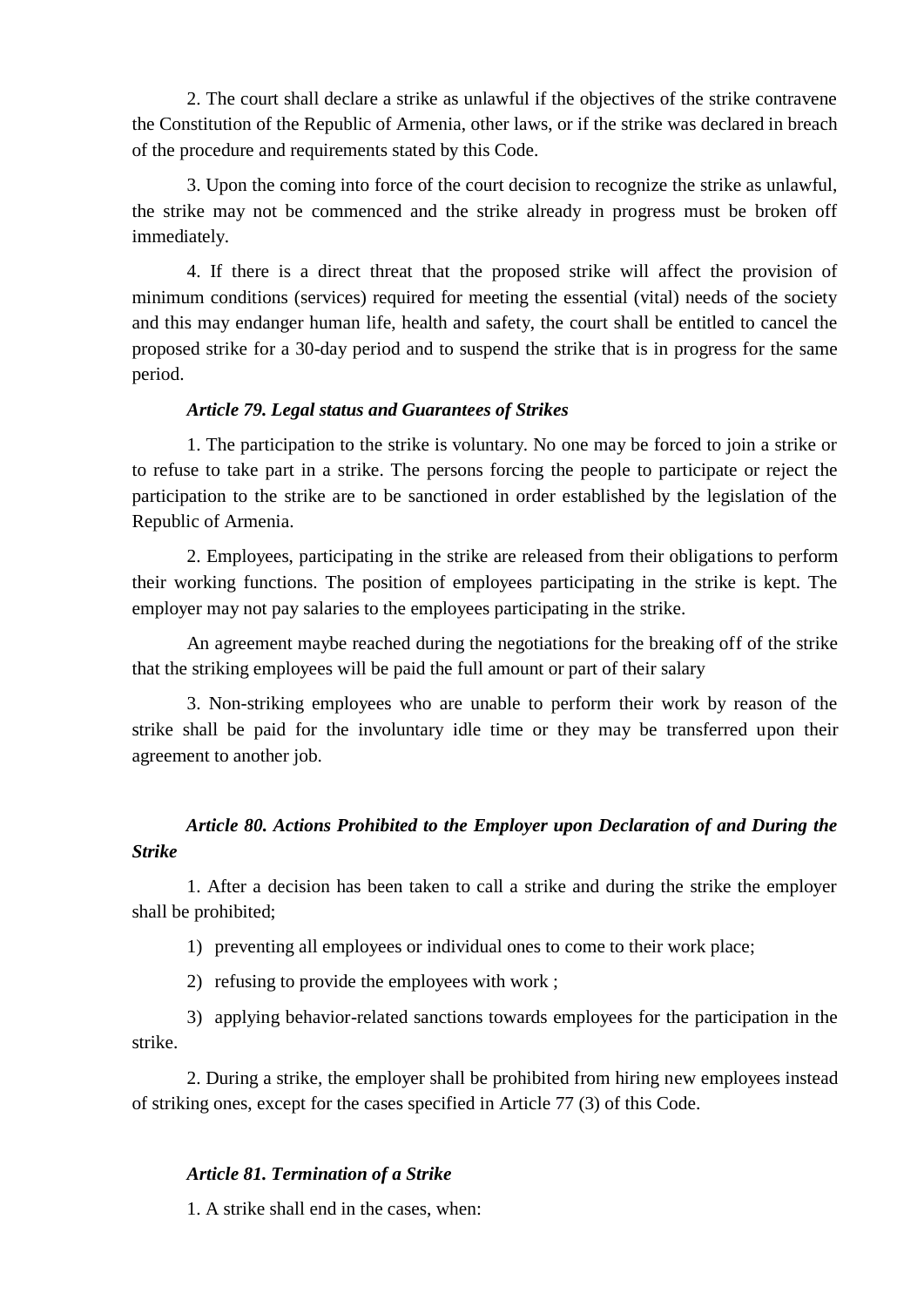2. The court shall declare a strike as unlawful if the objectives of the strike contravene the Constitution of the Republic of Armenia, other laws, or if the strike was declared in breach of the procedure and requirements stated by this Code.

3. Upon the coming into force of the court decision to recognize the strike as unlawful, the strike may not be commenced and the strike already in progress must be broken off immediately.

4. If there is a direct threat that the proposed strike will affect the provision of minimum conditions (services) required for meeting the essential (vital) needs of the society and this may endanger human life, health and safety, the court shall be entitled to cancel the proposed strike for a 30-day period and to suspend the strike that is in progress for the same period.

***Article 79. Legal status and Guarantees of Strikes***

1. The participation to the strike is voluntary. No one may be forced to join a strike or to refuse to take part in a strike. The persons forcing the people to participate or reject the participation to the strike are to be sanctioned in order established by the legislation of the Republic of Armenia.

2. Employees, participating in the strike are released from their obligations to perform their working functions. The position of employees participating in the strike is kept. The employer may not pay salaries to the employees participating in the strike.

An agreement maybe reached during the negotiations for the breaking off of the strike that the striking employees will be paid the full amount or part of their salary

3. Non-striking employees who are unable to perform their work by reason of the strike shall be paid for the involuntary idle time or they may be transferred upon their agreement to another job.

***Article 80. Actions Prohibited to the Employer upon Declaration of and During the Strike***

1. After a decision has been taken to call a strike and during the strike the employer shall be prohibited;

1) preventing all employees or individual ones to come to their work place;

2) refusing to provide the employees with work ;

3) applying behavior-related sanctions towards employees for the participation in the strike.

2. During a strike, the employer shall be prohibited from hiring new employees instead of striking ones, except for the cases specified in Article 77 (3) of this Code.

***Article 81. Termination of a Strike***

1. A strike shall end in the cases, when: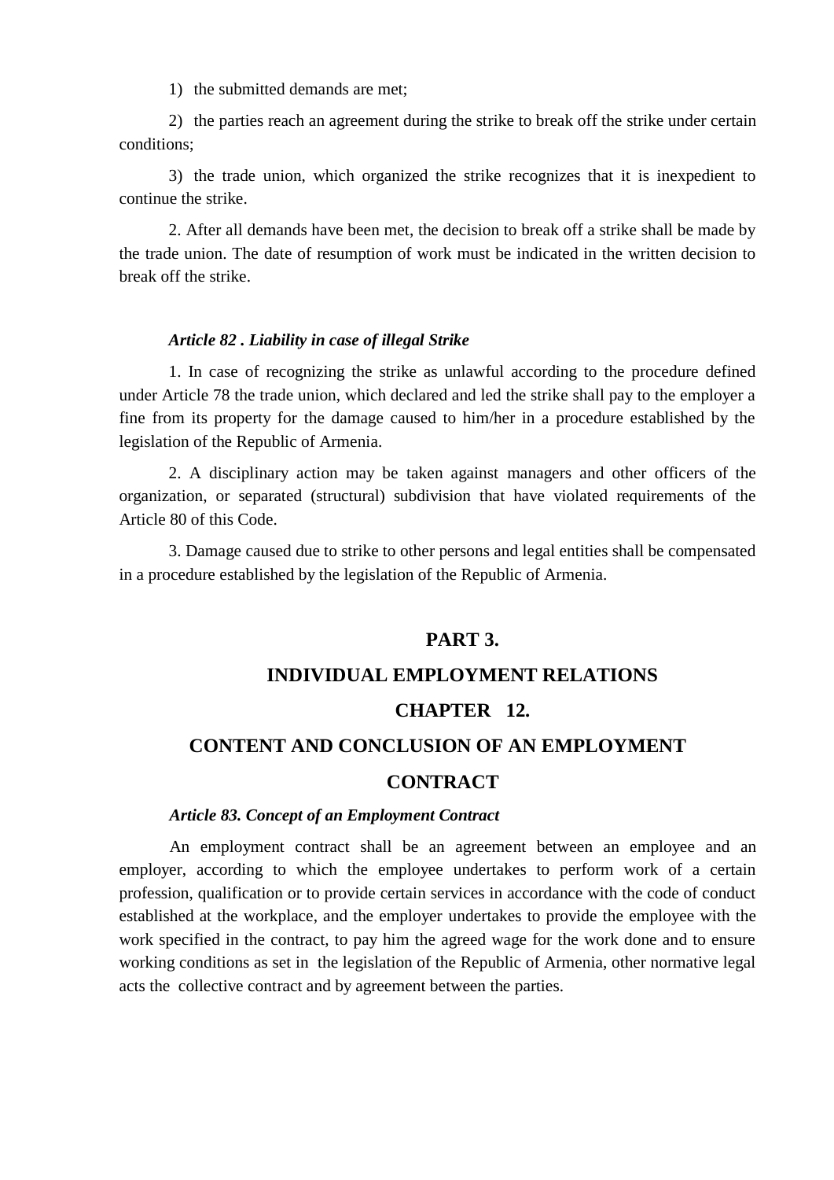1) the submitted demands are met;

2) the parties reach an agreement during the strike to break off the strike under certain conditions;

3) the trade union, which organized the strike recognizes that it is inexpedient to continue the strike.

2. After all demands have been met, the decision to break off a strike shall be made by the trade union. The date of resumption of work must be indicated in the written decision to break off the strike.

***Article 82 . Liability in case of illegal Strike***

1. In case of recognizing the strike as unlawful according to the procedure defined under Article 78 the trade union, which declared and led the strike shall pay to the employer a fine from its property for the damage caused to him/her in a procedure established by the legislation of the Republic of Armenia.

2. A disciplinary action may be taken against managers and other officers of the organization, or separated (structural) subdivision that have violated requirements of the Article 80 of this Code.

3. Damage caused due to strike to other persons and legal entities shall be compensated in a procedure established by the legislation of the Republic of Armenia.

# PART 3.

# INDIVIDUAL EMPLOYMENT RELATIONS

## CHAPTER 12.

## CONTENT AND CONCLUSION OF AN EMPLOYMENT CONTRACT

***Article 83. Concept of an Employment Contract***

An employment contract shall be an agreement between an employee and an employer, according to which the employee undertakes to perform work of a certain profession, qualification or to provide certain services in accordance with the code of conduct established at the workplace, and the employer undertakes to provide the employee with the work specified in the contract, to pay him the agreed wage for the work done and to ensure working conditions as set in the legislation of the Republic of Armenia, other normative legal acts the collective contract and by agreement between the parties.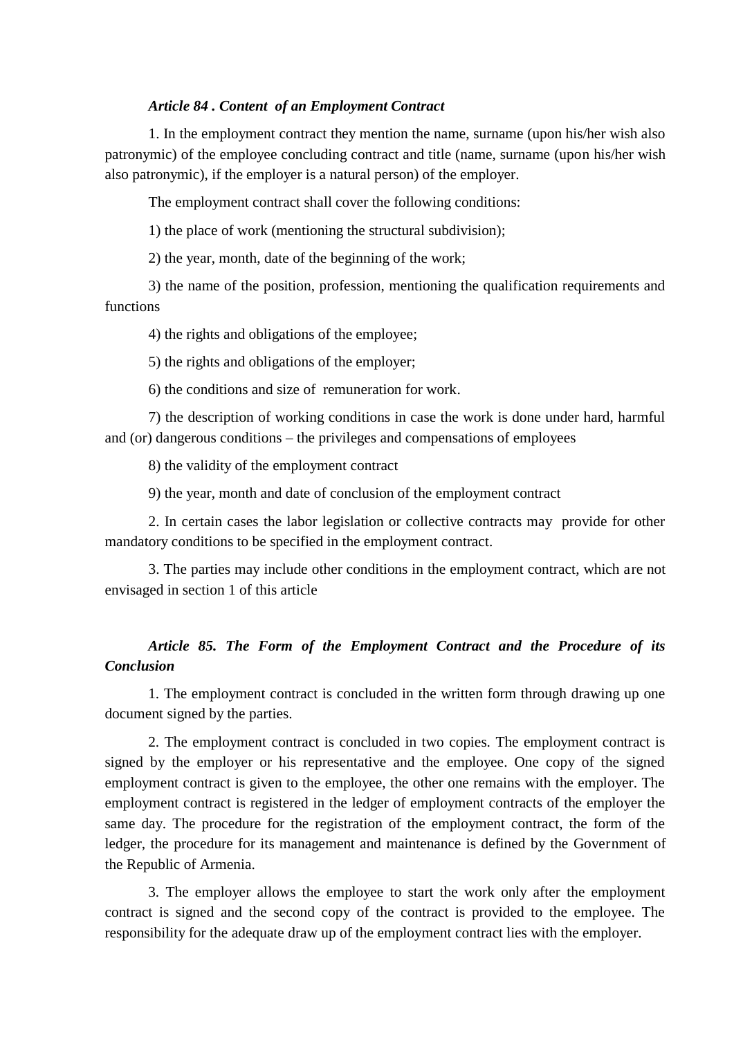### *Article 84 . Content of an Employment Contract*

1. In the employment contract they mention the name, surname (upon his/her wish also patronymic) of the employee concluding contract and title (name, surname (upon his/her wish also patronymic), if the employer is a natural person) of the employer.

The employment contract shall cover the following conditions:

1) the place of work (mentioning the structural subdivision);

2) the year, month, date of the beginning of the work;

3) the name of the position, profession, mentioning the qualification requirements and functions

4) the rights and obligations of the employee;

5) the rights and obligations of the employer;

6) the conditions and size of remuneration for work.

7) the description of working conditions in case the work is done under hard, harmful and (or) dangerous conditions – the privileges and compensations of employees

8) the validity of the employment contract

9) the year, month and date of conclusion of the employment contract

2. In certain cases the labor legislation or collective contracts may provide for other mandatory conditions to be specified in the employment contract.

3. The parties may include other conditions in the employment contract, which are not envisaged in section 1 of this article

### *Article 85. The Form of the Employment Contract and the Procedure of its Conclusion*

1. The employment contract is concluded in the written form through drawing up one document signed by the parties.

2. The employment contract is concluded in two copies. The employment contract is signed by the employer or his representative and the employee. One copy of the signed employment contract is given to the employee, the other one remains with the employer. The employment contract is registered in the ledger of employment contracts of the employer the same day. The procedure for the registration of the employment contract, the form of the ledger, the procedure for its management and maintenance is defined by the Government of the Republic of Armenia.

3. The employer allows the employee to start the work only after the employment contract is signed and the second copy of the contract is provided to the employee. The responsibility for the adequate draw up of the employment contract lies with the employer.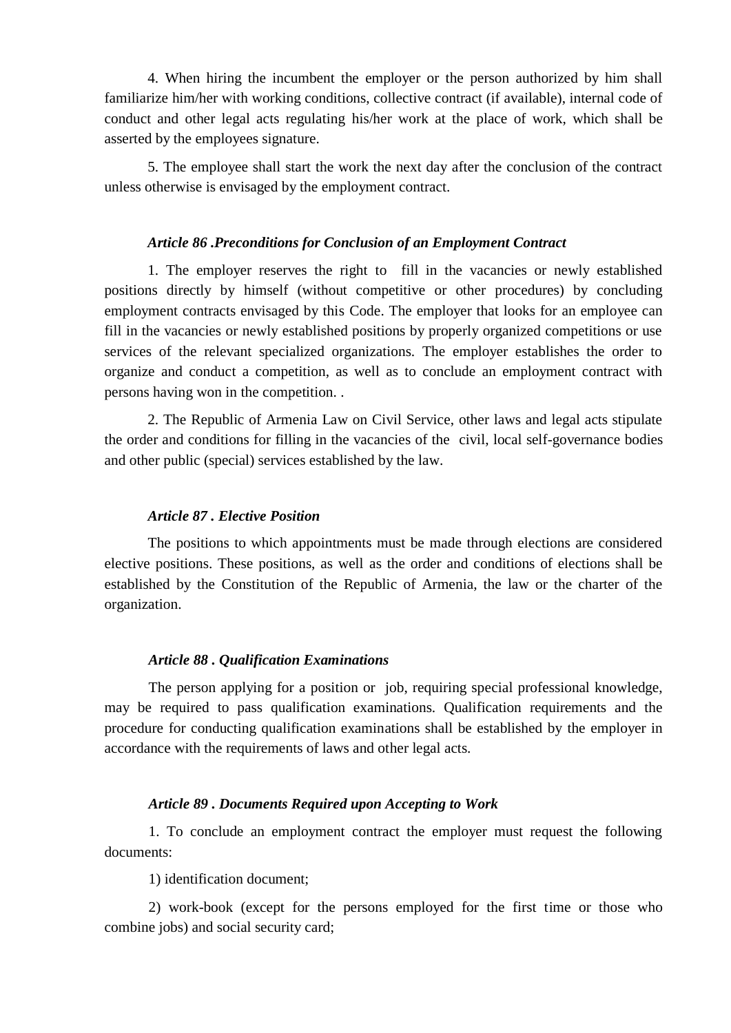4. When hiring the incumbent the employer or the person authorized by him shall familiarize him/her with working conditions, collective contract (if available), internal code of conduct and other legal acts regulating his/her work at the place of work, which shall be asserted by the employees signature.

5. The employee shall start the work the next day after the conclusion of the contract unless otherwise is envisaged by the employment contract.

### *Article 86 .Preconditions for Conclusion of an Employment Contract*

1. The employer reserves the right to fill in the vacancies or newly established positions directly by himself (without competitive or other procedures) by concluding employment contracts envisaged by this Code. The employer that looks for an employee can fill in the vacancies or newly established positions by properly organized competitions or use services of the relevant specialized organizations. The employer establishes the order to organize and conduct a competition, as well as to conclude an employment contract with persons having won in the competition. .

2. The Republic of Armenia Law on Civil Service, other laws and legal acts stipulate the order and conditions for filling in the vacancies of the civil, local self-governance bodies and other public (special) services established by the law.

### *Article 87 . Elective Position*

The positions to which appointments must be made through elections are considered elective positions. These positions, as well as the order and conditions of elections shall be established by the Constitution of the Republic of Armenia, the law or the charter of the organization.

### *Article 88 . Qualification Examinations*

The person applying for a position or job, requiring special professional knowledge, may be required to pass qualification examinations. Qualification requirements and the procedure for conducting qualification examinations shall be established by the employer in accordance with the requirements of laws and other legal acts.

### *Article 89 . Documents Required upon Accepting to Work*

1. To conclude an employment contract the employer must request the following documents:

1) identification document;

2) work-book (except for the persons employed for the first time or those who combine jobs) and social security card;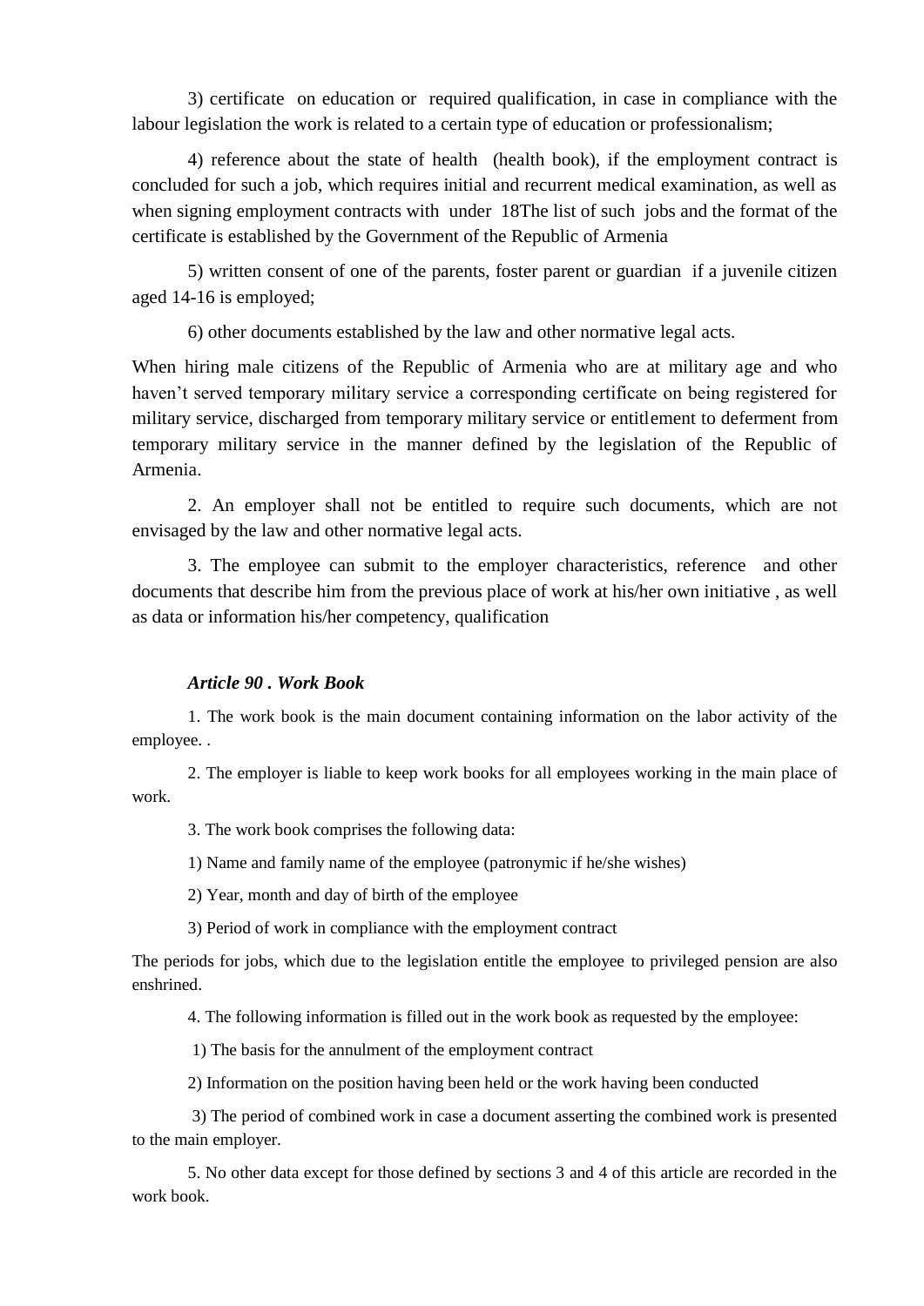3) certificate on education or required qualification, in case in compliance with the labour legislation the work is related to a certain type of education or professionalism;

4) reference about the state of health (health book), if the employment contract is concluded for such a job, which requires initial and recurrent medical examination, as well as when signing employment contracts with under 18The list of such jobs and the format of the certificate is established by the Government of the Republic of Armenia

5) written consent of one of the parents, foster parent or guardian if a juvenile citizen aged 14-16 is employed;

6) other documents established by the law and other normative legal acts.

When hiring male citizens of the Republic of Armenia who are at military age and who haven't served temporary military service a corresponding certificate on being registered for military service, discharged from temporary military service or entitlement to deferment from temporary military service in the manner defined by the legislation of the Republic of Armenia.

2. An employer shall not be entitled to require such documents, which are not envisaged by the law and other normative legal acts.

3. The employee can submit to the employer characteristics, reference and other documents that describe him from the previous place of work at his/her own initiative , as well as data or information his/her competency, qualification

### *Article 90 . Work Book*

1. The work book is the main document containing information on the labor activity of the employee. .

2. The employer is liable to keep work books for all employees working in the main place of work.

3. The work book comprises the following data:

1) Name and family name of the employee (patronymic if he/she wishes)

2) Year, month and day of birth of the employee

3) Period of work in compliance with the employment contract

The periods for jobs, which due to the legislation entitle the employee to privileged pension are also enshrined.

4. The following information is filled out in the work book as requested by the employee:

1) The basis for the annulment of the employment contract

2) Information on the position having been held or the work having been conducted

3) The period of combined work in case a document asserting the combined work is presented to the main employer.

5. No other data except for those defined by sections 3 and 4 of this article are recorded in the work book.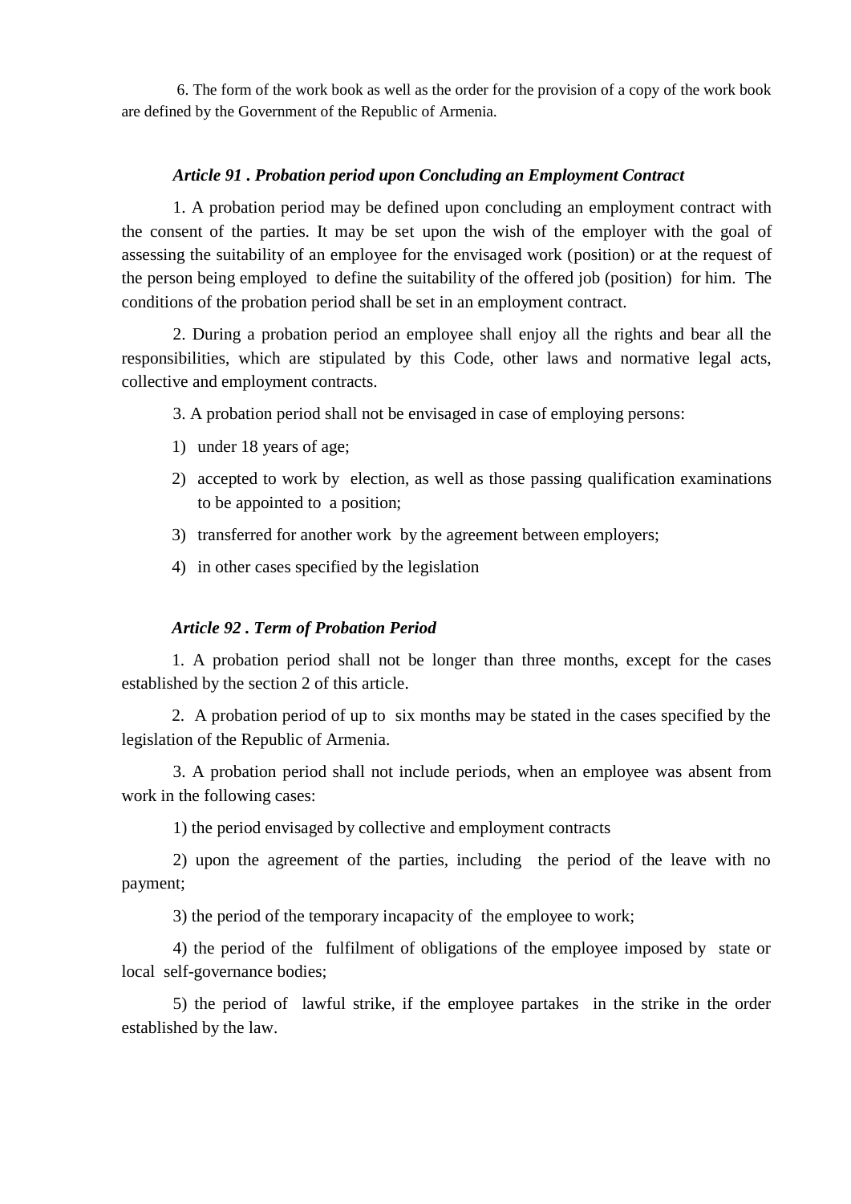6. The form of the work book as well as the order for the provision of a copy of the work book are defined by the Government of the Republic of Armenia.

### *Article 91 . Probation period upon Concluding an Employment Contract*

1. A probation period may be defined upon concluding an employment contract with the consent of the parties. It may be set upon the wish of the employer with the goal of assessing the suitability of an employee for the envisaged work (position) or at the request of the person being employed to define the suitability of the offered job (position) for him. The conditions of the probation period shall be set in an employment contract.

2. During a probation period an employee shall enjoy all the rights and bear all the responsibilities, which are stipulated by this Code, other laws and normative legal acts, collective and employment contracts.

3. A probation period shall not be envisaged in case of employing persons:

1) under 18 years of age;
2) accepted to work by election, as well as those passing qualification examinations to be appointed to a position;
3) transferred for another work by the agreement between employers;
4) in other cases specified by the legislation

### *Article 92 . Term of Probation Period*

1. A probation period shall not be longer than three months, except for the cases established by the section 2 of this article.

2. A probation period of up to six months may be stated in the cases specified by the legislation of the Republic of Armenia.

3. A probation period shall not include periods, when an employee was absent from work in the following cases:

1) the period envisaged by collective and employment contracts

2) upon the agreement of the parties, including the period of the leave with no payment;

3) the period of the temporary incapacity of the employee to work;

4) the period of the fulfilment of obligations of the employee imposed by state or local self-governance bodies;

5) the period of lawful strike, if the employee partakes in the strike in the order established by the law.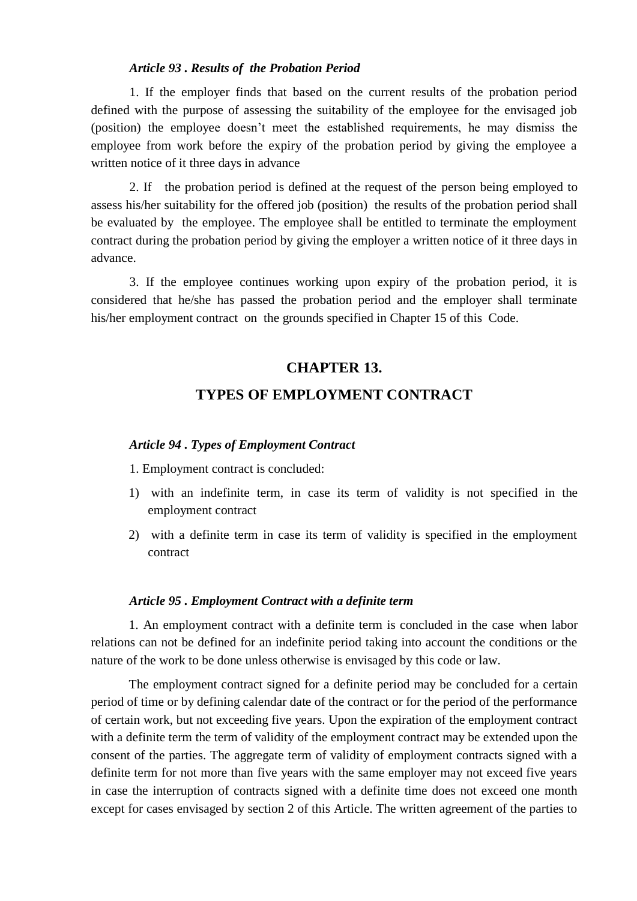***Article 93 . Results of the Probation Period***

1. If the employer finds that based on the current results of the probation period defined with the purpose of assessing the suitability of the employee for the envisaged job (position) the employee doesn't meet the established requirements, he may dismiss the employee from work before the expiry of the probation period by giving the employee a written notice of it three days in advance

2. If the probation period is defined at the request of the person being employed to assess his/her suitability for the offered job (position) the results of the probation period shall be evaluated by the employee. The employee shall be entitled to terminate the employment contract during the probation period by giving the employer a written notice of it three days in advance.

3. If the employee continues working upon expiry of the probation period, it is considered that he/she has passed the probation period and the employer shall terminate his/her employment contract on the grounds specified in Chapter 15 of this Code.

## CHAPTER 13.

## TYPES OF EMPLOYMENT CONTRACT

***Article 94 . Types of Employment Contract***

1. Employment contract is concluded:

1) with an indefinite term, in case its term of validity is not specified in the employment contract
2) with a definite term in case its term of validity is specified in the employment contract

***Article 95 . Employment Contract with a definite term***

1. An employment contract with a definite term is concluded in the case when labor relations can not be defined for an indefinite period taking into account the conditions or the nature of the work to be done unless otherwise is envisaged by this code or law.

The employment contract signed for a definite period may be concluded for a certain period of time or by defining calendar date of the contract or for the period of the performance of certain work, but not exceeding five years. Upon the expiration of the employment contract with a definite term the term of validity of the employment contract may be extended upon the consent of the parties. The aggregate term of validity of employment contracts signed with a definite term for not more than five years with the same employer may not exceed five years in case the interruption of contracts signed with a definite time does not exceed one month except for cases envisaged by section 2 of this Article. The written agreement of the parties to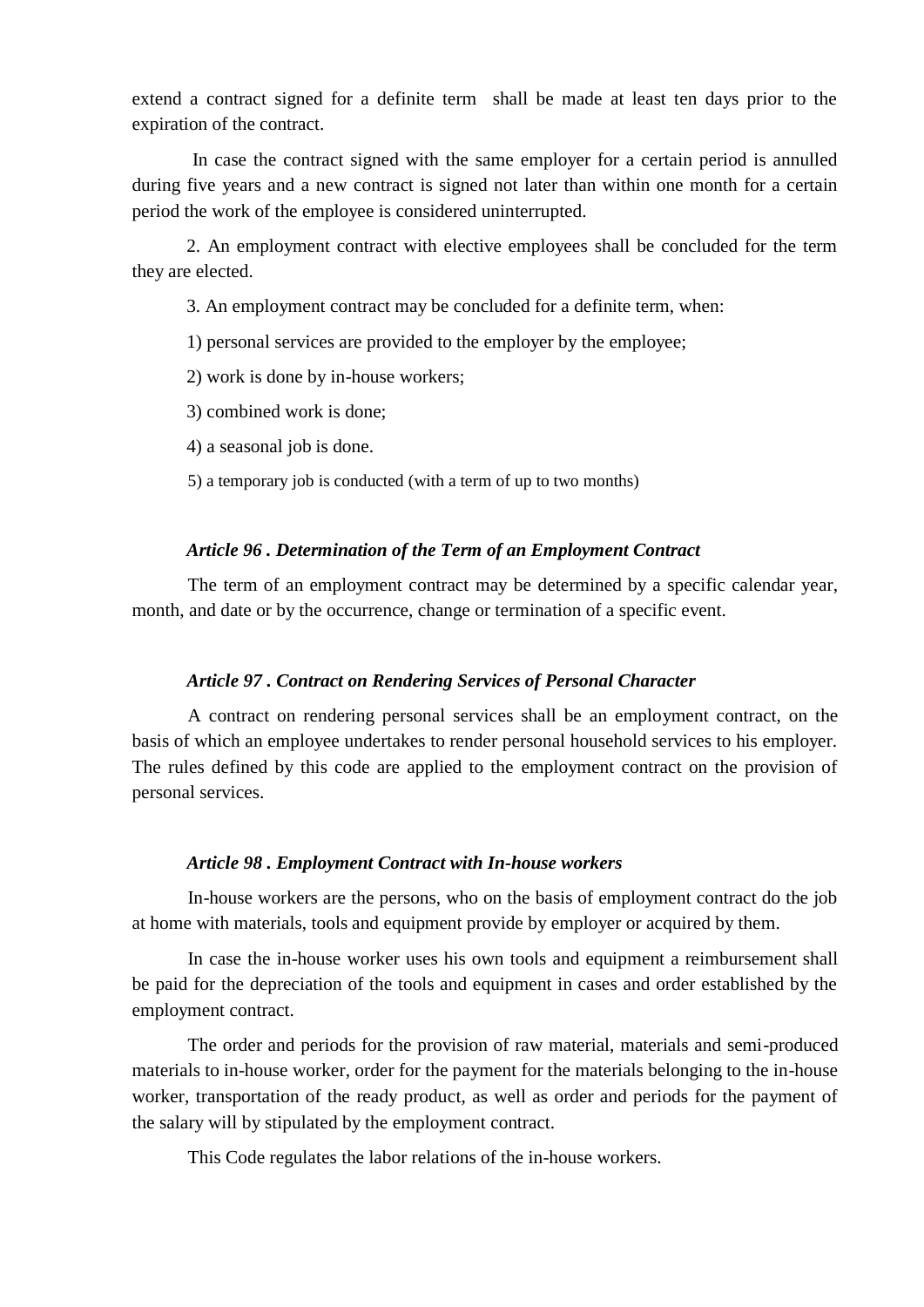extend a contract signed for a definite term shall be made at least ten days prior to the expiration of the contract.

In case the contract signed with the same employer for a certain period is annulled during five years and a new contract is signed not later than within one month for a certain period the work of the employee is considered uninterrupted.

2. An employment contract with elective employees shall be concluded for the term they are elected.

3. An employment contract may be concluded for a definite term, when:

1) personal services are provided to the employer by the employee;

2) work is done by in-house workers;

3) combined work is done;

4) a seasonal job is done.

5) a temporary job is conducted (with a term of up to two months)

### *Article 96 . Determination of the Term of an Employment Contract*

The term of an employment contract may be determined by a specific calendar year, month, and date or by the occurrence, change or termination of a specific event.

### *Article 97 . Contract on Rendering Services of Personal Character*

A contract on rendering personal services shall be an employment contract, on the basis of which an employee undertakes to render personal household services to his employer. The rules defined by this code are applied to the employment contract on the provision of personal services.

### *Article 98 . Employment Contract with In-house workers*

In-house workers are the persons, who on the basis of employment contract do the job at home with materials, tools and equipment provide by employer or acquired by them.

In case the in-house worker uses his own tools and equipment a reimbursement shall be paid for the depreciation of the tools and equipment in cases and order established by the employment contract.

The order and periods for the provision of raw material, materials and semi-produced materials to in-house worker, order for the payment for the materials belonging to the in-house worker, transportation of the ready product, as well as order and periods for the payment of the salary will by stipulated by the employment contract.

This Code regulates the labor relations of the in-house workers.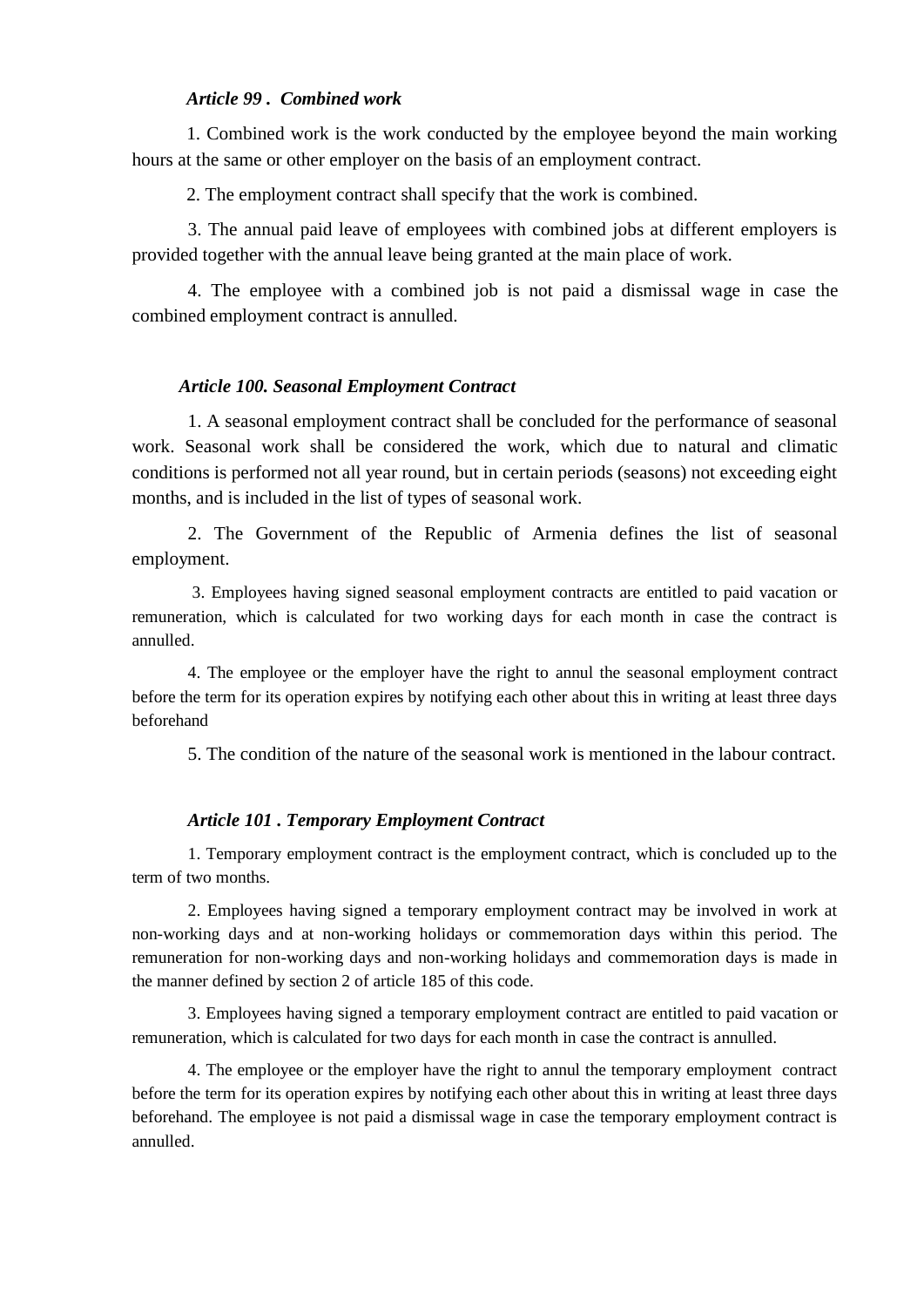### *Article 99 . Combined work*

1. Combined work is the work conducted by the employee beyond the main working hours at the same or other employer on the basis of an employment contract.

2. The employment contract shall specify that the work is combined.

3. The annual paid leave of employees with combined jobs at different employers is provided together with the annual leave being granted at the main place of work.

4. The employee with a combined job is not paid a dismissal wage in case the combined employment contract is annulled.

### *Article 100. Seasonal Employment Contract*

1. A seasonal employment contract shall be concluded for the performance of seasonal work. Seasonal work shall be considered the work, which due to natural and climatic conditions is performed not all year round, but in certain periods (seasons) not exceeding eight months, and is included in the list of types of seasonal work.

2. The Government of the Republic of Armenia defines the list of seasonal employment.

3. Employees having signed seasonal employment contracts are entitled to paid vacation or remuneration, which is calculated for two working days for each month in case the contract is annulled.

4. The employee or the employer have the right to annul the seasonal employment contract before the term for its operation expires by notifying each other about this in writing at least three days beforehand

5. The condition of the nature of the seasonal work is mentioned in the labour contract.

### *Article 101 . Temporary Employment Contract*

1. Temporary employment contract is the employment contract, which is concluded up to the term of two months.

2. Employees having signed a temporary employment contract may be involved in work at non-working days and at non-working holidays or commemoration days within this period. The remuneration for non-working days and non-working holidays and commemoration days is made in the manner defined by section 2 of article 185 of this code.

3. Employees having signed a temporary employment contract are entitled to paid vacation or remuneration, which is calculated for two days for each month in case the contract is annulled.

4. The employee or the employer have the right to annul the temporary employment contract before the term for its operation expires by notifying each other about this in writing at least three days beforehand. The employee is not paid a dismissal wage in case the temporary employment contract is annulled.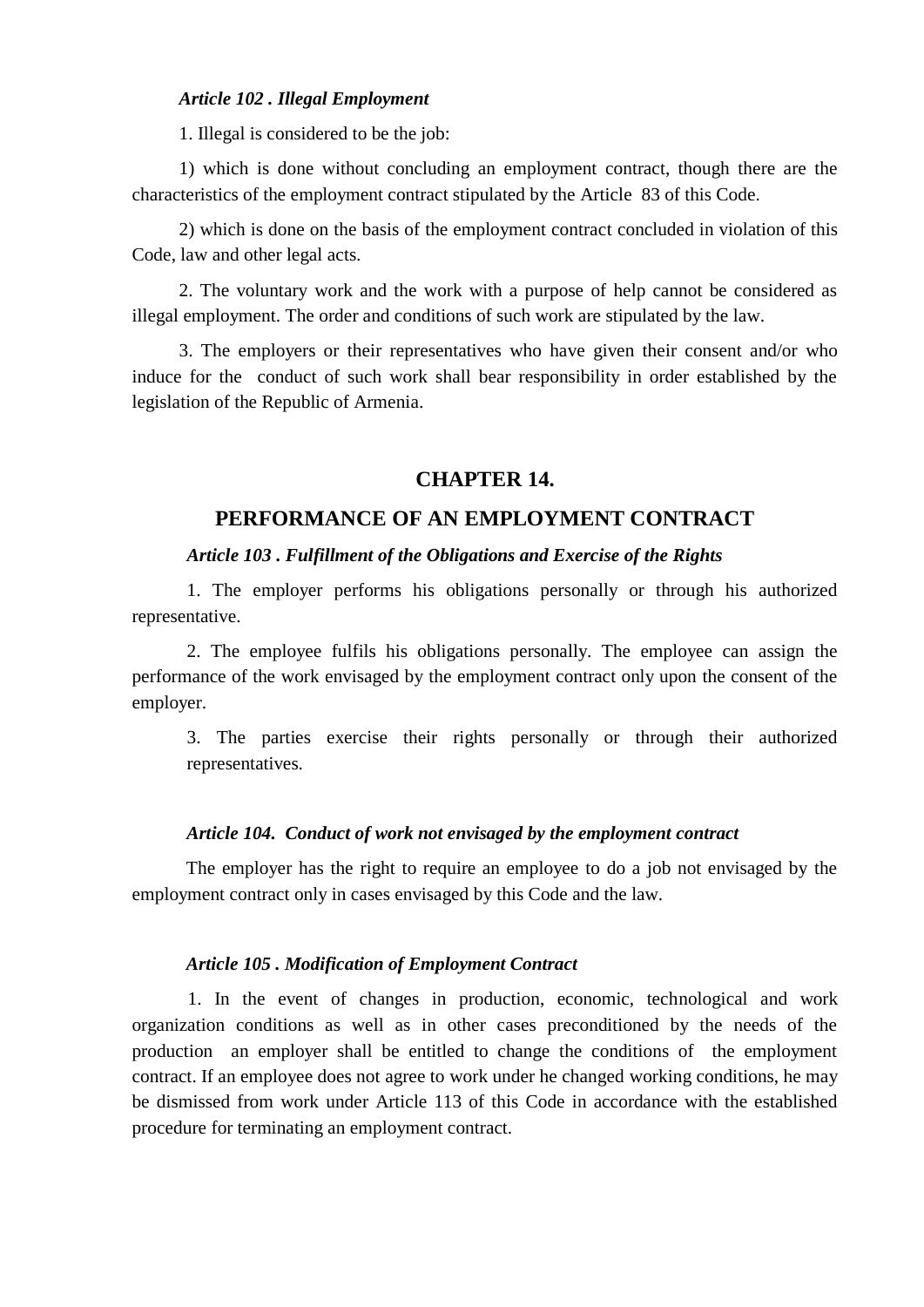***Article 102 . Illegal Employment***

1. Illegal is considered to be the job:

1) which is done without concluding an employment contract, though there are the characteristics of the employment contract stipulated by the Article 83 of this Code.

2) which is done on the basis of the employment contract concluded in violation of this Code, law and other legal acts.

2. The voluntary work and the work with a purpose of help cannot be considered as illegal employment. The order and conditions of such work are stipulated by the law.

3. The employers or their representatives who have given their consent and/or who induce for the conduct of such work shall bear responsibility in order established by the legislation of the Republic of Armenia.

## CHAPTER 14.

## PERFORMANCE OF AN EMPLOYMENT CONTRACT

***Article 103 . Fulfillment of the Obligations and Exercise of the Rights***

1. The employer performs his obligations personally or through his authorized representative.

2. The employee fulfils his obligations personally. The employee can assign the performance of the work envisaged by the employment contract only upon the consent of the employer.

3. The parties exercise their rights personally or through their authorized representatives.

***Article 104. Conduct of work not envisaged by the employment contract***

The employer has the right to require an employee to do a job not envisaged by the employment contract only in cases envisaged by this Code and the law.

***Article 105 . Modification of Employment Contract***

1. In the event of changes in production, economic, technological and work organization conditions as well as in other cases preconditioned by the needs of the production an employer shall be entitled to change the conditions of the employment contract. If an employee does not agree to work under he changed working conditions, he may be dismissed from work under Article 113 of this Code in accordance with the established procedure for terminating an employment contract.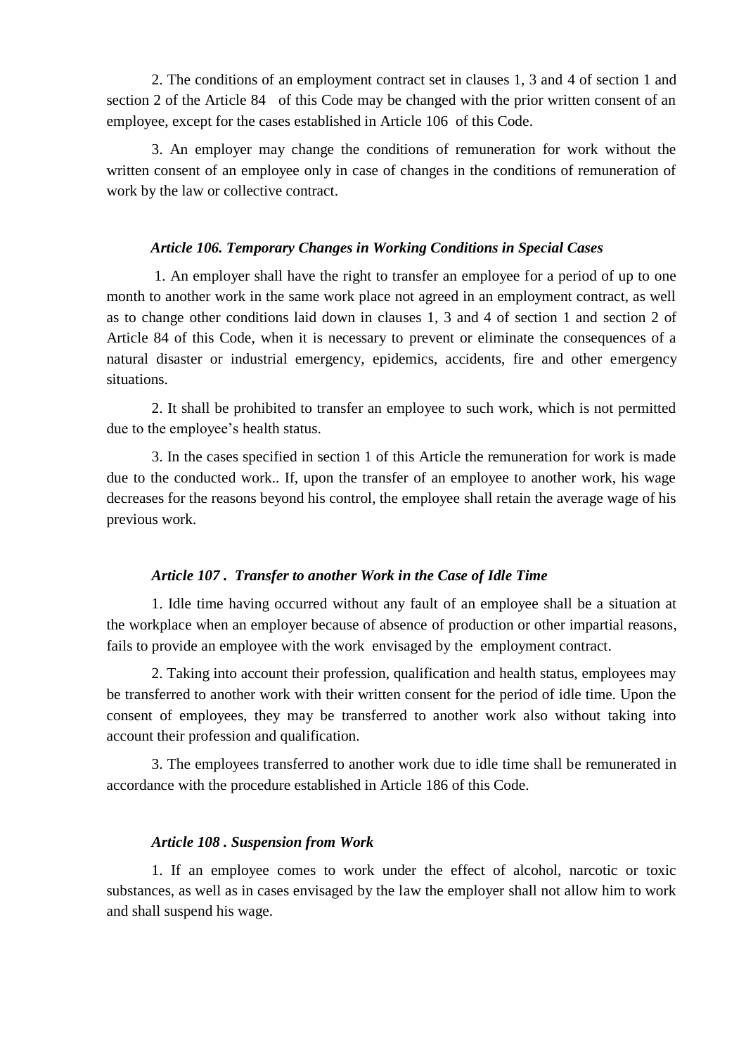2. The conditions of an employment contract set in clauses 1, 3 and 4 of section 1 and section 2 of the Article 84 of this Code may be changed with the prior written consent of an employee, except for the cases established in Article 106 of this Code.

3. An employer may change the conditions of remuneration for work without the written consent of an employee only in case of changes in the conditions of remuneration of work by the law or collective contract.

### *Article 106. Temporary Changes in Working Conditions in Special Cases*

1. An employer shall have the right to transfer an employee for a period of up to one month to another work in the same work place not agreed in an employment contract, as well as to change other conditions laid down in clauses 1, 3 and 4 of section 1 and section 2 of Article 84 of this Code, when it is necessary to prevent or eliminate the consequences of a natural disaster or industrial emergency, epidemics, accidents, fire and other emergency situations.

2. It shall be prohibited to transfer an employee to such work, which is not permitted due to the employee's health status.

3. In the cases specified in section 1 of this Article the remuneration for work is made due to the conducted work.. If, upon the transfer of an employee to another work, his wage decreases for the reasons beyond his control, the employee shall retain the average wage of his previous work.

### *Article 107 . Transfer to another Work in the Case of Idle Time*

1. Idle time having occurred without any fault of an employee shall be a situation at the workplace when an employer because of absence of production or other impartial reasons, fails to provide an employee with the work envisaged by the employment contract.

2. Taking into account their profession, qualification and health status, employees may be transferred to another work with their written consent for the period of idle time. Upon the consent of employees, they may be transferred to another work also without taking into account their profession and qualification.

3. The employees transferred to another work due to idle time shall be remunerated in accordance with the procedure established in Article 186 of this Code.

### *Article 108 . Suspension from Work*

1. If an employee comes to work under the effect of alcohol, narcotic or toxic substances, as well as in cases envisaged by the law the employer shall not allow him to work and shall suspend his wage.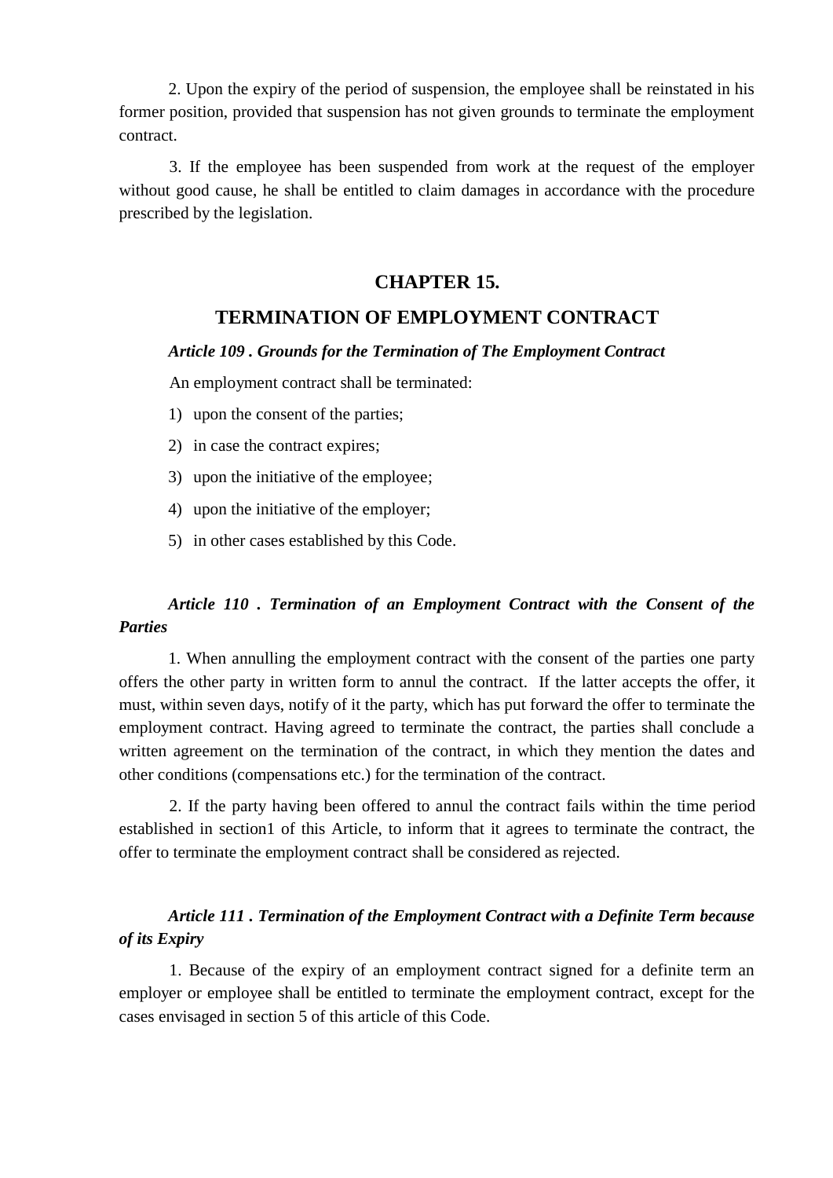2. Upon the expiry of the period of suspension, the employee shall be reinstated in his former position, provided that suspension has not given grounds to terminate the employment contract.

3. If the employee has been suspended from work at the request of the employer without good cause, he shall be entitled to claim damages in accordance with the procedure prescribed by the legislation.

## CHAPTER 15.

## TERMINATION OF EMPLOYMENT CONTRACT

***Article 109 . Grounds for the Termination of The Employment Contract***

An employment contract shall be terminated:

1) upon the consent of the parties;
2) in case the contract expires;
3) upon the initiative of the employee;
4) upon the initiative of the employer;
5) in other cases established by this Code.

***Article 110 . Termination of an Employment Contract with the Consent of the Parties***

1. When annulling the employment contract with the consent of the parties one party offers the other party in written form to annul the contract. If the latter accepts the offer, it must, within seven days, notify of it the party, which has put forward the offer to terminate the employment contract. Having agreed to terminate the contract, the parties shall conclude a written agreement on the termination of the contract, in which they mention the dates and other conditions (compensations etc.) for the termination of the contract.

2. If the party having been offered to annul the contract fails within the time period established in section1 of this Article, to inform that it agrees to terminate the contract, the offer to terminate the employment contract shall be considered as rejected.

***Article 111 . Termination of the Employment Contract with a Definite Term because of its Expiry***

1. Because of the expiry of an employment contract signed for a definite term an employer or employee shall be entitled to terminate the employment contract, except for the cases envisaged in section 5 of this article of this Code.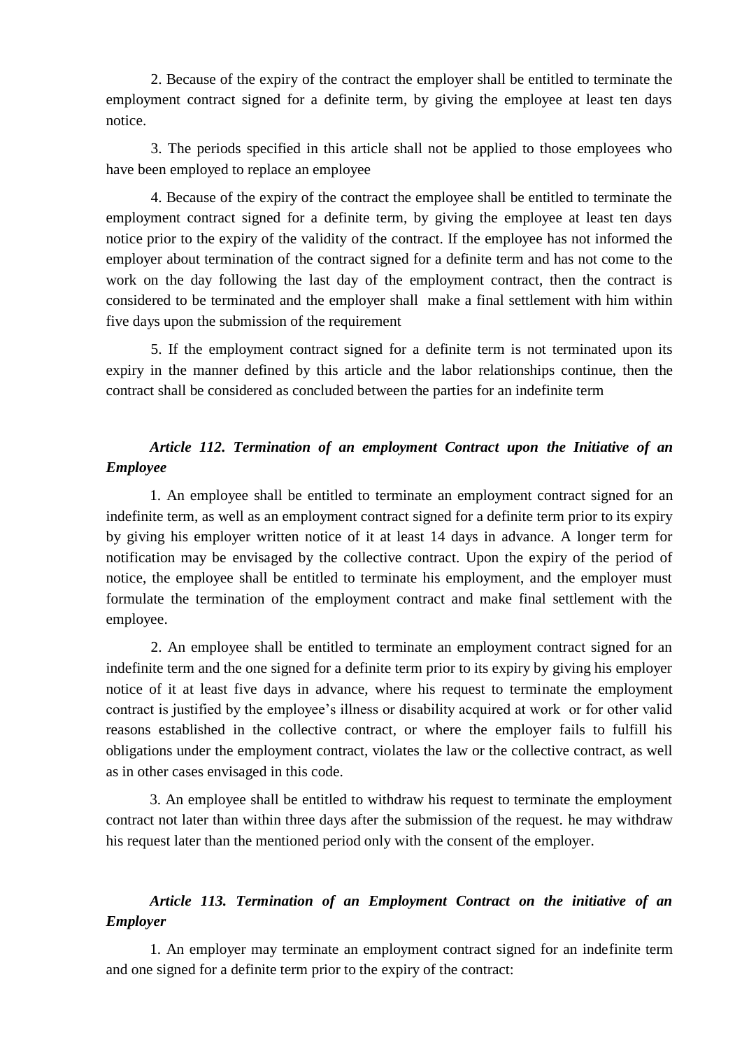2. Because of the expiry of the contract the employer shall be entitled to terminate the employment contract signed for a definite term, by giving the employee at least ten days notice.

3. The periods specified in this article shall not be applied to those employees who have been employed to replace an employee

4. Because of the expiry of the contract the employee shall be entitled to terminate the employment contract signed for a definite term, by giving the employee at least ten days notice prior to the expiry of the validity of the contract. If the employee has not informed the employer about termination of the contract signed for a definite term and has not come to the work on the day following the last day of the employment contract, then the contract is considered to be terminated and the employer shall make a final settlement with him within five days upon the submission of the requirement

5. If the employment contract signed for a definite term is not terminated upon its expiry in the manner defined by this article and the labor relationships continue, then the contract shall be considered as concluded between the parties for an indefinite term

### *Article 112. Termination of an employment Contract upon the Initiative of an Employee*

1. An employee shall be entitled to terminate an employment contract signed for an indefinite term, as well as an employment contract signed for a definite term prior to its expiry by giving his employer written notice of it at least 14 days in advance. A longer term for notification may be envisaged by the collective contract. Upon the expiry of the period of notice, the employee shall be entitled to terminate his employment, and the employer must formulate the termination of the employment contract and make final settlement with the employee.

2. An employee shall be entitled to terminate an employment contract signed for an indefinite term and the one signed for a definite term prior to its expiry by giving his employer notice of it at least five days in advance, where his request to terminate the employment contract is justified by the employee's illness or disability acquired at work or for other valid reasons established in the collective contract, or where the employer fails to fulfill his obligations under the employment contract, violates the law or the collective contract, as well as in other cases envisaged in this code.

3. An employee shall be entitled to withdraw his request to terminate the employment contract not later than within three days after the submission of the request. he may withdraw his request later than the mentioned period only with the consent of the employer.

### *Article 113. Termination of an Employment Contract on the initiative of an Employer*

1. An employer may terminate an employment contract signed for an indefinite term and one signed for a definite term prior to the expiry of the contract: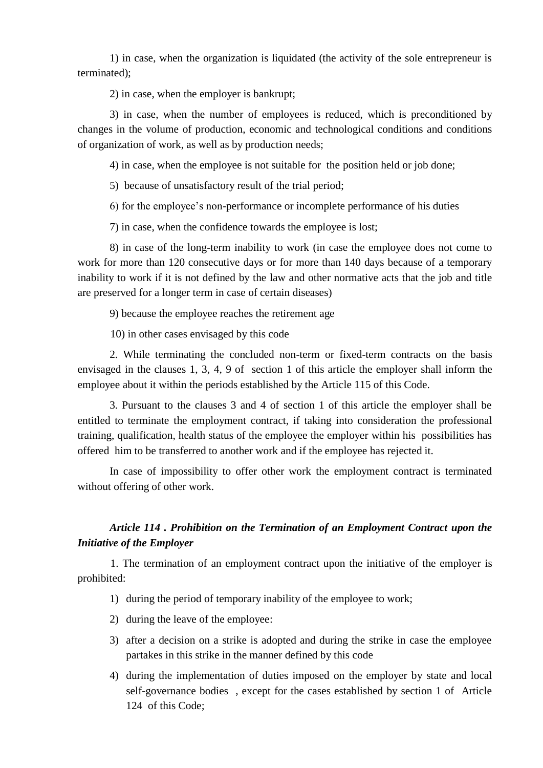1) in case, when the organization is liquidated (the activity of the sole entrepreneur is terminated);

2) in case, when the employer is bankrupt;

3) in case, when the number of employees is reduced, which is preconditioned by changes in the volume of production, economic and technological conditions and conditions of organization of work, as well as by production needs;

4) in case, when the employee is not suitable for the position held or job done;

5) because of unsatisfactory result of the trial period;

6) for the employee's non-performance or incomplete performance of his duties

7) in case, when the confidence towards the employee is lost;

8) in case of the long-term inability to work (in case the employee does not come to work for more than 120 consecutive days or for more than 140 days because of a temporary inability to work if it is not defined by the law and other normative acts that the job and title are preserved for a longer term in case of certain diseases)

9) because the employee reaches the retirement age

10) in other cases envisaged by this code

2. While terminating the concluded non-term or fixed-term contracts on the basis envisaged in the clauses 1, 3, 4, 9 of section 1 of this article the employer shall inform the employee about it within the periods established by the Article 115 of this Code.

3. Pursuant to the clauses 3 and 4 of section 1 of this article the employer shall be entitled to terminate the employment contract, if taking into consideration the professional training, qualification, health status of the employee the employer within his possibilities has offered him to be transferred to another work and if the employee has rejected it.

In case of impossibility to offer other work the employment contract is terminated without offering of other work.

***Article 114 . Prohibition on the Termination of an Employment Contract upon the Initiative of the Employer***

1. The termination of an employment contract upon the initiative of the employer is prohibited:

1) during the period of temporary inability of the employee to work;
2) during the leave of the employee:
3) after a decision on a strike is adopted and during the strike in case the employee partakes in this strike in the manner defined by this code
4) during the implementation of duties imposed on the employer by state and local self-governance bodies , except for the cases established by section 1 of Article 124 of this Code;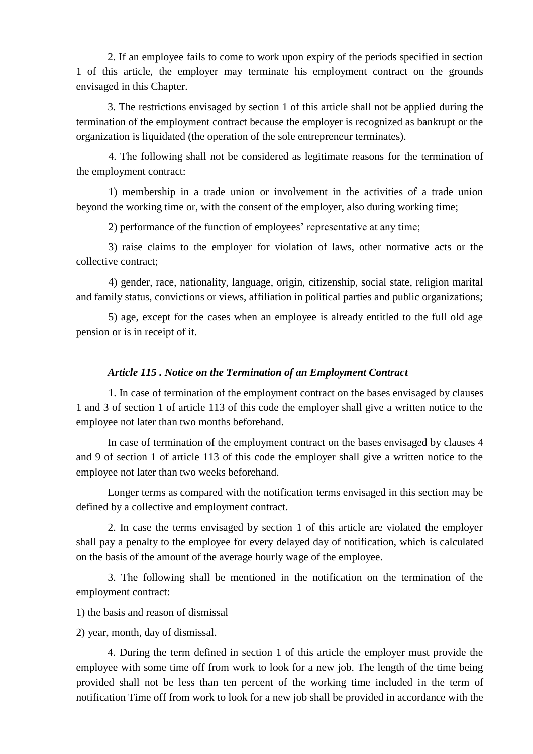2. If an employee fails to come to work upon expiry of the periods specified in section 1 of this article, the employer may terminate his employment contract on the grounds envisaged in this Chapter.

3. The restrictions envisaged by section 1 of this article shall not be applied during the termination of the employment contract because the employer is recognized as bankrupt or the organization is liquidated (the operation of the sole entrepreneur terminates).

4. The following shall not be considered as legitimate reasons for the termination of the employment contract:

1) membership in a trade union or involvement in the activities of a trade union beyond the working time or, with the consent of the employer, also during working time;

2) performance of the function of employees' representative at any time;

3) raise claims to the employer for violation of laws, other normative acts or the collective contract;

4) gender, race, nationality, language, origin, citizenship, social state, religion marital and family status, convictions or views, affiliation in political parties and public organizations;

5) age, except for the cases when an employee is already entitled to the full old age pension or is in receipt of it.

### *Article 115 . Notice on the Termination of an Employment Contract*

1. In case of termination of the employment contract on the bases envisaged by clauses 1 and 3 of section 1 of article 113 of this code the employer shall give a written notice to the employee not later than two months beforehand.

In case of termination of the employment contract on the bases envisaged by clauses 4 and 9 of section 1 of article 113 of this code the employer shall give a written notice to the employee not later than two weeks beforehand.

Longer terms as compared with the notification terms envisaged in this section may be defined by a collective and employment contract.

2. In case the terms envisaged by section 1 of this article are violated the employer shall pay a penalty to the employee for every delayed day of notification, which is calculated on the basis of the amount of the average hourly wage of the employee.

3. The following shall be mentioned in the notification on the termination of the employment contract:

1) the basis and reason of dismissal

2) year, month, day of dismissal.

4. During the term defined in section 1 of this article the employer must provide the employee with some time off from work to look for a new job. The length of the time being provided shall not be less than ten percent of the working time included in the term of notification Time off from work to look for a new job shall be provided in accordance with the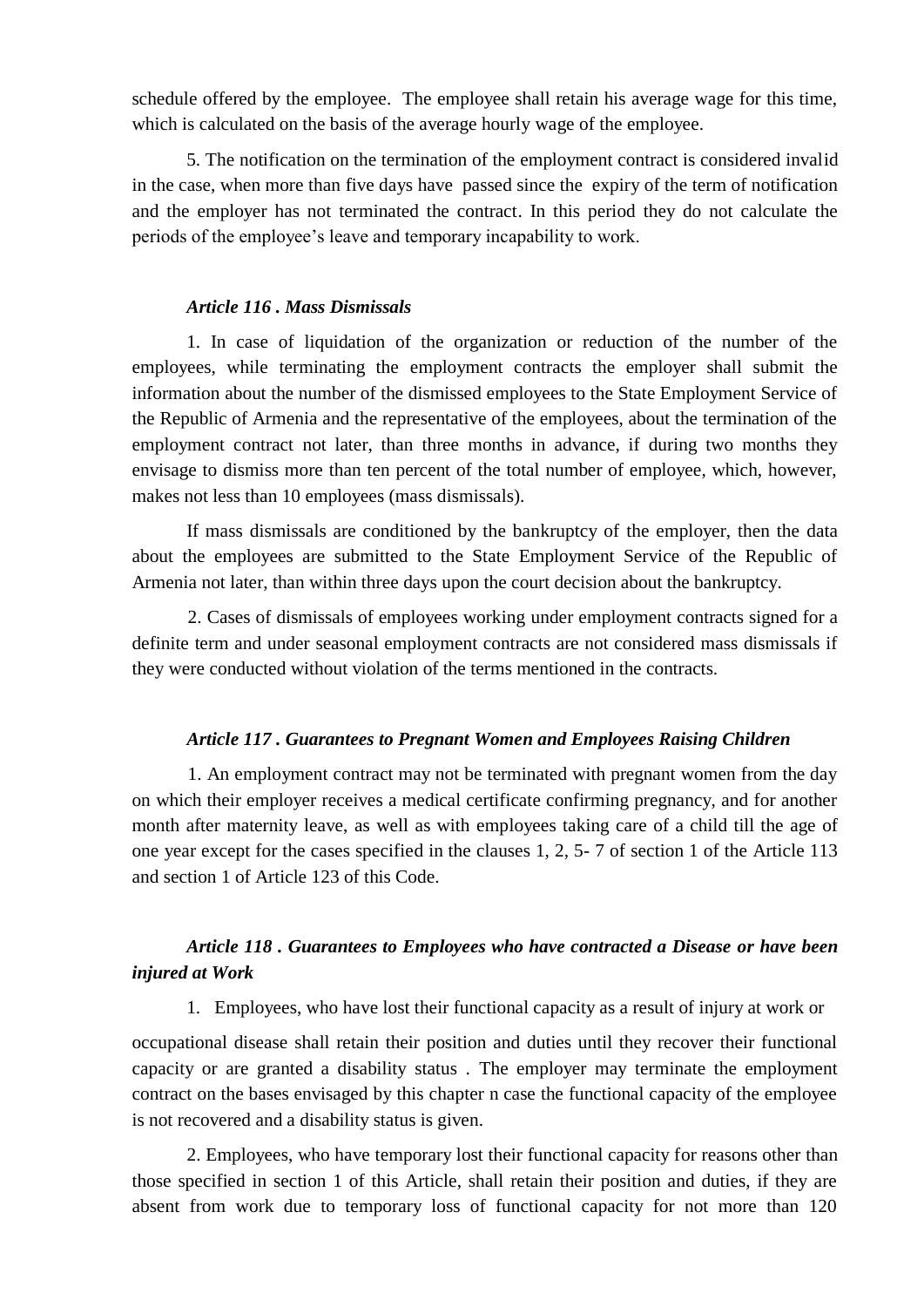schedule offered by the employee. The employee shall retain his average wage for this time, which is calculated on the basis of the average hourly wage of the employee.

5. The notification on the termination of the employment contract is considered invalid in the case, when more than five days have passed since the expiry of the term of notification and the employer has not terminated the contract. In this period they do not calculate the periods of the employee's leave and temporary incapability to work.

***Article 116 . Mass Dismissals***

1. In case of liquidation of the organization or reduction of the number of the employees, while terminating the employment contracts the employer shall submit the information about the number of the dismissed employees to the State Employment Service of the Republic of Armenia and the representative of the employees, about the termination of the employment contract not later, than three months in advance, if during two months they envisage to dismiss more than ten percent of the total number of employee, which, however, makes not less than 10 employees (mass dismissals).

If mass dismissals are conditioned by the bankruptcy of the employer, then the data about the employees are submitted to the State Employment Service of the Republic of Armenia not later, than within three days upon the court decision about the bankruptcy.

2. Cases of dismissals of employees working under employment contracts signed for a definite term and under seasonal employment contracts are not considered mass dismissals if they were conducted without violation of the terms mentioned in the contracts.

***Article 117 . Guarantees to Pregnant Women and Employees Raising Children***

1. An employment contract may not be terminated with pregnant women from the day on which their employer receives a medical certificate confirming pregnancy, and for another month after maternity leave, as well as with employees taking care of a child till the age of one year except for the cases specified in the clauses 1, 2, 5- 7 of section 1 of the Article 113 and section 1 of Article 123 of this Code.

***Article 118 . Guarantees to Employees who have contracted a Disease or have been injured at Work***

1. Employees, who have lost their functional capacity as a result of injury at work or occupational disease shall retain their position and duties until they recover their functional capacity or are granted a disability status . The employer may terminate the employment contract on the bases envisaged by this chapter n case the functional capacity of the employee is not recovered and a disability status is given.

2. Employees, who have temporary lost their functional capacity for reasons other than those specified in section 1 of this Article, shall retain their position and duties, if they are absent from work due to temporary loss of functional capacity for not more than 120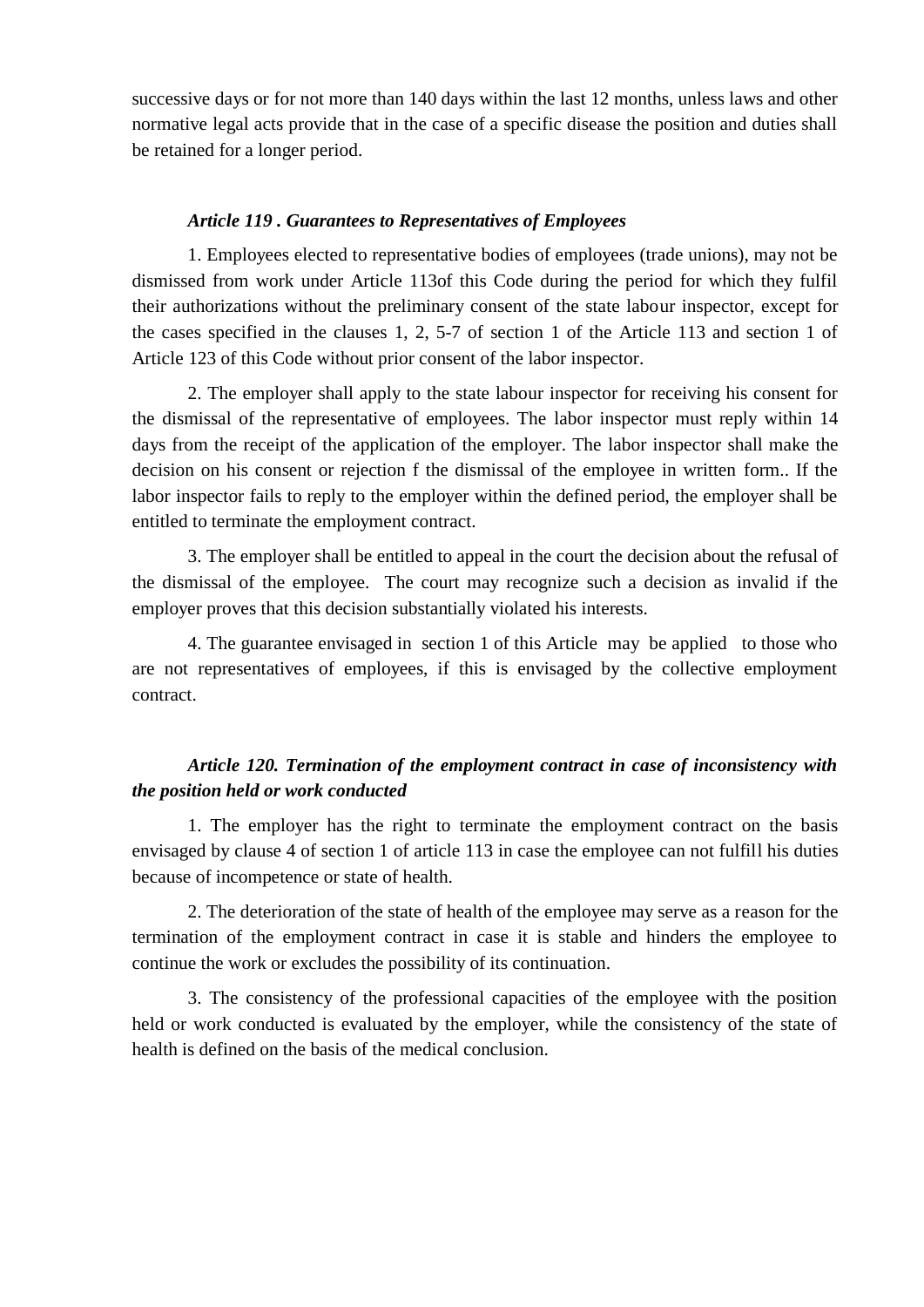successive days or for not more than 140 days within the last 12 months, unless laws and other normative legal acts provide that in the case of a specific disease the position and duties shall be retained for a longer period.

### *Article 119 . Guarantees to Representatives of Employees*

1. Employees elected to representative bodies of employees (trade unions), may not be dismissed from work under Article 113of this Code during the period for which they fulfil their authorizations without the preliminary consent of the state labour inspector, except for the cases specified in the clauses 1, 2, 5-7 of section 1 of the Article 113 and section 1 of Article 123 of this Code without prior consent of the labor inspector.

2. The employer shall apply to the state labour inspector for receiving his consent for the dismissal of the representative of employees. The labor inspector must reply within 14 days from the receipt of the application of the employer. The labor inspector shall make the decision on his consent or rejection f the dismissal of the employee in written form.. If the labor inspector fails to reply to the employer within the defined period, the employer shall be entitled to terminate the employment contract.

3. The employer shall be entitled to appeal in the court the decision about the refusal of the dismissal of the employee. The court may recognize such a decision as invalid if the employer proves that this decision substantially violated his interests.

4. The guarantee envisaged in section 1 of this Article may be applied to those who are not representatives of employees, if this is envisaged by the collective employment contract.

### *Article 120. Termination of the employment contract in case of inconsistency with the position held or work conducted*

1. The employer has the right to terminate the employment contract on the basis envisaged by clause 4 of section 1 of article 113 in case the employee can not fulfill his duties because of incompetence or state of health.

2. The deterioration of the state of health of the employee may serve as a reason for the termination of the employment contract in case it is stable and hinders the employee to continue the work or excludes the possibility of its continuation.

3. The consistency of the professional capacities of the employee with the position held or work conducted is evaluated by the employer, while the consistency of the state of health is defined on the basis of the medical conclusion.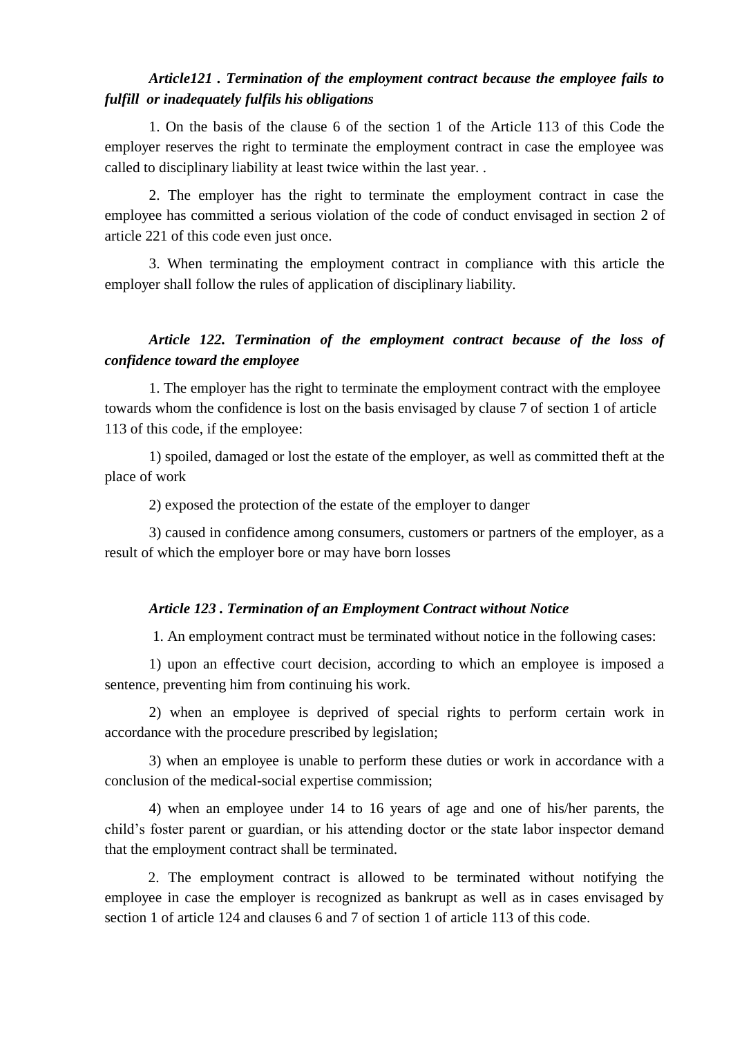### *Article121 . Termination of the employment contract because the employee fails to fulfill or inadequately fulfils his obligations*

1. On the basis of the clause 6 of the section 1 of the Article 113 of this Code the employer reserves the right to terminate the employment contract in case the employee was called to disciplinary liability at least twice within the last year. .

2. The employer has the right to terminate the employment contract in case the employee has committed a serious violation of the code of conduct envisaged in section 2 of article 221 of this code even just once.

3. When terminating the employment contract in compliance with this article the employer shall follow the rules of application of disciplinary liability.

### *Article 122. Termination of the employment contract because of the loss of confidence toward the employee*

1. The employer has the right to terminate the employment contract with the employee towards whom the confidence is lost on the basis envisaged by clause 7 of section 1 of article 113 of this code, if the employee:

1) spoiled, damaged or lost the estate of the employer, as well as committed theft at the place of work

2) exposed the protection of the estate of the employer to danger

3) caused in confidence among consumers, customers or partners of the employer, as a result of which the employer bore or may have born losses

### *Article 123 . Termination of an Employment Contract without Notice*

1. An employment contract must be terminated without notice in the following cases:

1) upon an effective court decision, according to which an employee is imposed a sentence, preventing him from continuing his work.

2) when an employee is deprived of special rights to perform certain work in accordance with the procedure prescribed by legislation;

3) when an employee is unable to perform these duties or work in accordance with a conclusion of the medical-social expertise commission;

4) when an employee under 14 to 16 years of age and one of his/her parents, the child's foster parent or guardian, or his attending doctor or the state labor inspector demand that the employment contract shall be terminated.

2. The employment contract is allowed to be terminated without notifying the employee in case the employer is recognized as bankrupt as well as in cases envisaged by section 1 of article 124 and clauses 6 and 7 of section 1 of article 113 of this code.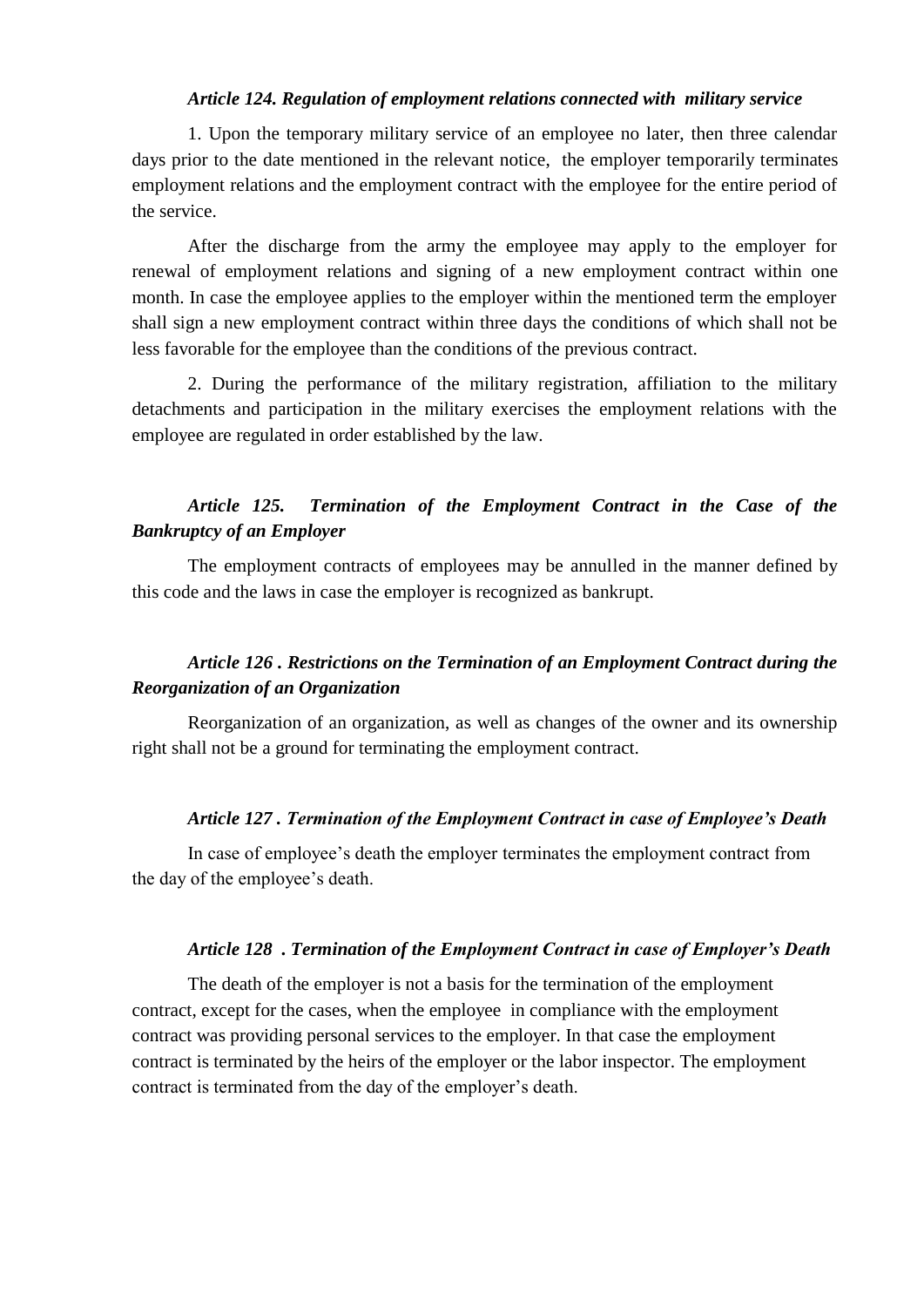### *Article 124. Regulation of employment relations connected with military service*

1. Upon the temporary military service of an employee no later, then three calendar days prior to the date mentioned in the relevant notice, the employer temporarily terminates employment relations and the employment contract with the employee for the entire period of the service.

After the discharge from the army the employee may apply to the employer for renewal of employment relations and signing of a new employment contract within one month. In case the employee applies to the employer within the mentioned term the employer shall sign a new employment contract within three days the conditions of which shall not be less favorable for the employee than the conditions of the previous contract.

2. During the performance of the military registration, affiliation to the military detachments and participation in the military exercises the employment relations with the employee are regulated in order established by the law.

### *Article 125. Termination of the Employment Contract in the Case of the Bankruptcy of an Employer*

The employment contracts of employees may be annulled in the manner defined by this code and the laws in case the employer is recognized as bankrupt.

### *Article 126 . Restrictions on the Termination of an Employment Contract during the Reorganization of an Organization*

Reorganization of an organization, as well as changes of the owner and its ownership right shall not be a ground for terminating the employment contract.

### *Article 127 . Termination of the Employment Contract in case of Employee's Death*

In case of employee's death the employer terminates the employment contract from the day of the employee's death.

### *Article 128 . Termination of the Employment Contract in case of Employer's Death*

The death of the employer is not a basis for the termination of the employment contract, except for the cases, when the employee in compliance with the employment contract was providing personal services to the employer. In that case the employment contract is terminated by the heirs of the employer or the labor inspector. The employment contract is terminated from the day of the employer's death.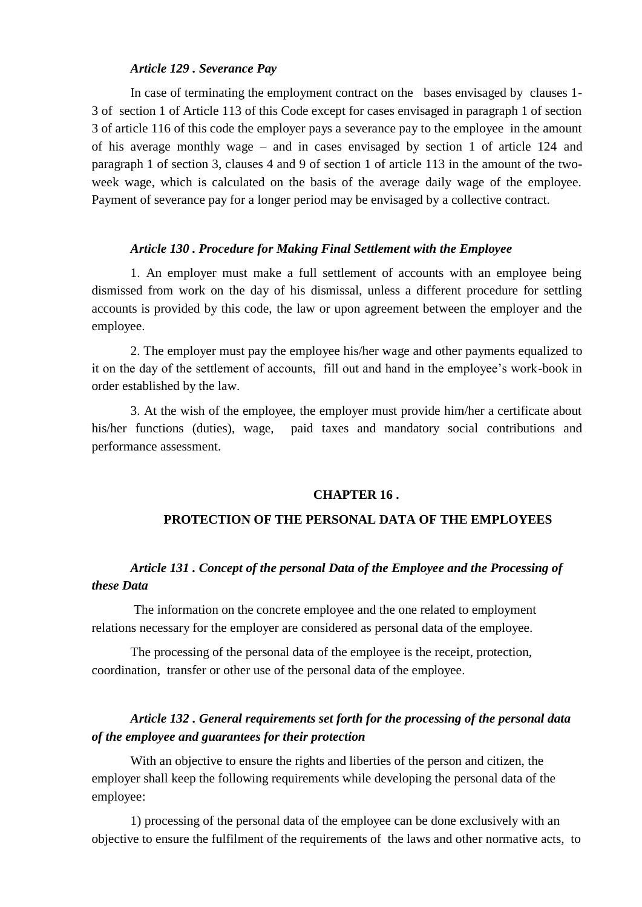*Article 129 . Severance Pay*

In case of terminating the employment contract on the bases envisaged by clauses 1-3 of section 1 of Article 113 of this Code except for cases envisaged in paragraph 1 of section 3 of article 116 of this code the employer pays a severance pay to the employee in the amount of his average monthly wage – and in cases envisaged by section 1 of article 124 and paragraph 1 of section 3, clauses 4 and 9 of section 1 of article 113 in the amount of the two-week wage, which is calculated on the basis of the average daily wage of the employee. Payment of severance pay for a longer period may be envisaged by a collective contract.

*Article 130 . Procedure for Making Final Settlement with the Employee*

1. An employer must make a full settlement of accounts with an employee being dismissed from work on the day of his dismissal, unless a different procedure for settling accounts is provided by this code, the law or upon agreement between the employer and the employee.

2. The employer must pay the employee his/her wage and other payments equalized to it on the day of the settlement of accounts, fill out and hand in the employee's work-book in order established by the law.

3. At the wish of the employee, the employer must provide him/her a certificate about his/her functions (duties), wage, paid taxes and mandatory social contributions and performance assessment.

## CHAPTER 16 .

## PROTECTION OF THE PERSONAL DATA OF THE EMPLOYEES

***Article 131 . Concept of the personal Data of the Employee and the Processing of these Data***

The information on the concrete employee and the one related to employment relations necessary for the employer are considered as personal data of the employee.

The processing of the personal data of the employee is the receipt, protection, coordination, transfer or other use of the personal data of the employee.

***Article 132 . General requirements set forth for the processing of the personal data of the employee and guarantees for their protection***

With an objective to ensure the rights and liberties of the person and citizen, the employer shall keep the following requirements while developing the personal data of the employee:

1) processing of the personal data of the employee can be done exclusively with an objective to ensure the fulfilment of the requirements of the laws and other normative acts, to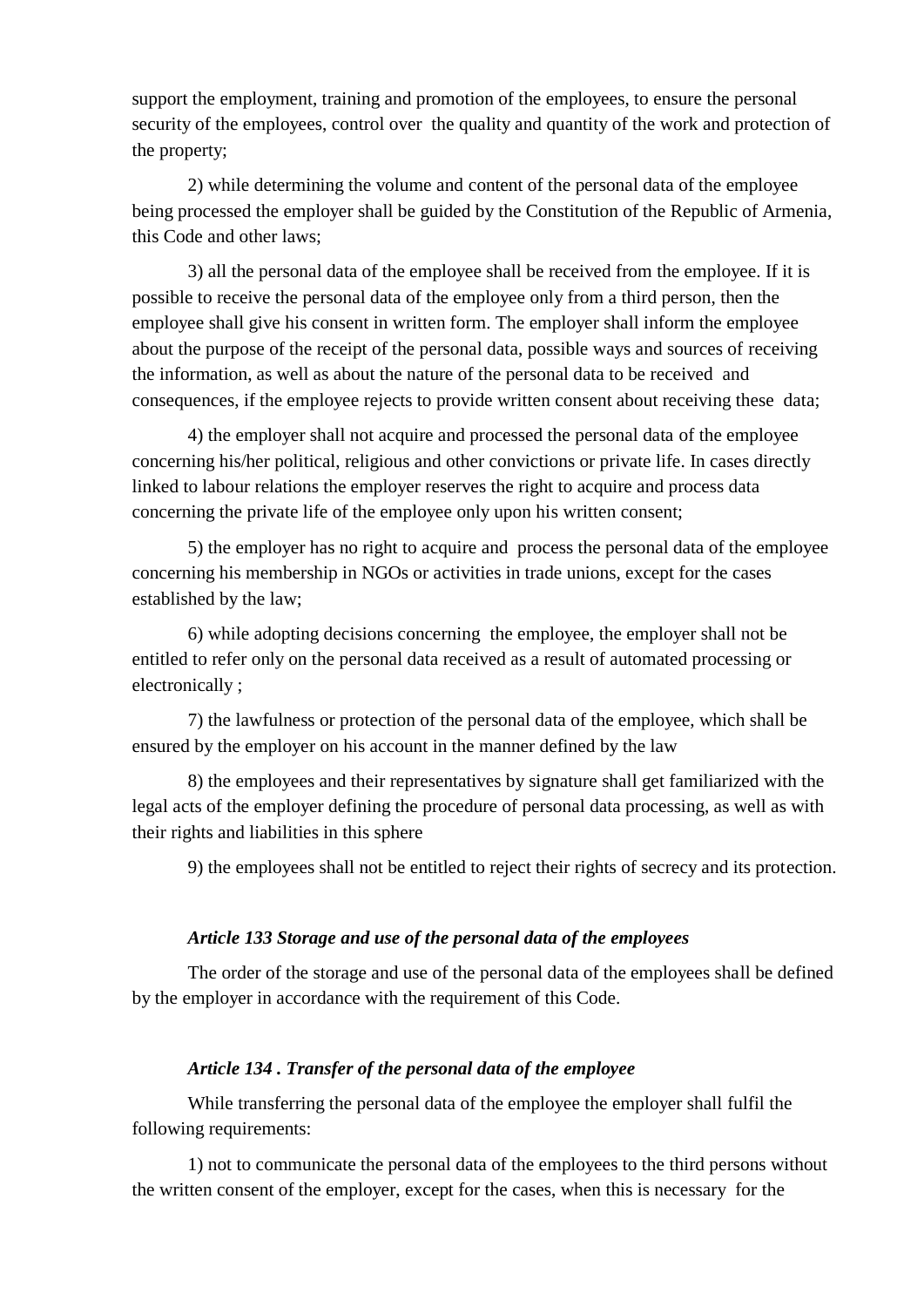support the employment, training and promotion of the employees, to ensure the personal security of the employees, control over the quality and quantity of the work and protection of the property;

2) while determining the volume and content of the personal data of the employee being processed the employer shall be guided by the Constitution of the Republic of Armenia, this Code and other laws;

3) all the personal data of the employee shall be received from the employee. If it is possible to receive the personal data of the employee only from a third person, then the employee shall give his consent in written form. The employer shall inform the employee about the purpose of the receipt of the personal data, possible ways and sources of receiving the information, as well as about the nature of the personal data to be received and consequences, if the employee rejects to provide written consent about receiving these data;

4) the employer shall not acquire and processed the personal data of the employee concerning his/her political, religious and other convictions or private life. In cases directly linked to labour relations the employer reserves the right to acquire and process data concerning the private life of the employee only upon his written consent;

5) the employer has no right to acquire and process the personal data of the employee concerning his membership in NGOs or activities in trade unions, except for the cases established by the law;

6) while adopting decisions concerning the employee, the employer shall not be entitled to refer only on the personal data received as a result of automated processing or electronically ;

7) the lawfulness or protection of the personal data of the employee, which shall be ensured by the employer on his account in the manner defined by the law

8) the employees and their representatives by signature shall get familiarized with the legal acts of the employer defining the procedure of personal data processing, as well as with their rights and liabilities in this sphere

9) the employees shall not be entitled to reject their rights of secrecy and its protection.

***Article 133 Storage and use of the personal data of the employees***

The order of the storage and use of the personal data of the employees shall be defined by the employer in accordance with the requirement of this Code.

***Article 134 . Transfer of the personal data of the employee***

While transferring the personal data of the employee the employer shall fulfil the following requirements:

1) not to communicate the personal data of the employees to the third persons without the written consent of the employer, except for the cases, when this is necessary for the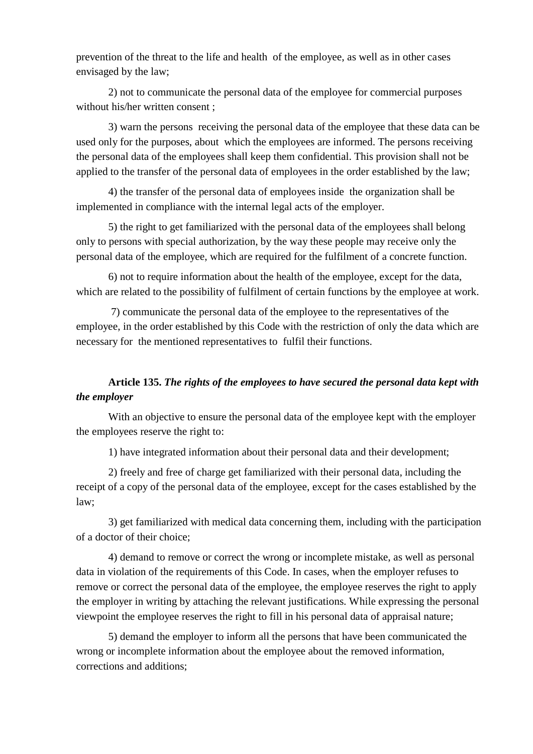prevention of the threat to the life and health of the employee, as well as in other cases envisaged by the law;

2) not to communicate the personal data of the employee for commercial purposes without his/her written consent ;

3) warn the persons receiving the personal data of the employee that these data can be used only for the purposes, about which the employees are informed. The persons receiving the personal data of the employees shall keep them confidential. This provision shall not be applied to the transfer of the personal data of employees in the order established by the law;

4) the transfer of the personal data of employees inside the organization shall be implemented in compliance with the internal legal acts of the employer.

5) the right to get familiarized with the personal data of the employees shall belong only to persons with special authorization, by the way these people may receive only the personal data of the employee, which are required for the fulfilment of a concrete function.

6) not to require information about the health of the employee, except for the data, which are related to the possibility of fulfilment of certain functions by the employee at work.

7) communicate the personal data of the employee to the representatives of the employee, in the order established by this Code with the restriction of only the data which are necessary for the mentioned representatives to fulfil their functions.

**Article 135.** ***The rights of the employees to have secured the personal data kept with the employer***

With an objective to ensure the personal data of the employee kept with the employer the employees reserve the right to:

1) have integrated information about their personal data and their development;

2) freely and free of charge get familiarized with their personal data, including the receipt of a copy of the personal data of the employee, except for the cases established by the law;

3) get familiarized with medical data concerning them, including with the participation of a doctor of their choice;

4) demand to remove or correct the wrong or incomplete mistake, as well as personal data in violation of the requirements of this Code. In cases, when the employer refuses to remove or correct the personal data of the employee, the employee reserves the right to apply the employer in writing by attaching the relevant justifications. While expressing the personal viewpoint the employee reserves the right to fill in his personal data of appraisal nature;

5) demand the employer to inform all the persons that have been communicated the wrong or incomplete information about the employee about the removed information, corrections and additions;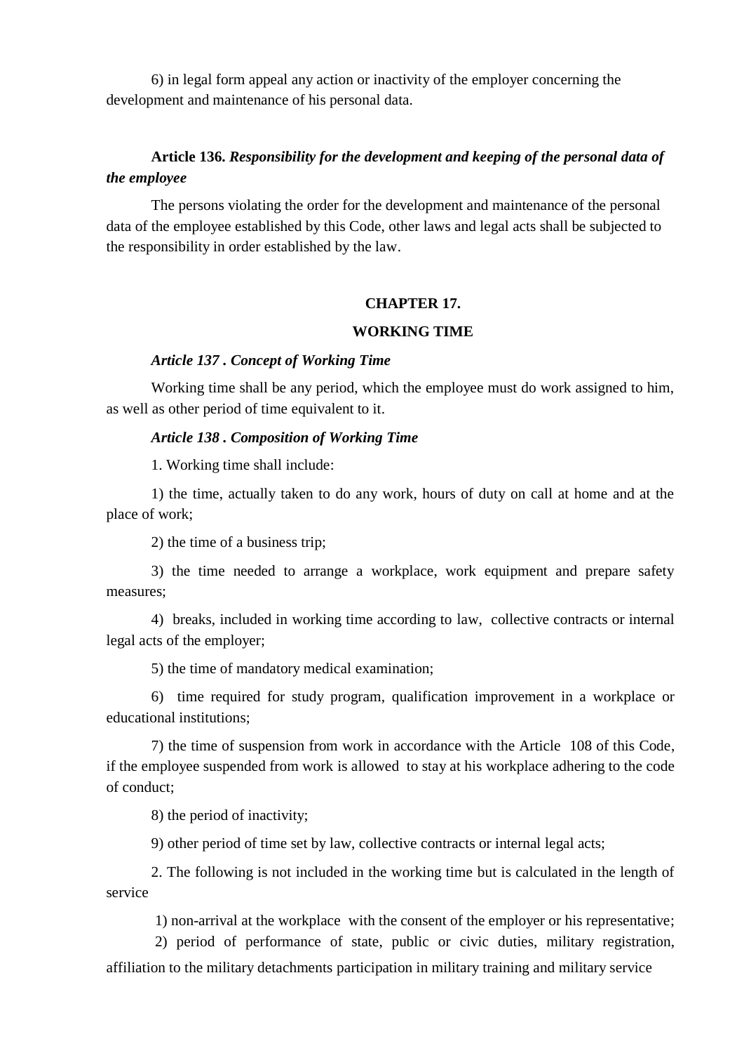6) in legal form appeal any action or inactivity of the employer concerning the development and maintenance of his personal data.

**Article 136.** ***Responsibility for the development and keeping of the personal data of the employee***

The persons violating the order for the development and maintenance of the personal data of the employee established by this Code, other laws and legal acts shall be subjected to the responsibility in order established by the law.

## CHAPTER 17.

## WORKING TIME

***Article 137 . Concept of Working Time***

Working time shall be any period, which the employee must do work assigned to him, as well as other period of time equivalent to it.

***Article 138 . Composition of Working Time***

1. Working time shall include:

1) the time, actually taken to do any work, hours of duty on call at home and at the place of work;

2) the time of a business trip;

3) the time needed to arrange a workplace, work equipment and prepare safety measures;

4) breaks, included in working time according to law, collective contracts or internal legal acts of the employer;

5) the time of mandatory medical examination;

6) time required for study program, qualification improvement in a workplace or educational institutions;

7) the time of suspension from work in accordance with the Article 108 of this Code, if the employee suspended from work is allowed to stay at his workplace adhering to the code of conduct;

8) the period of inactivity;

9) other period of time set by law, collective contracts or internal legal acts;

2. The following is not included in the working time but is calculated in the length of service

1) non-arrival at the workplace with the consent of the employer or his representative;

2) period of performance of state, public or civic duties, military registration, affiliation to the military detachments participation in military training and military service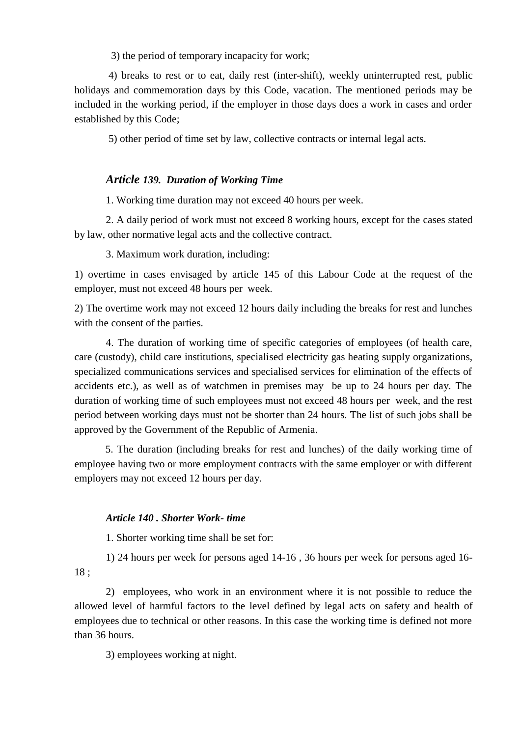3) the period of temporary incapacity for work;

4) breaks to rest or to eat, daily rest (inter-shift), weekly uninterrupted rest, public holidays and commemoration days by this Code, vacation. The mentioned periods may be included in the working period, if the employer in those days does a work in cases and order established by this Code;

5) other period of time set by law, collective contracts or internal legal acts.

### *Article 139. Duration of Working Time*

1. Working time duration may not exceed 40 hours per week.

2. A daily period of work must not exceed 8 working hours, except for the cases stated by law, other normative legal acts and the collective contract.

3. Maximum work duration, including:

1) overtime in cases envisaged by article 145 of this Labour Code at the request of the employer, must not exceed 48 hours per week.

2) The overtime work may not exceed 12 hours daily including the breaks for rest and lunches with the consent of the parties.

4. The duration of working time of specific categories of employees (of health care, care (custody), child care institutions, specialised electricity gas heating supply organizations, specialized communications services and specialised services for elimination of the effects of accidents etc.), as well as of watchmen in premises may be up to 24 hours per day. The duration of working time of such employees must not exceed 48 hours per week, and the rest period between working days must not be shorter than 24 hours. The list of such jobs shall be approved by the Government of the Republic of Armenia.

5. The duration (including breaks for rest and lunches) of the daily working time of employee having two or more employment contracts with the same employer or with different employers may not exceed 12 hours per day.

### *Article 140 . Shorter Work- time*

1. Shorter working time shall be set for:

1) 24 hours per week for persons aged 14-16 , 36 hours per week for persons aged 16-18 ;

2) employees, who work in an environment where it is not possible to reduce the allowed level of harmful factors to the level defined by legal acts on safety and health of employees due to technical or other reasons. In this case the working time is defined not more than 36 hours.

3) employees working at night.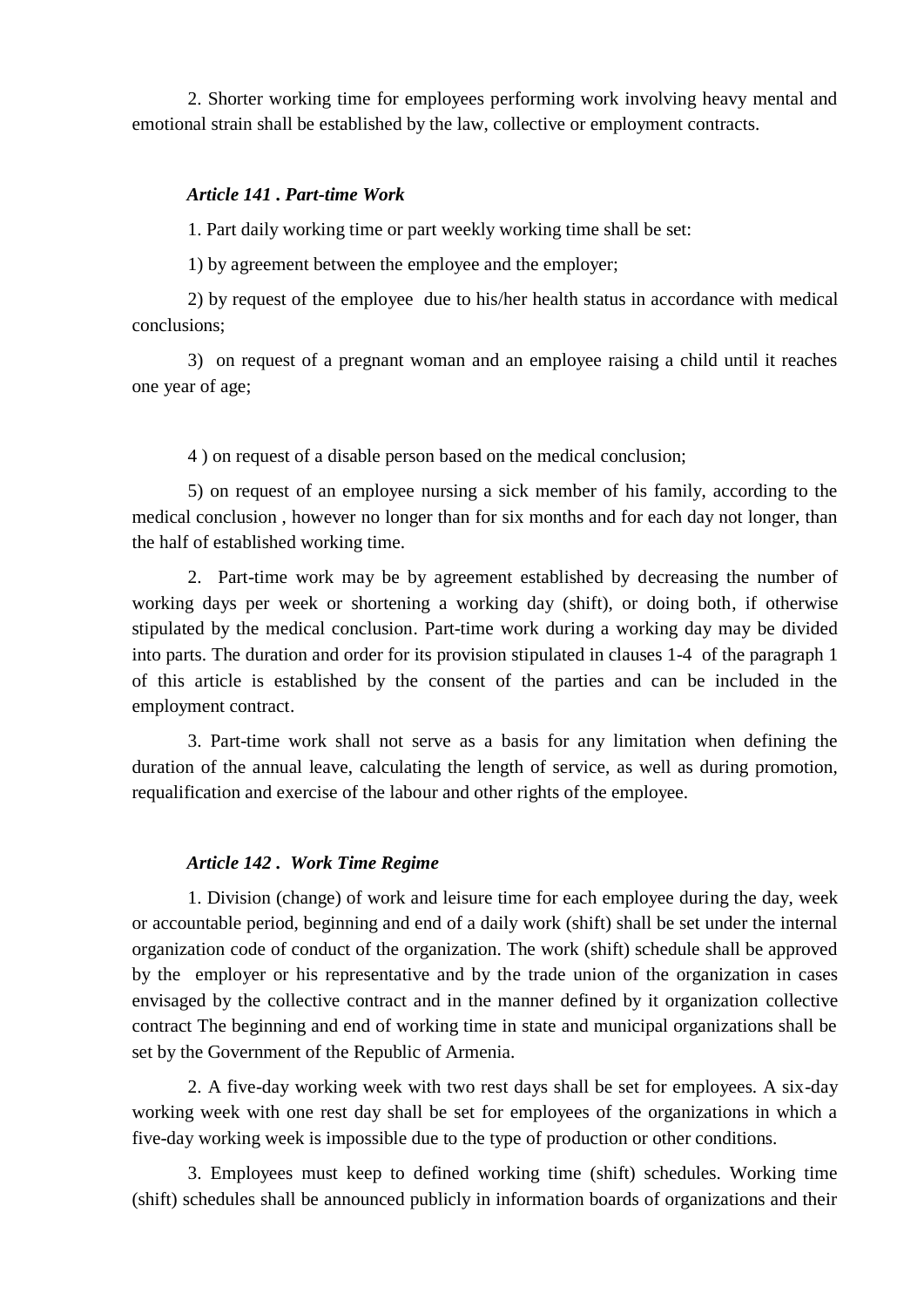2. Shorter working time for employees performing work involving heavy mental and emotional strain shall be established by the law, collective or employment contracts.

***Article 141 . Part-time Work***

1. Part daily working time or part weekly working time shall be set:

1) by agreement between the employee and the employer;

2) by request of the employee due to his/her health status in accordance with medical conclusions;

3) on request of a pregnant woman and an employee raising a child until it reaches one year of age;

4 ) on request of a disable person based on the medical conclusion;

5) on request of an employee nursing a sick member of his family, according to the medical conclusion , however no longer than for six months and for each day not longer, than the half of established working time.

2. Part-time work may be by agreement established by decreasing the number of working days per week or shortening a working day (shift), or doing both, if otherwise stipulated by the medical conclusion. Part-time work during a working day may be divided into parts. The duration and order for its provision stipulated in clauses 1-4 of the paragraph 1 of this article is established by the consent of the parties and can be included in the employment contract.

3. Part-time work shall not serve as a basis for any limitation when defining the duration of the annual leave, calculating the length of service, as well as during promotion, requalification and exercise of the labour and other rights of the employee.

***Article 142 . Work Time Regime***

1. Division (change) of work and leisure time for each employee during the day, week or accountable period, beginning and end of a daily work (shift) shall be set under the internal organization code of conduct of the organization. The work (shift) schedule shall be approved by the employer or his representative and by the trade union of the organization in cases envisaged by the collective contract and in the manner defined by it organization collective contract The beginning and end of working time in state and municipal organizations shall be set by the Government of the Republic of Armenia.

2. A five-day working week with two rest days shall be set for employees. A six-day working week with one rest day shall be set for employees of the organizations in which a five-day working week is impossible due to the type of production or other conditions.

3. Employees must keep to defined working time (shift) schedules. Working time (shift) schedules shall be announced publicly in information boards of organizations and their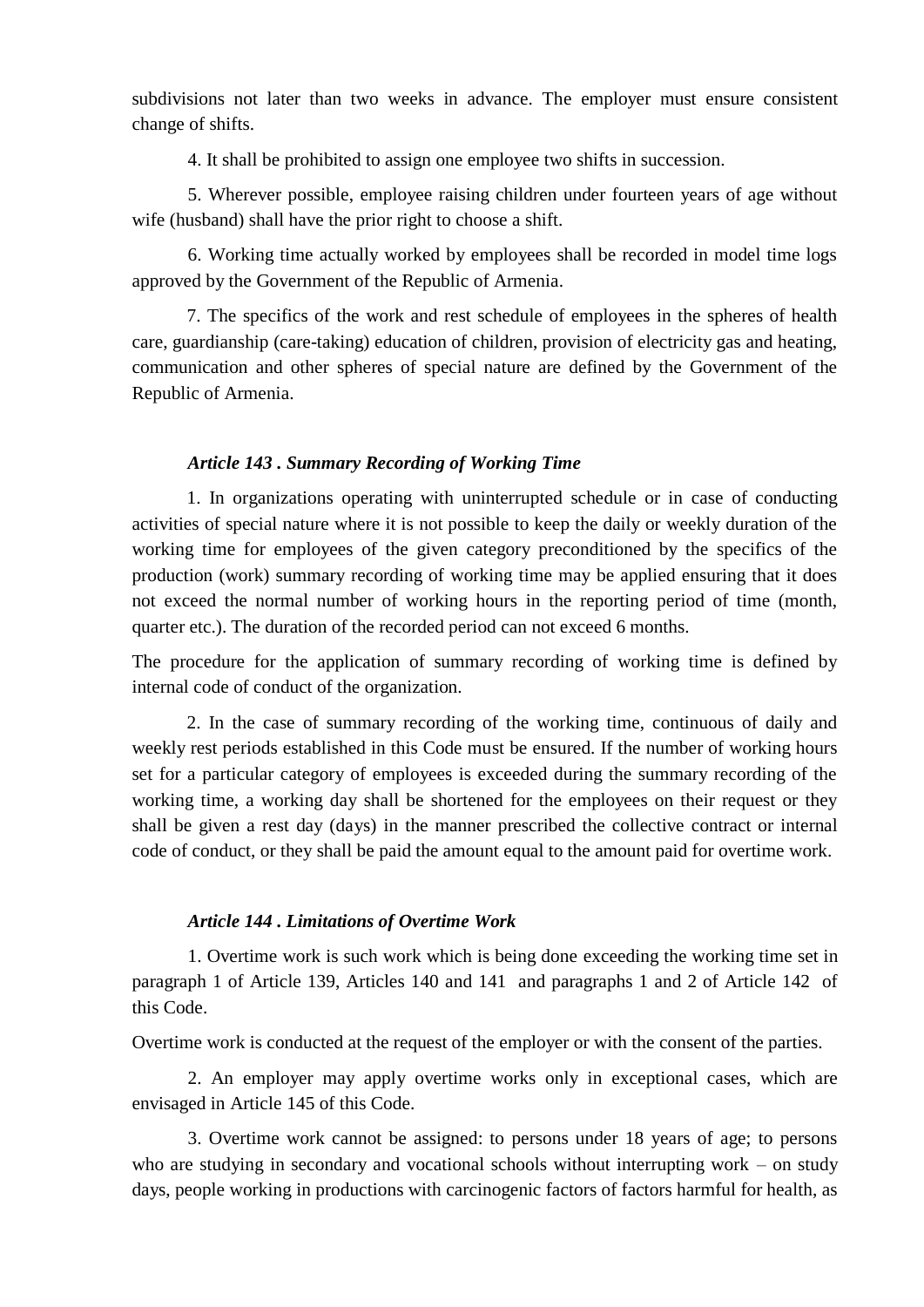subdivisions not later than two weeks in advance. The employer must ensure consistent change of shifts.

4. It shall be prohibited to assign one employee two shifts in succession.

5. Wherever possible, employee raising children under fourteen years of age without wife (husband) shall have the prior right to choose a shift.

6. Working time actually worked by employees shall be recorded in model time logs approved by the Government of the Republic of Armenia.

7. The specifics of the work and rest schedule of employees in the spheres of health care, guardianship (care-taking) education of children, provision of electricity gas and heating, communication and other spheres of special nature are defined by the Government of the Republic of Armenia.

### *Article 143 . Summary Recording of Working Time*

1. In organizations operating with uninterrupted schedule or in case of conducting activities of special nature where it is not possible to keep the daily or weekly duration of the working time for employees of the given category preconditioned by the specifics of the production (work) summary recording of working time may be applied ensuring that it does not exceed the normal number of working hours in the reporting period of time (month, quarter etc.). The duration of the recorded period can not exceed 6 months.

The procedure for the application of summary recording of working time is defined by internal code of conduct of the organization.

2. In the case of summary recording of the working time, continuous of daily and weekly rest periods established in this Code must be ensured. If the number of working hours set for a particular category of employees is exceeded during the summary recording of the working time, a working day shall be shortened for the employees on their request or they shall be given a rest day (days) in the manner prescribed the collective contract or internal code of conduct, or they shall be paid the amount equal to the amount paid for overtime work.

### *Article 144 . Limitations of Overtime Work*

1. Overtime work is such work which is being done exceeding the working time set in paragraph 1 of Article 139, Articles 140 and 141 and paragraphs 1 and 2 of Article 142 of this Code.

Overtime work is conducted at the request of the employer or with the consent of the parties.

2. An employer may apply overtime works only in exceptional cases, which are envisaged in Article 145 of this Code.

3. Overtime work cannot be assigned: to persons under 18 years of age; to persons who are studying in secondary and vocational schools without interrupting work – on study days, people working in productions with carcinogenic factors of factors harmful for health, as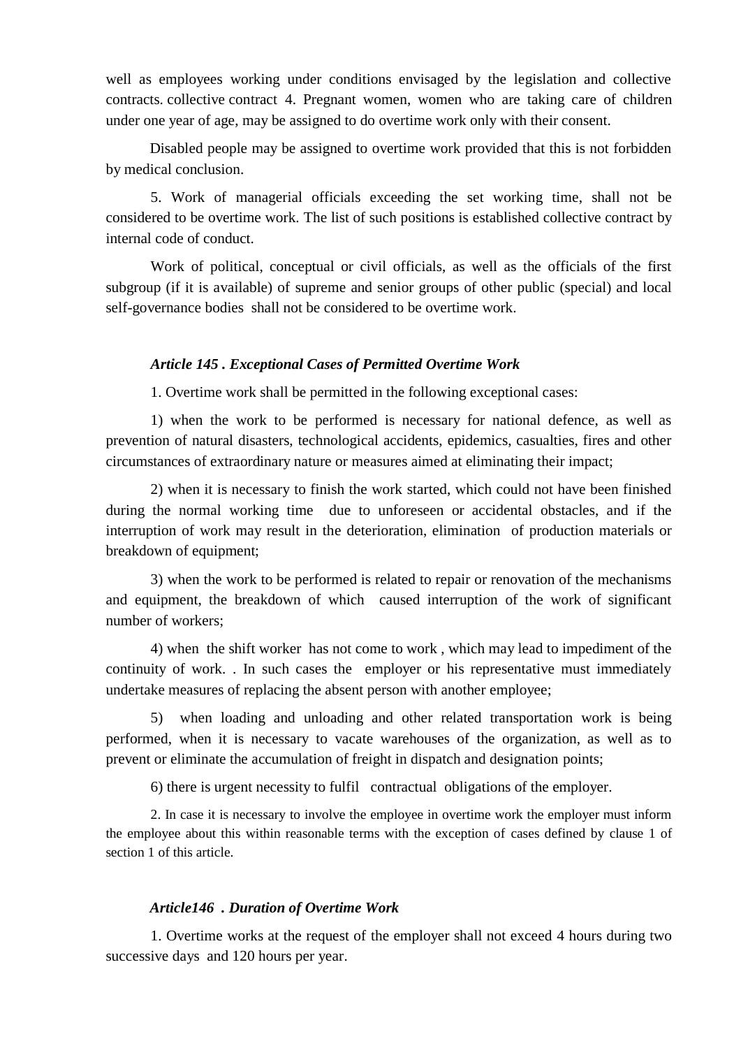well as employees working under conditions envisaged by the legislation and collective contracts. collective contract 4. Pregnant women, women who are taking care of children under one year of age, may be assigned to do overtime work only with their consent.

Disabled people may be assigned to overtime work provided that this is not forbidden by medical conclusion.

5. Work of managerial officials exceeding the set working time, shall not be considered to be overtime work. The list of such positions is established collective contract by internal code of conduct.

Work of political, conceptual or civil officials, as well as the officials of the first subgroup (if it is available) of supreme and senior groups of other public (special) and local self-governance bodies shall not be considered to be overtime work.

***Article 145 . Exceptional Cases of Permitted Overtime Work***

1. Overtime work shall be permitted in the following exceptional cases:

1) when the work to be performed is necessary for national defence, as well as prevention of natural disasters, technological accidents, epidemics, casualties, fires and other circumstances of extraordinary nature or measures aimed at eliminating their impact;

2) when it is necessary to finish the work started, which could not have been finished during the normal working time due to unforeseen or accidental obstacles, and if the interruption of work may result in the deterioration, elimination of production materials or breakdown of equipment;

3) when the work to be performed is related to repair or renovation of the mechanisms and equipment, the breakdown of which caused interruption of the work of significant number of workers;

4) when the shift worker has not come to work , which may lead to impediment of the continuity of work. . In such cases the employer or his representative must immediately undertake measures of replacing the absent person with another employee;

5) when loading and unloading and other related transportation work is being performed, when it is necessary to vacate warehouses of the organization, as well as to prevent or eliminate the accumulation of freight in dispatch and designation points;

6) there is urgent necessity to fulfil contractual obligations of the employer.

2. In case it is necessary to involve the employee in overtime work the employer must inform the employee about this within reasonable terms with the exception of cases defined by clause 1 of section 1 of this article.

***Article146 . Duration of Overtime Work***

1. Overtime works at the request of the employer shall not exceed 4 hours during two successive days and 120 hours per year.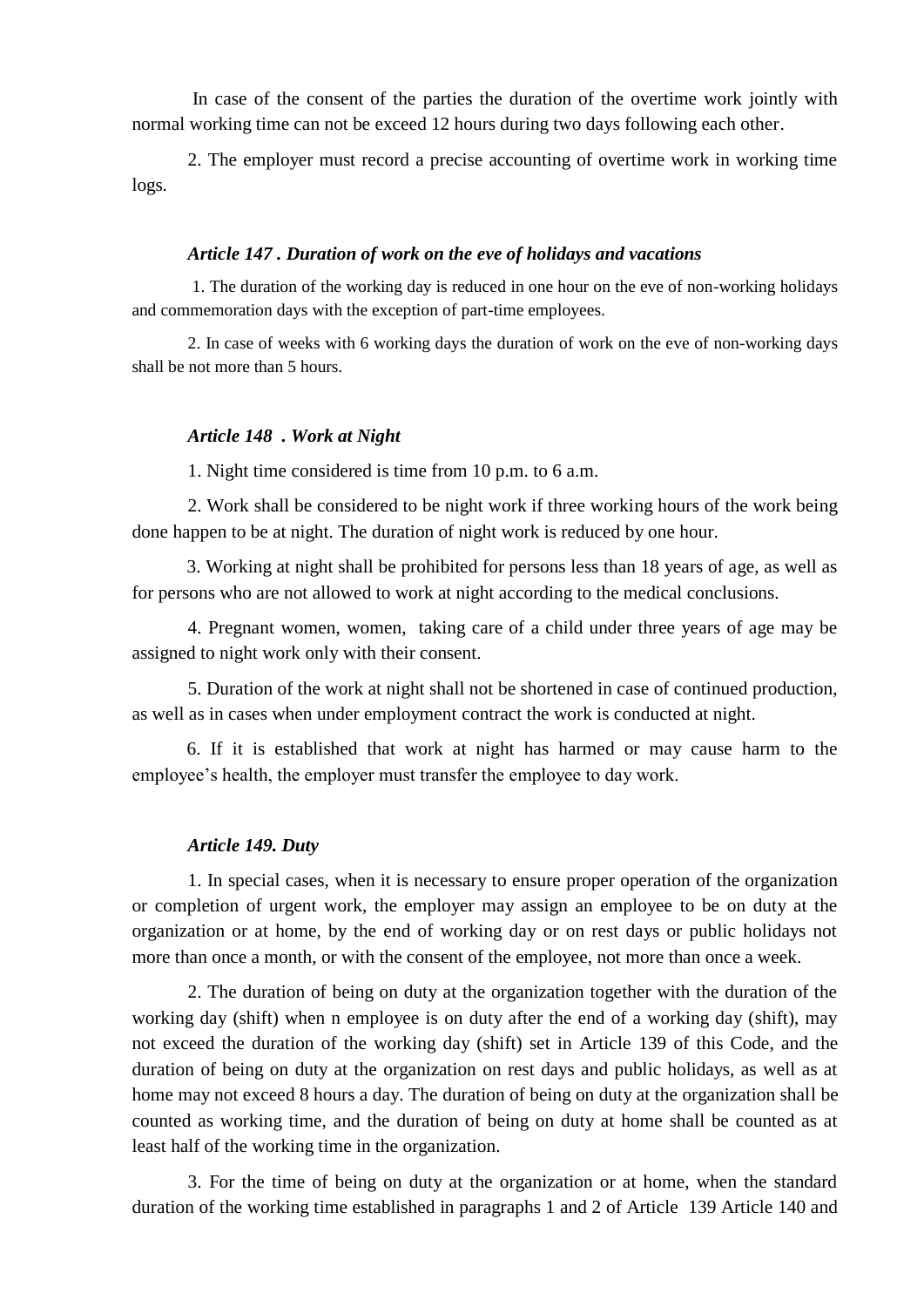In case of the consent of the parties the duration of the overtime work jointly with normal working time can not be exceed 12 hours during two days following each other.

2. The employer must record a precise accounting of overtime work in working time logs.

### *Article 147 . Duration of work on the eve of holidays and vacations*

1. The duration of the working day is reduced in one hour on the eve of non-working holidays and commemoration days with the exception of part-time employees.

2. In case of weeks with 6 working days the duration of work on the eve of non-working days shall be not more than 5 hours.

### *Article 148 . Work at Night*

1. Night time considered is time from 10 p.m. to 6 a.m.

2. Work shall be considered to be night work if three working hours of the work being done happen to be at night. The duration of night work is reduced by one hour.

3. Working at night shall be prohibited for persons less than 18 years of age, as well as for persons who are not allowed to work at night according to the medical conclusions.

4. Pregnant women, women, taking care of a child under three years of age may be assigned to night work only with their consent.

5. Duration of the work at night shall not be shortened in case of continued production, as well as in cases when under employment contract the work is conducted at night.

6. If it is established that work at night has harmed or may cause harm to the employee's health, the employer must transfer the employee to day work.

### *Article 149. Duty*

1. In special cases, when it is necessary to ensure proper operation of the organization or completion of urgent work, the employer may assign an employee to be on duty at the organization or at home, by the end of working day or on rest days or public holidays not more than once a month, or with the consent of the employee, not more than once a week.

2. The duration of being on duty at the organization together with the duration of the working day (shift) when n employee is on duty after the end of a working day (shift), may not exceed the duration of the working day (shift) set in Article 139 of this Code, and the duration of being on duty at the organization on rest days and public holidays, as well as at home may not exceed 8 hours a day. The duration of being on duty at the organization shall be counted as working time, and the duration of being on duty at home shall be counted as at least half of the working time in the organization.

3. For the time of being on duty at the organization or at home, when the standard duration of the working time established in paragraphs 1 and 2 of Article 139 Article 140 and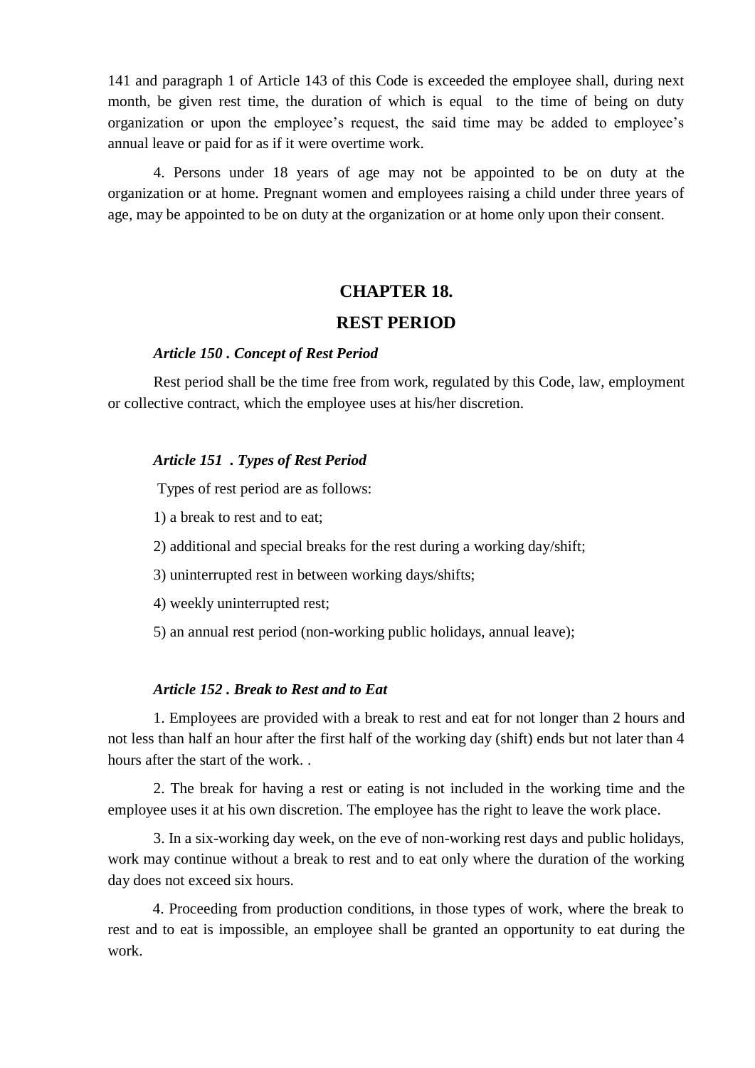141 and paragraph 1 of Article 143 of this Code is exceeded the employee shall, during next month, be given rest time, the duration of which is equal to the time of being on duty organization or upon the employee's request, the said time may be added to employee's annual leave or paid for as if it were overtime work.

4. Persons under 18 years of age may not be appointed to be on duty at the organization or at home. Pregnant women and employees raising a child under three years of age, may be appointed to be on duty at the organization or at home only upon their consent.

## CHAPTER 18.

## REST PERIOD

***Article 150 . Concept of Rest Period***

Rest period shall be the time free from work, regulated by this Code, law, employment or collective contract, which the employee uses at his/her discretion.

***Article 151 . Types of Rest Period***

Types of rest period are as follows:

1) a break to rest and to eat;

2) additional and special breaks for the rest during a working day/shift;

3) uninterrupted rest in between working days/shifts;

4) weekly uninterrupted rest;

5) an annual rest period (non-working public holidays, annual leave);

***Article 152 . Break to Rest and to Eat***

1. Employees are provided with a break to rest and eat for not longer than 2 hours and not less than half an hour after the first half of the working day (shift) ends but not later than 4 hours after the start of the work. .

2. The break for having a rest or eating is not included in the working time and the employee uses it at his own discretion. The employee has the right to leave the work place.

3. In a six-working day week, on the eve of non-working rest days and public holidays, work may continue without a break to rest and to eat only where the duration of the working day does not exceed six hours.

4. Proceeding from production conditions, in those types of work, where the break to rest and to eat is impossible, an employee shall be granted an opportunity to eat during the work.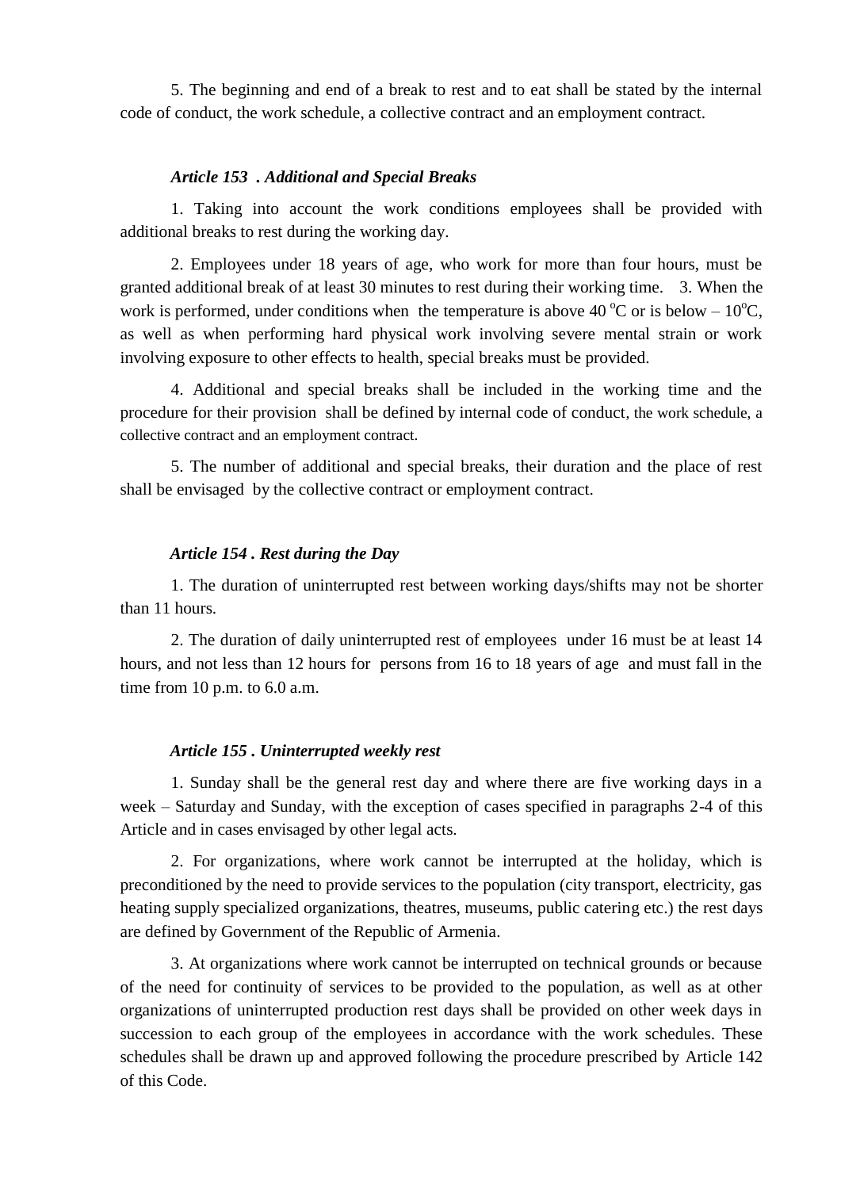5. The beginning and end of a break to rest and to eat shall be stated by the internal code of conduct, the work schedule, a collective contract and an employment contract.

### *Article 153 . Additional and Special Breaks*

1. Taking into account the work conditions employees shall be provided with additional breaks to rest during the working day.

2. Employees under 18 years of age, who work for more than four hours, must be granted additional break of at least 30 minutes to rest during their working time. 3. When the work is performed, under conditions when the temperature is above 40 $^{o}$C or is below – 10$^{o}$C, as well as when performing hard physical work involving severe mental strain or work involving exposure to other effects to health, special breaks must be provided.

4. Additional and special breaks shall be included in the working time and the procedure for their provision shall be defined by internal code of conduct, the work schedule, a collective contract and an employment contract.

5. The number of additional and special breaks, their duration and the place of rest shall be envisaged by the collective contract or employment contract.

### *Article 154 . Rest during the Day*

1. The duration of uninterrupted rest between working days/shifts may not be shorter than 11 hours.

2. The duration of daily uninterrupted rest of employees under 16 must be at least 14 hours, and not less than 12 hours for persons from 16 to 18 years of age and must fall in the time from 10 p.m. to 6.0 a.m.

### *Article 155 . Uninterrupted weekly rest*

1. Sunday shall be the general rest day and where there are five working days in a week – Saturday and Sunday, with the exception of cases specified in paragraphs 2-4 of this Article and in cases envisaged by other legal acts.

2. For organizations, where work cannot be interrupted at the holiday, which is preconditioned by the need to provide services to the population (city transport, electricity, gas heating supply specialized organizations, theatres, museums, public catering etc.) the rest days are defined by Government of the Republic of Armenia.

3. At organizations where work cannot be interrupted on technical grounds or because of the need for continuity of services to be provided to the population, as well as at other organizations of uninterrupted production rest days shall be provided on other week days in succession to each group of the employees in accordance with the work schedules. These schedules shall be drawn up and approved following the procedure prescribed by Article 142 of this Code.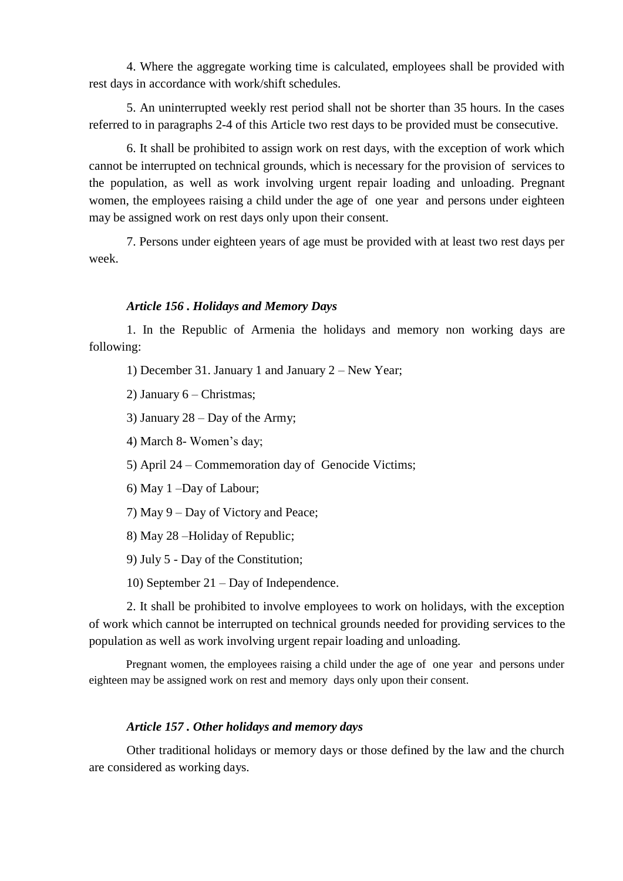4. Where the aggregate working time is calculated, employees shall be provided with rest days in accordance with work/shift schedules.

5. An uninterrupted weekly rest period shall not be shorter than 35 hours. In the cases referred to in paragraphs 2-4 of this Article two rest days to be provided must be consecutive.

6. It shall be prohibited to assign work on rest days, with the exception of work which cannot be interrupted on technical grounds, which is necessary for the provision of services to the population, as well as work involving urgent repair loading and unloading. Pregnant women, the employees raising a child under the age of one year and persons under eighteen may be assigned work on rest days only upon their consent.

7. Persons under eighteen years of age must be provided with at least two rest days per week.

### *Article 156 . Holidays and Memory Days*

1. In the Republic of Armenia the holidays and memory non working days are following:

1) December 31. January 1 and January 2 – New Year;

2) January 6 – Christmas;

3) January 28 – Day of the Army;

4) March 8- Women's day;

5) April 24 – Commemoration day of Genocide Victims;

6) May 1 –Day of Labour;

7) May 9 – Day of Victory and Peace;

8) May 28 –Holiday of Republic;

9) July 5 - Day of the Constitution;

10) September 21 – Day of Independence.

2. It shall be prohibited to involve employees to work on holidays, with the exception of work which cannot be interrupted on technical grounds needed for providing services to the population as well as work involving urgent repair loading and unloading.

Pregnant women, the employees raising a child under the age of one year and persons under eighteen may be assigned work on rest and memory days only upon their consent.

### *Article 157 . Other holidays and memory days*

Other traditional holidays or memory days or those defined by the law and the church are considered as working days.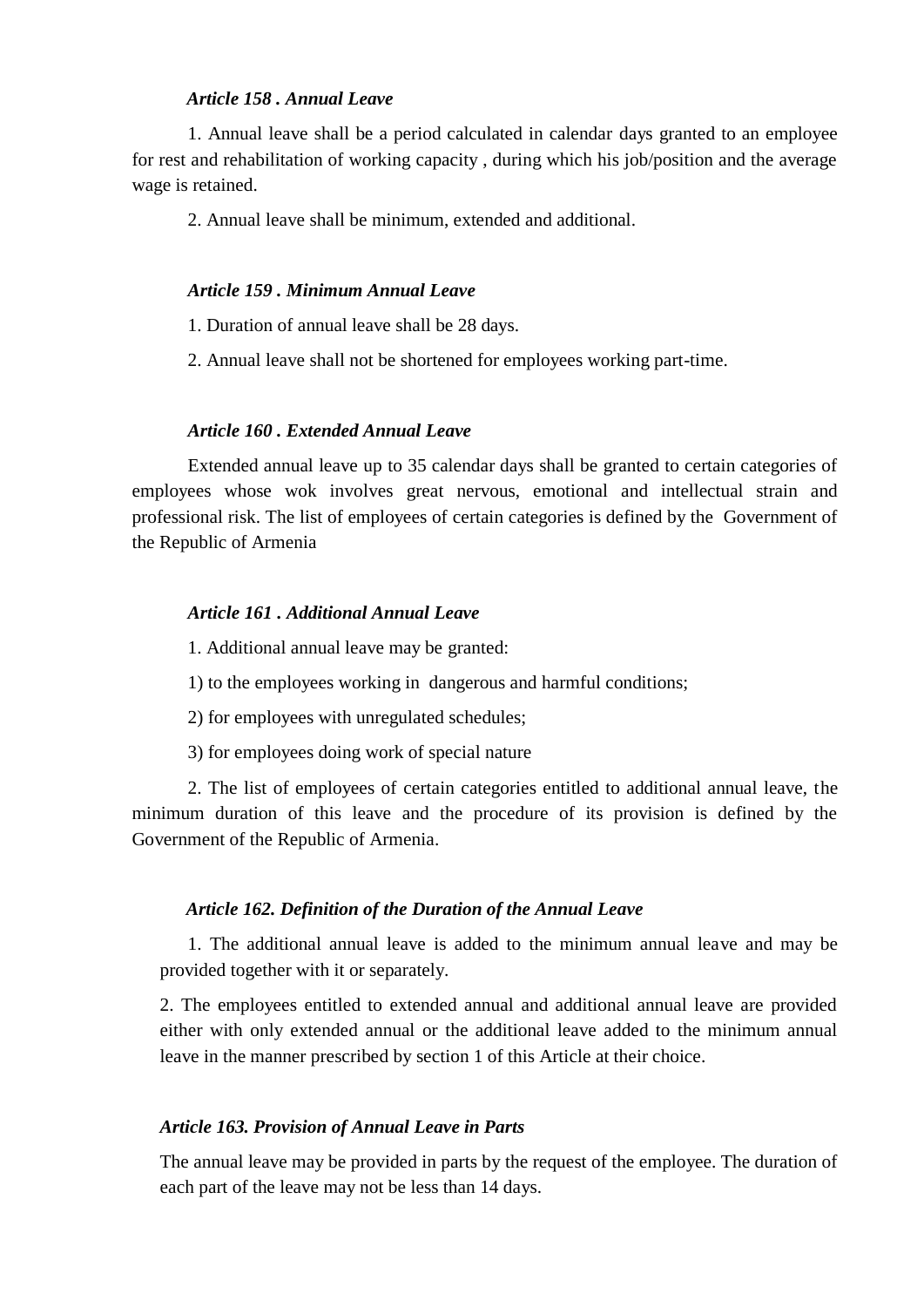***Article 158 . Annual Leave***

1. Annual leave shall be a period calculated in calendar days granted to an employee for rest and rehabilitation of working capacity , during which his job/position and the average wage is retained.

2. Annual leave shall be minimum, extended and additional.

***Article 159 . Minimum Annual Leave***

1. Duration of annual leave shall be 28 days.

2. Annual leave shall not be shortened for employees working part-time.

***Article 160 . Extended Annual Leave***

Extended annual leave up to 35 calendar days shall be granted to certain categories of employees whose wok involves great nervous, emotional and intellectual strain and professional risk. The list of employees of certain categories is defined by the Government of the Republic of Armenia

***Article 161 . Additional Annual Leave***

1. Additional annual leave may be granted:

1) to the employees working in dangerous and harmful conditions;

2) for employees with unregulated schedules;

3) for employees doing work of special nature

2. The list of employees of certain categories entitled to additional annual leave, the minimum duration of this leave and the procedure of its provision is defined by the Government of the Republic of Armenia.

***Article 162. Definition of the Duration of the Annual Leave***

1. The additional annual leave is added to the minimum annual leave and may be provided together with it or separately.

2. The employees entitled to extended annual and additional annual leave are provided either with only extended annual or the additional leave added to the minimum annual leave in the manner prescribed by section 1 of this Article at their choice.

***Article 163. Provision of Annual Leave in Parts***

The annual leave may be provided in parts by the request of the employee. The duration of each part of the leave may not be less than 14 days.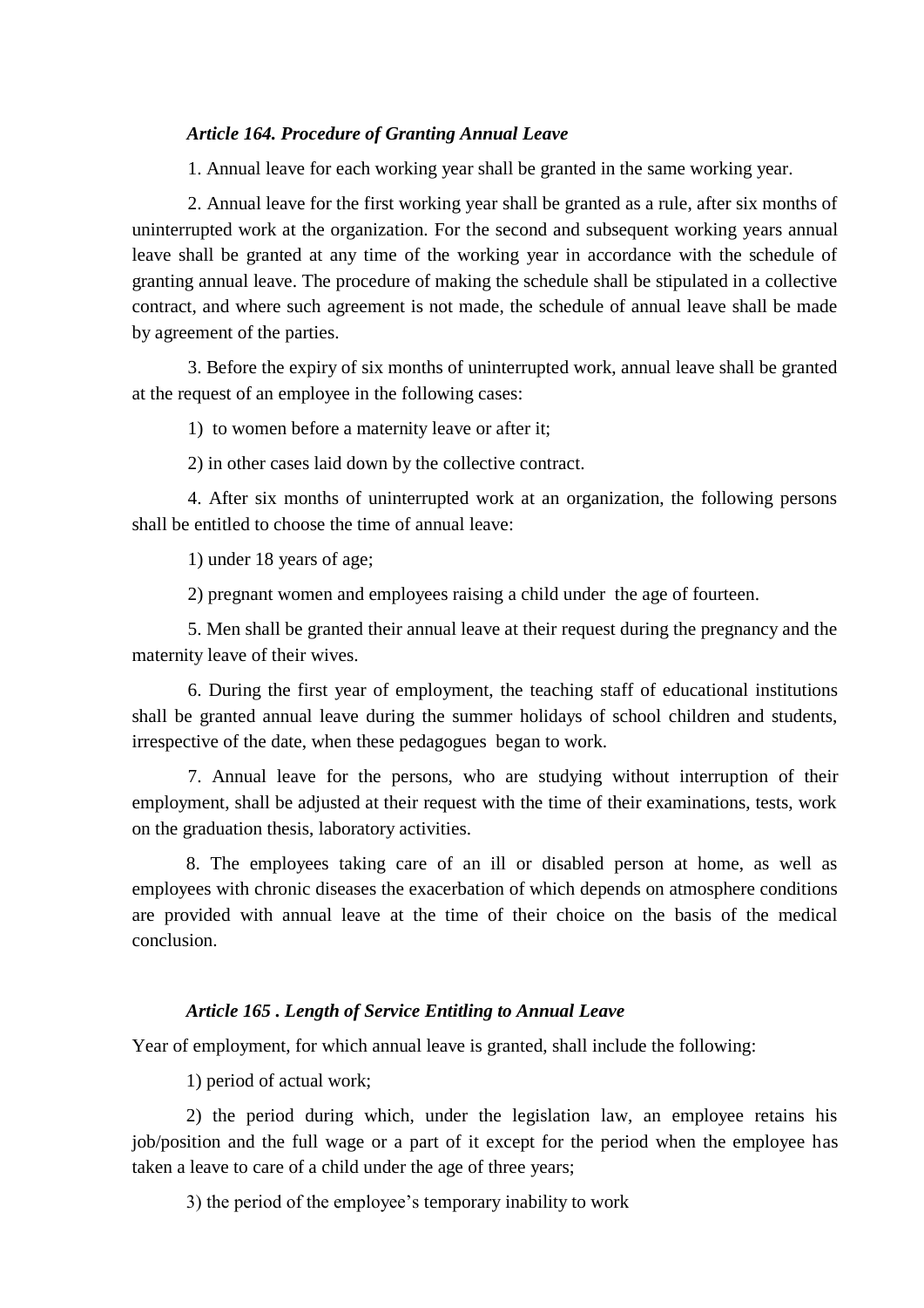***Article 164. Procedure of Granting Annual Leave***

1. Annual leave for each working year shall be granted in the same working year.

2. Annual leave for the first working year shall be granted as a rule, after six months of uninterrupted work at the organization. For the second and subsequent working years annual leave shall be granted at any time of the working year in accordance with the schedule of granting annual leave. The procedure of making the schedule shall be stipulated in a collective contract, and where such agreement is not made, the schedule of annual leave shall be made by agreement of the parties.

3. Before the expiry of six months of uninterrupted work, annual leave shall be granted at the request of an employee in the following cases:

1) to women before a maternity leave or after it;

2) in other cases laid down by the collective contract.

4. After six months of uninterrupted work at an organization, the following persons shall be entitled to choose the time of annual leave:

1) under 18 years of age;

2) pregnant women and employees raising a child under the age of fourteen.

5. Men shall be granted their annual leave at their request during the pregnancy and the maternity leave of their wives.

6. During the first year of employment, the teaching staff of educational institutions shall be granted annual leave during the summer holidays of school children and students, irrespective of the date, when these pedagogues began to work.

7. Annual leave for the persons, who are studying without interruption of their employment, shall be adjusted at their request with the time of their examinations, tests, work on the graduation thesis, laboratory activities.

8. The employees taking care of an ill or disabled person at home, as well as employees with chronic diseases the exacerbation of which depends on atmosphere conditions are provided with annual leave at the time of their choice on the basis of the medical conclusion.

***Article 165 . Length of Service Entitling to Annual Leave***

Year of employment, for which annual leave is granted, shall include the following:

1) period of actual work;

2) the period during which, under the legislation law, an employee retains his job/position and the full wage or a part of it except for the period when the employee has taken a leave to care of a child under the age of three years;

3) the period of the employee's temporary inability to work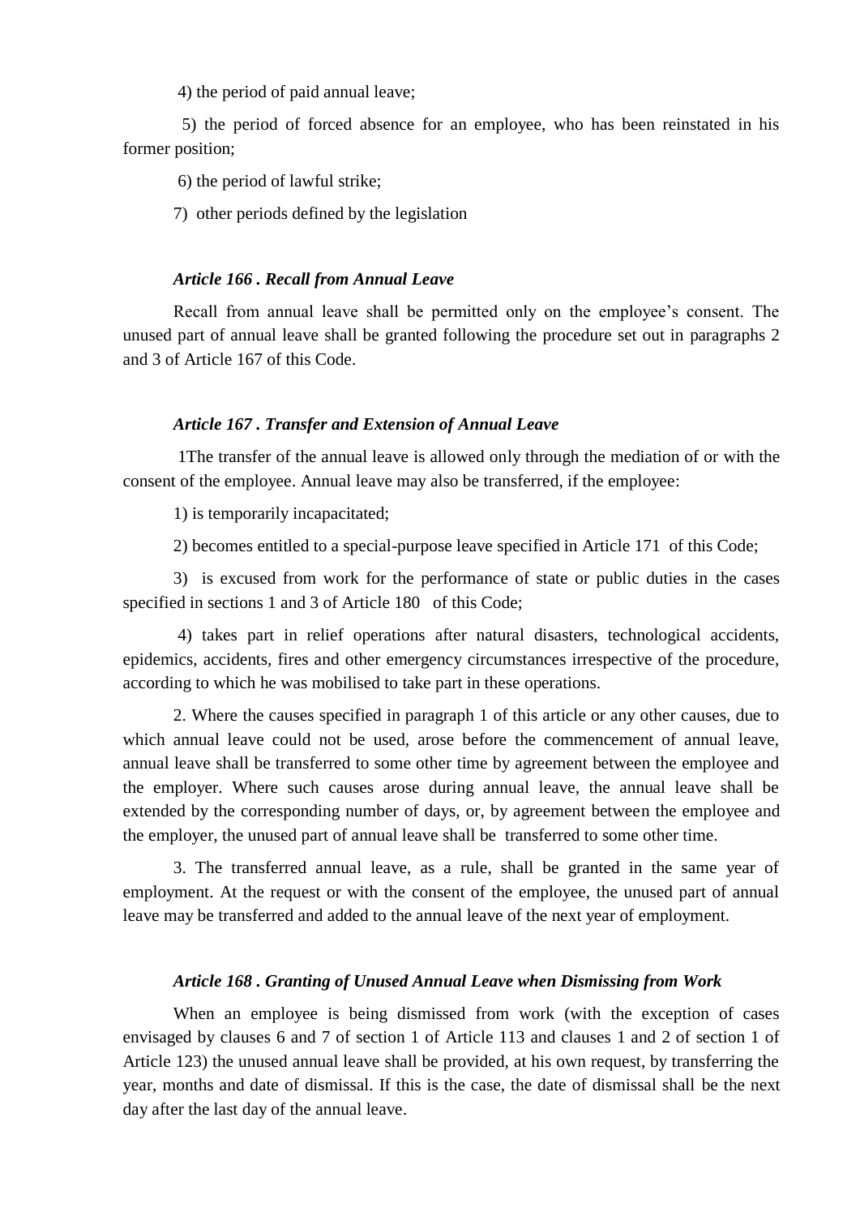4) the period of paid annual leave;

5) the period of forced absence for an employee, who has been reinstated in his former position;

6) the period of lawful strike;

7) other periods defined by the legislation

***Article 166 . Recall from Annual Leave***

Recall from annual leave shall be permitted only on the employee's consent. The unused part of annual leave shall be granted following the procedure set out in paragraphs 2 and 3 of Article 167 of this Code.

***Article 167 . Transfer and Extension of Annual Leave***

1The transfer of the annual leave is allowed only through the mediation of or with the consent of the employee. Annual leave may also be transferred, if the employee:

1) is temporarily incapacitated;

2) becomes entitled to a special-purpose leave specified in Article 171 of this Code;

3) is excused from work for the performance of state or public duties in the cases specified in sections 1 and 3 of Article 180 of this Code;

4) takes part in relief operations after natural disasters, technological accidents, epidemics, accidents, fires and other emergency circumstances irrespective of the procedure, according to which he was mobilised to take part in these operations.

2. Where the causes specified in paragraph 1 of this article or any other causes, due to which annual leave could not be used, arose before the commencement of annual leave, annual leave shall be transferred to some other time by agreement between the employee and the employer. Where such causes arose during annual leave, the annual leave shall be extended by the corresponding number of days, or, by agreement between the employee and the employer, the unused part of annual leave shall be transferred to some other time.

3. The transferred annual leave, as a rule, shall be granted in the same year of employment. At the request or with the consent of the employee, the unused part of annual leave may be transferred and added to the annual leave of the next year of employment.

***Article 168 . Granting of Unused Annual Leave when Dismissing from Work***

When an employee is being dismissed from work (with the exception of cases envisaged by clauses 6 and 7 of section 1 of Article 113 and clauses 1 and 2 of section 1 of Article 123) the unused annual leave shall be provided, at his own request, by transferring the year, months and date of dismissal. If this is the case, the date of dismissal shall be the next day after the last day of the annual leave.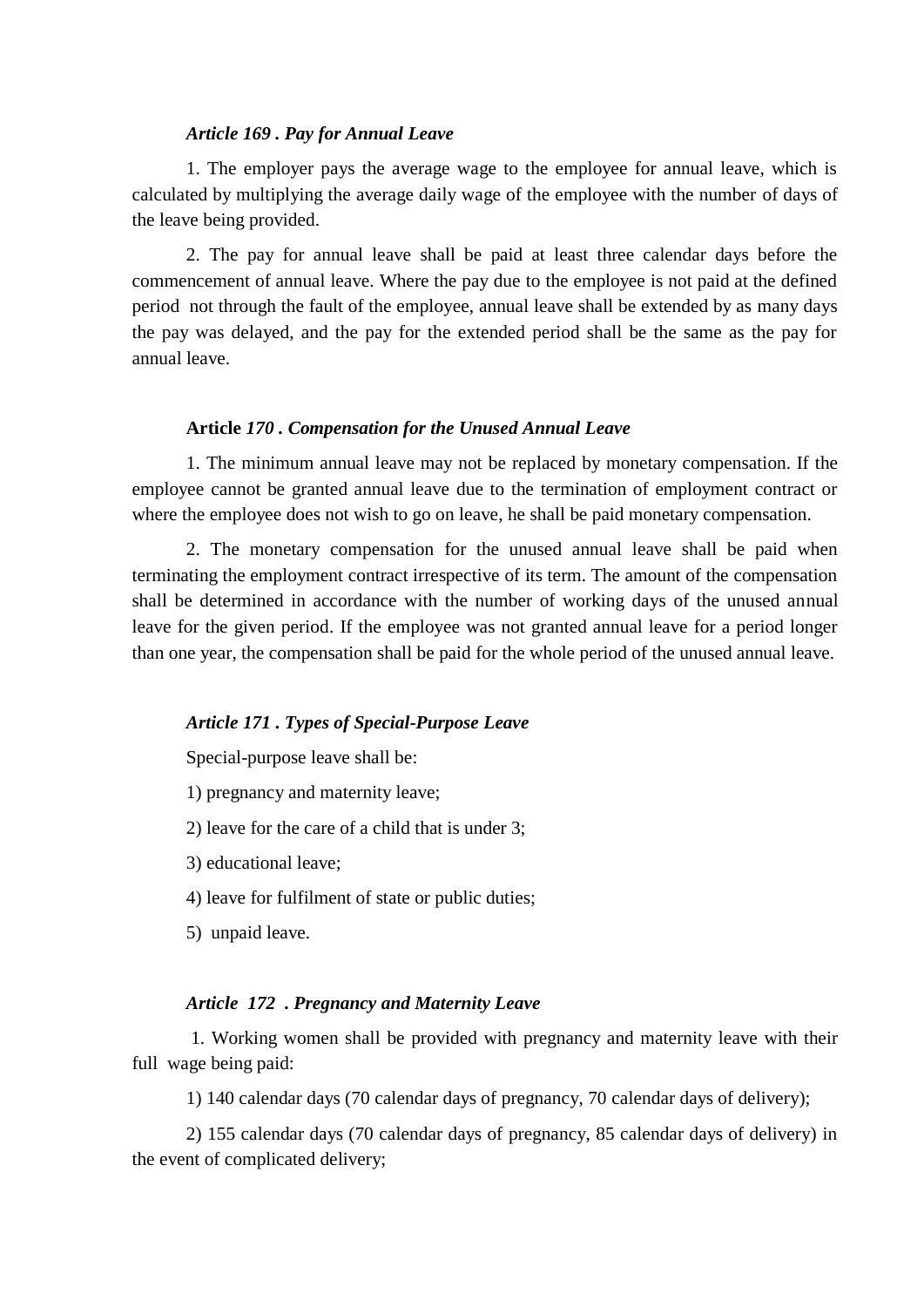***Article 169 . Pay for Annual Leave***

1. The employer pays the average wage to the employee for annual leave, which is calculated by multiplying the average daily wage of the employee with the number of days of the leave being provided.

2. The pay for annual leave shall be paid at least three calendar days before the commencement of annual leave. Where the pay due to the employee is not paid at the defined period not through the fault of the employee, annual leave shall be extended by as many days the pay was delayed, and the pay for the extended period shall be the same as the pay for annual leave.

**Article *170 . Compensation for the Unused Annual Leave***

1. The minimum annual leave may not be replaced by monetary compensation. If the employee cannot be granted annual leave due to the termination of employment contract or where the employee does not wish to go on leave, he shall be paid monetary compensation.

2. The monetary compensation for the unused annual leave shall be paid when terminating the employment contract irrespective of its term. The amount of the compensation shall be determined in accordance with the number of working days of the unused annual leave for the given period. If the employee was not granted annual leave for a period longer than one year, the compensation shall be paid for the whole period of the unused annual leave.

***Article 171 . Types of Special-Purpose Leave***

Special-purpose leave shall be:

1) pregnancy and maternity leave;

2) leave for the care of a child that is under 3;

3) educational leave;

4) leave for fulfilment of state or public duties;

5) unpaid leave.

***Article 172 . Pregnancy and Maternity Leave***

1. Working women shall be provided with pregnancy and maternity leave with their full wage being paid:

1) 140 calendar days (70 calendar days of pregnancy, 70 calendar days of delivery);

2) 155 calendar days (70 calendar days of pregnancy, 85 calendar days of delivery) in the event of complicated delivery;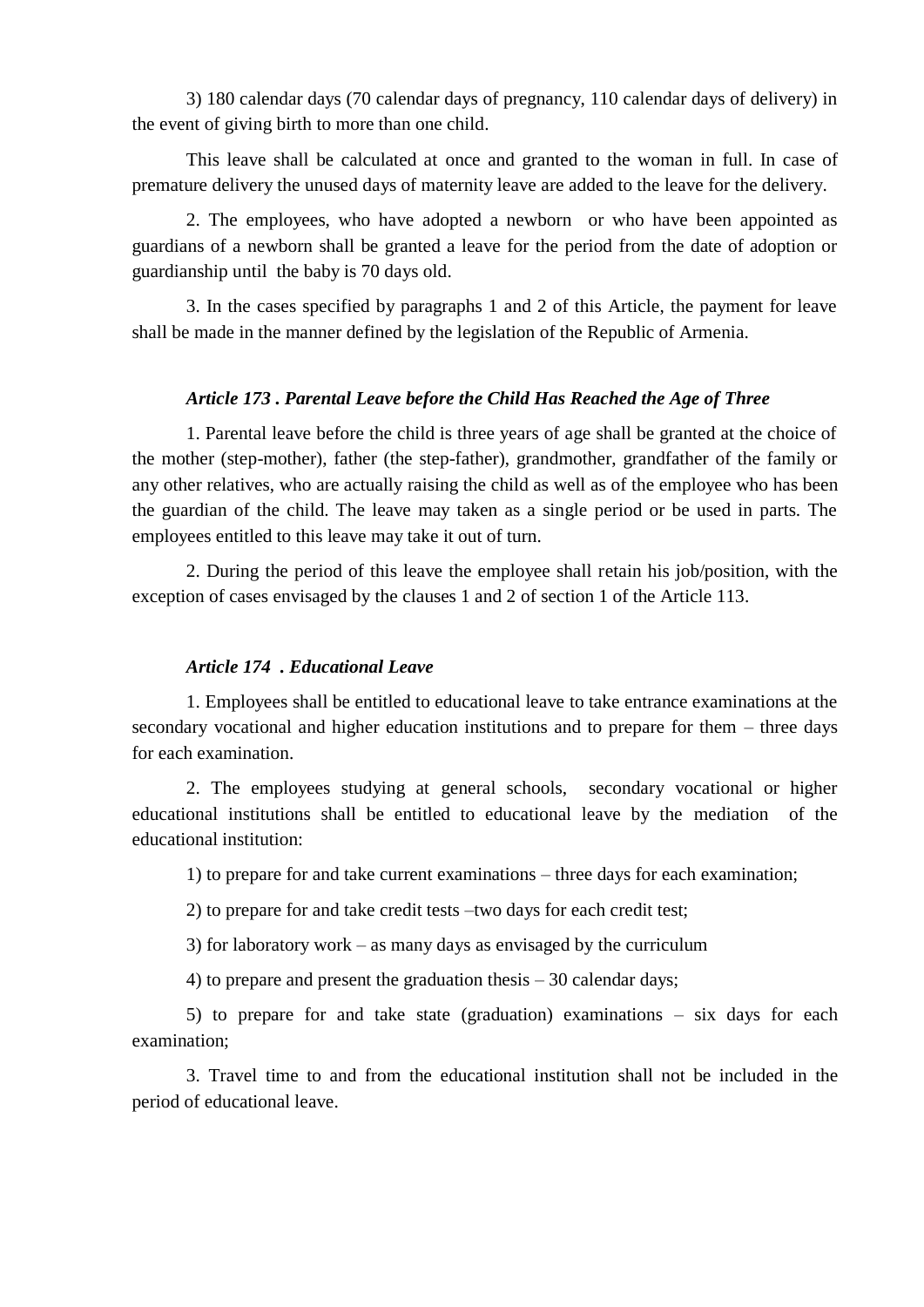3) 180 calendar days (70 calendar days of pregnancy, 110 calendar days of delivery) in the event of giving birth to more than one child.

This leave shall be calculated at once and granted to the woman in full. In case of premature delivery the unused days of maternity leave are added to the leave for the delivery.

2. The employees, who have adopted a newborn or who have been appointed as guardians of a newborn shall be granted a leave for the period from the date of adoption or guardianship until the baby is 70 days old.

3. In the cases specified by paragraphs 1 and 2 of this Article, the payment for leave shall be made in the manner defined by the legislation of the Republic of Armenia.

### *Article 173 . Parental Leave before the Child Has Reached the Age of Three*

1. Parental leave before the child is three years of age shall be granted at the choice of the mother (step-mother), father (the step-father), grandmother, grandfather of the family or any other relatives, who are actually raising the child as well as of the employee who has been the guardian of the child. The leave may taken as a single period or be used in parts. The employees entitled to this leave may take it out of turn.

2. During the period of this leave the employee shall retain his job/position, with the exception of cases envisaged by the clauses 1 and 2 of section 1 of the Article 113.

### *Article 174 . Educational Leave*

1. Employees shall be entitled to educational leave to take entrance examinations at the secondary vocational and higher education institutions and to prepare for them – three days for each examination.

2. The employees studying at general schools, secondary vocational or higher educational institutions shall be entitled to educational leave by the mediation of the educational institution:

1) to prepare for and take current examinations – three days for each examination;

2) to prepare for and take credit tests –two days for each credit test;

3) for laboratory work – as many days as envisaged by the curriculum

4) to prepare and present the graduation thesis – 30 calendar days;

5) to prepare for and take state (graduation) examinations – six days for each examination;

3. Travel time to and from the educational institution shall not be included in the period of educational leave.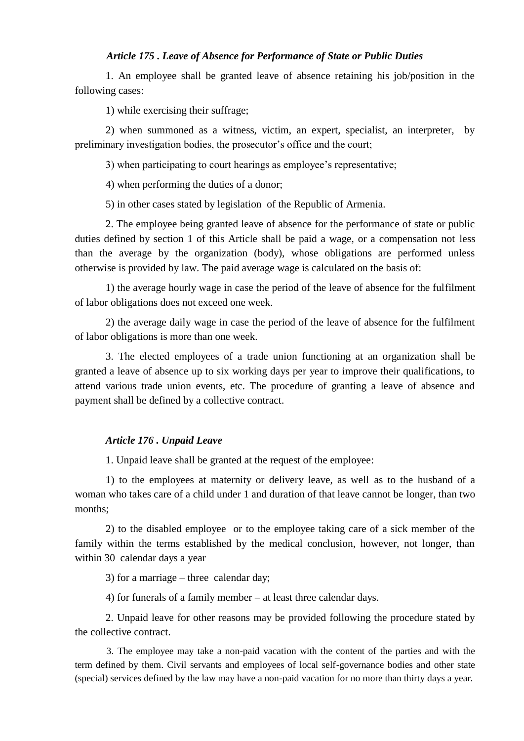***Article 175 . Leave of Absence for Performance of State or Public Duties***

1. An employee shall be granted leave of absence retaining his job/position in the following cases:

1) while exercising their suffrage;

2) when summoned as a witness, victim, an expert, specialist, an interpreter, by preliminary investigation bodies, the prosecutor's office and the court;

3) when participating to court hearings as employee's representative;

4) when performing the duties of a donor;

5) in other cases stated by legislation of the Republic of Armenia.

2. The employee being granted leave of absence for the performance of state or public duties defined by section 1 of this Article shall be paid a wage, or a compensation not less than the average by the organization (body), whose obligations are performed unless otherwise is provided by law. The paid average wage is calculated on the basis of:

1) the average hourly wage in case the period of the leave of absence for the fulfilment of labor obligations does not exceed one week.

2) the average daily wage in case the period of the leave of absence for the fulfilment of labor obligations is more than one week.

3. The elected employees of a trade union functioning at an organization shall be granted a leave of absence up to six working days per year to improve their qualifications, to attend various trade union events, etc. The procedure of granting a leave of absence and payment shall be defined by a collective contract.

***Article 176 . Unpaid Leave***

1. Unpaid leave shall be granted at the request of the employee:

1) to the employees at maternity or delivery leave, as well as to the husband of a woman who takes care of a child under 1 and duration of that leave cannot be longer, than two months;

2) to the disabled employee or to the employee taking care of a sick member of the family within the terms established by the medical conclusion, however, not longer, than within 30 calendar days a year

3) for a marriage – three calendar day;

4) for funerals of a family member – at least three calendar days.

2. Unpaid leave for other reasons may be provided following the procedure stated by the collective contract.

3. The employee may take a non-paid vacation with the content of the parties and with the term defined by them. Civil servants and employees of local self-governance bodies and other state (special) services defined by the law may have a non-paid vacation for no more than thirty days a year.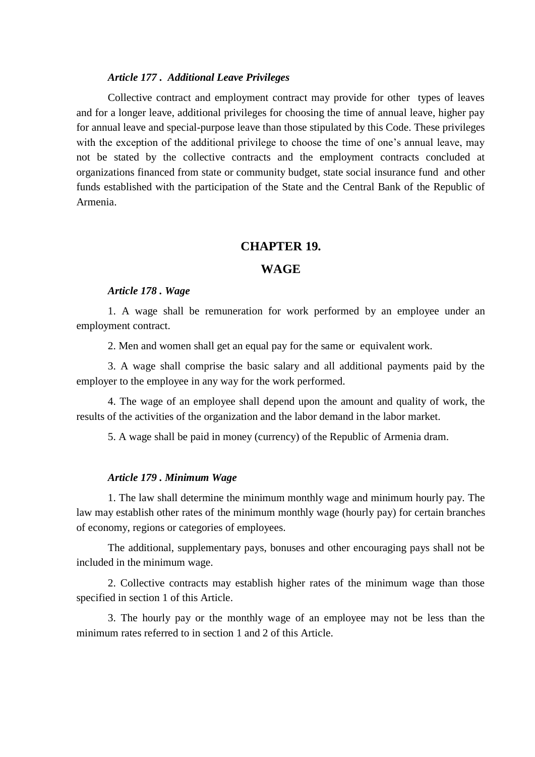*Article 177 . Additional Leave Privileges*

Collective contract and employment contract may provide for other types of leaves and for a longer leave, additional privileges for choosing the time of annual leave, higher pay for annual leave and special-purpose leave than those stipulated by this Code. These privileges with the exception of the additional privilege to choose the time of one's annual leave, may not be stated by the collective contracts and the employment contracts concluded at organizations financed from state or community budget, state social insurance fund and other funds established with the participation of the State and the Central Bank of the Republic of Armenia.

## CHAPTER 19.

## WAGE

*Article 178 . Wage*

1. A wage shall be remuneration for work performed by an employee under an employment contract.

2. Men and women shall get an equal pay for the same or equivalent work.

3. A wage shall comprise the basic salary and all additional payments paid by the employer to the employee in any way for the work performed.

4. The wage of an employee shall depend upon the amount and quality of work, the results of the activities of the organization and the labor demand in the labor market.

5. A wage shall be paid in money (currency) of the Republic of Armenia dram.

*Article 179 . Minimum Wage*

1. The law shall determine the minimum monthly wage and minimum hourly pay. The law may establish other rates of the minimum monthly wage (hourly pay) for certain branches of economy, regions or categories of employees.

The additional, supplementary pays, bonuses and other encouraging pays shall not be included in the minimum wage.

2. Collective contracts may establish higher rates of the minimum wage than those specified in section 1 of this Article.

3. The hourly pay or the monthly wage of an employee may not be less than the minimum rates referred to in section 1 and 2 of this Article.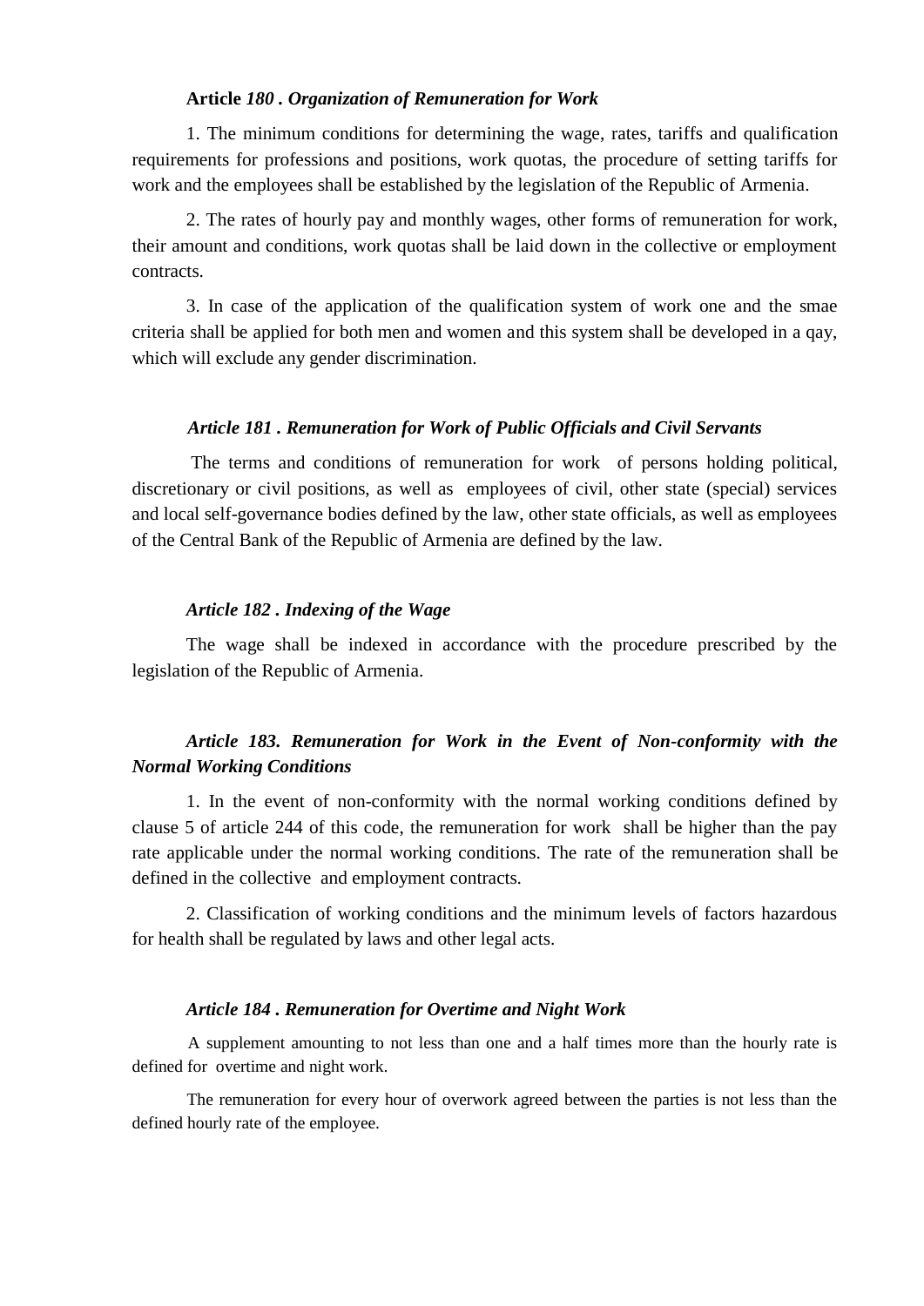#### **Article** *180 . Organization of Remuneration for Work*

1. The minimum conditions for determining the wage, rates, tariffs and qualification requirements for professions and positions, work quotas, the procedure of setting tariffs for work and the employees shall be established by the legislation of the Republic of Armenia.

2. The rates of hourly pay and monthly wages, other forms of remuneration for work, their amount and conditions, work quotas shall be laid down in the collective or employment contracts.

3. In case of the application of the qualification system of work one and the smae criteria shall be applied for both men and women and this system shall be developed in a qay, which will exclude any gender discrimination.

#### *Article 181 . Remuneration for Work of Public Officials and Civil Servants*

The terms and conditions of remuneration for work of persons holding political, discretionary or civil positions, as well as employees of civil, other state (special) services and local self-governance bodies defined by the law, other state officials, as well as employees of the Central Bank of the Republic of Armenia are defined by the law.

#### *Article 182 . Indexing of the Wage*

The wage shall be indexed in accordance with the procedure prescribed by the legislation of the Republic of Armenia.

#### *Article 183. Remuneration for Work in the Event of Non-conformity with the Normal Working Conditions*

1. In the event of non-conformity with the normal working conditions defined by clause 5 of article 244 of this code, the remuneration for work shall be higher than the pay rate applicable under the normal working conditions. The rate of the remuneration shall be defined in the collective and employment contracts.

2. Classification of working conditions and the minimum levels of factors hazardous for health shall be regulated by laws and other legal acts.

#### *Article 184 . Remuneration for Overtime and Night Work*

A supplement amounting to not less than one and a half times more than the hourly rate is defined for overtime and night work.

The remuneration for every hour of overwork agreed between the parties is not less than the defined hourly rate of the employee.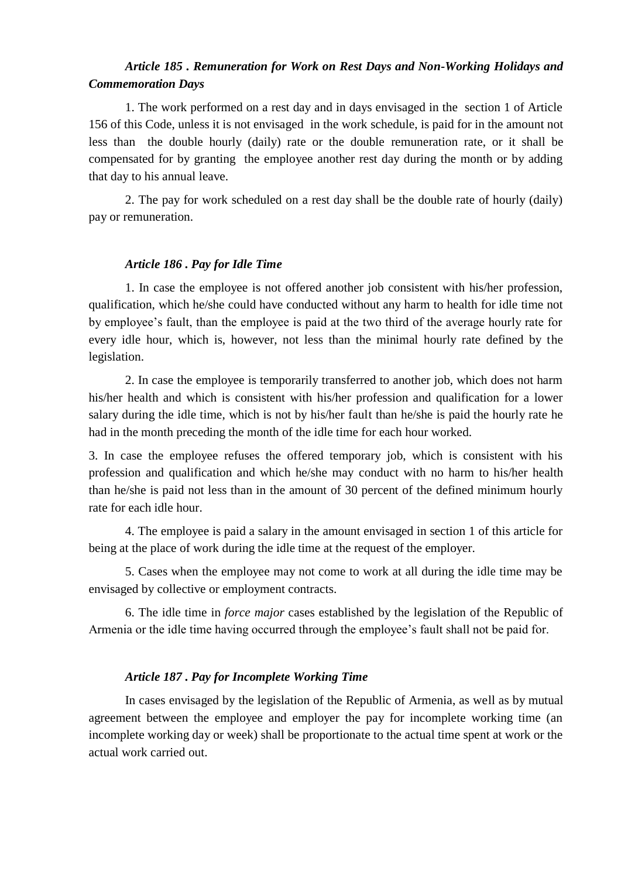***Article 185 . Remuneration for Work on Rest Days and Non-Working Holidays and Commemoration Days***

1. The work performed on a rest day and in days envisaged in the section 1 of Article 156 of this Code, unless it is not envisaged in the work schedule, is paid for in the amount not less than the double hourly (daily) rate or the double remuneration rate, or it shall be compensated for by granting the employee another rest day during the month or by adding that day to his annual leave.

2. The pay for work scheduled on a rest day shall be the double rate of hourly (daily) pay or remuneration.

***Article 186 . Pay for Idle Time***

1. In case the employee is not offered another job consistent with his/her profession, qualification, which he/she could have conducted without any harm to health for idle time not by employee's fault, than the employee is paid at the two third of the average hourly rate for every idle hour, which is, however, not less than the minimal hourly rate defined by the legislation.

2. In case the employee is temporarily transferred to another job, which does not harm his/her health and which is consistent with his/her profession and qualification for a lower salary during the idle time, which is not by his/her fault than he/she is paid the hourly rate he had in the month preceding the month of the idle time for each hour worked.

3. In case the employee refuses the offered temporary job, which is consistent with his profession and qualification and which he/she may conduct with no harm to his/her health than he/she is paid not less than in the amount of 30 percent of the defined minimum hourly rate for each idle hour.

4. The employee is paid a salary in the amount envisaged in section 1 of this article for being at the place of work during the idle time at the request of the employer.

5. Cases when the employee may not come to work at all during the idle time may be envisaged by collective or employment contracts.

6. The idle time in *force major* cases established by the legislation of the Republic of Armenia or the idle time having occurred through the employee's fault shall not be paid for.

***Article 187 . Pay for Incomplete Working Time***

In cases envisaged by the legislation of the Republic of Armenia, as well as by mutual agreement between the employee and employer the pay for incomplete working time (an incomplete working day or week) shall be proportionate to the actual time spent at work or the actual work carried out.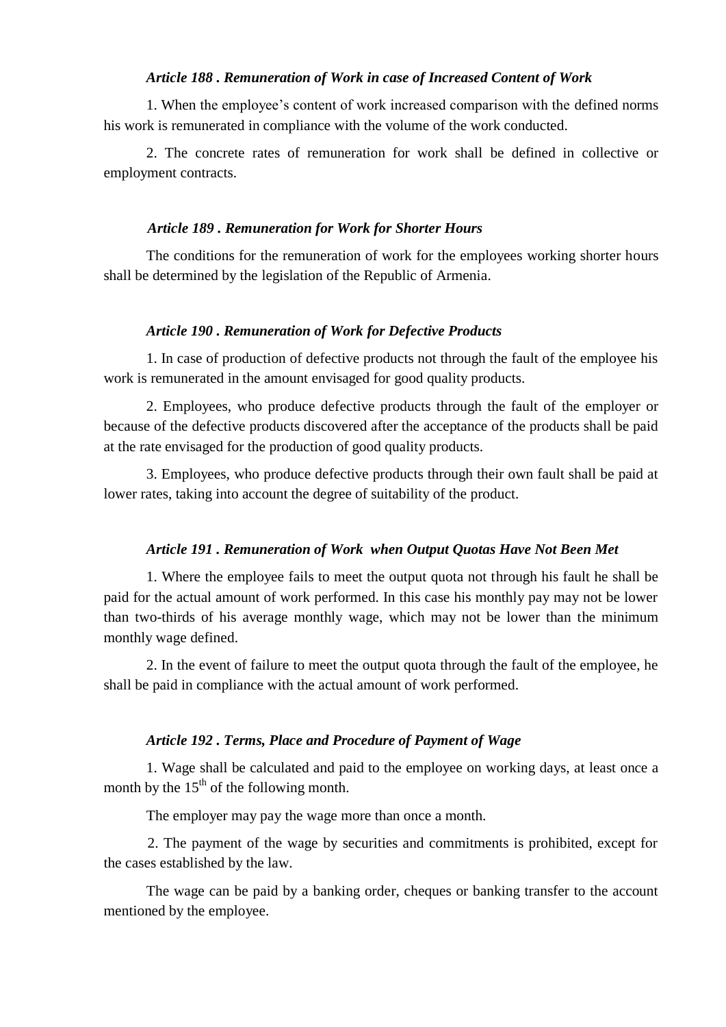***Article 188 . Remuneration of Work in case of Increased Content of Work***

1. When the employee's content of work increased comparison with the defined norms his work is remunerated in compliance with the volume of the work conducted.

2. The concrete rates of remuneration for work shall be defined in collective or employment contracts.

***Article 189 . Remuneration for Work for Shorter Hours***

The conditions for the remuneration of work for the employees working shorter hours shall be determined by the legislation of the Republic of Armenia.

***Article 190 . Remuneration of Work for Defective Products***

1. In case of production of defective products not through the fault of the employee his work is remunerated in the amount envisaged for good quality products.

2. Employees, who produce defective products through the fault of the employer or because of the defective products discovered after the acceptance of the products shall be paid at the rate envisaged for the production of good quality products.

3. Employees, who produce defective products through their own fault shall be paid at lower rates, taking into account the degree of suitability of the product.

***Article 191 . Remuneration of Work when Output Quotas Have Not Been Met***

1. Where the employee fails to meet the output quota not through his fault he shall be paid for the actual amount of work performed. In this case his monthly pay may not be lower than two-thirds of his average monthly wage, which may not be lower than the minimum monthly wage defined.

2. In the event of failure to meet the output quota through the fault of the employee, he shall be paid in compliance with the actual amount of work performed.

***Article 192 . Terms, Place and Procedure of Payment of Wage***

1. Wage shall be calculated and paid to the employee on working days, at least once a month by the 15th of the following month.

The employer may pay the wage more than once a month.

2. The payment of the wage by securities and commitments is prohibited, except for the cases established by the law.

The wage can be paid by a banking order, cheques or banking transfer to the account mentioned by the employee.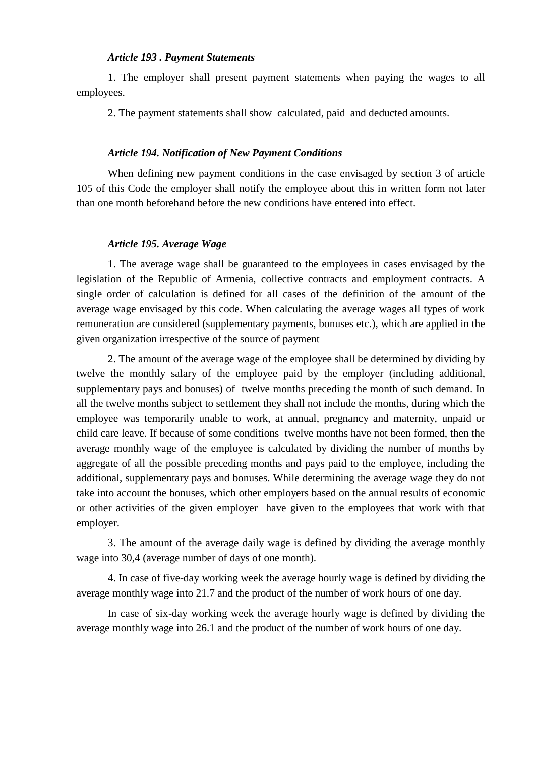***Article 193 . Payment Statements***

1. The employer shall present payment statements when paying the wages to all employees.

2. The payment statements shall show calculated, paid and deducted amounts.

***Article 194. Notification of New Payment Conditions***

When defining new payment conditions in the case envisaged by section 3 of article 105 of this Code the employer shall notify the employee about this in written form not later than one month beforehand before the new conditions have entered into effect.

***Article 195. Average Wage***

1. The average wage shall be guaranteed to the employees in cases envisaged by the legislation of the Republic of Armenia, collective contracts and employment contracts. A single order of calculation is defined for all cases of the definition of the amount of the average wage envisaged by this code. When calculating the average wages all types of work remuneration are considered (supplementary payments, bonuses etc.), which are applied in the given organization irrespective of the source of payment

2. The amount of the average wage of the employee shall be determined by dividing by twelve the monthly salary of the employee paid by the employer (including additional, supplementary pays and bonuses) of twelve months preceding the month of such demand. In all the twelve months subject to settlement they shall not include the months, during which the employee was temporarily unable to work, at annual, pregnancy and maternity, unpaid or child care leave. If because of some conditions twelve months have not been formed, then the average monthly wage of the employee is calculated by dividing the number of months by aggregate of all the possible preceding months and pays paid to the employee, including the additional, supplementary pays and bonuses. While determining the average wage they do not take into account the bonuses, which other employers based on the annual results of economic or other activities of the given employer have given to the employees that work with that employer.

3. The amount of the average daily wage is defined by dividing the average monthly wage into 30,4 (average number of days of one month).

4. In case of five-day working week the average hourly wage is defined by dividing the average monthly wage into 21.7 and the product of the number of work hours of one day.

In case of six-day working week the average hourly wage is defined by dividing the average monthly wage into 26.1 and the product of the number of work hours of one day.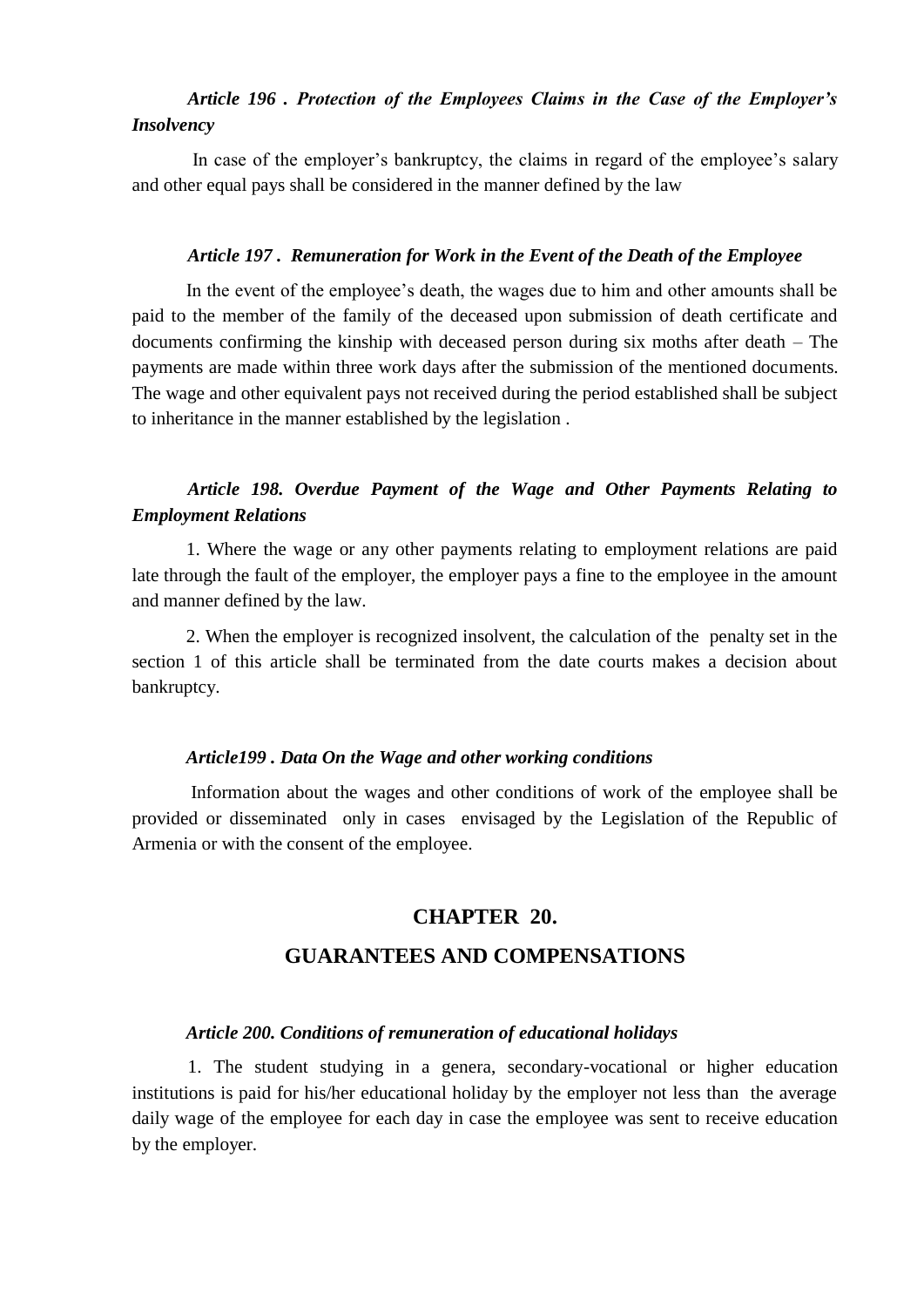***Article 196 . Protection of the Employees Claims in the Case of the Employer's Insolvency***

In case of the employer's bankruptcy, the claims in regard of the employee's salary and other equal pays shall be considered in the manner defined by the law

***Article 197 . Remuneration for Work in the Event of the Death of the Employee***

In the event of the employee's death, the wages due to him and other amounts shall be paid to the member of the family of the deceased upon submission of death certificate and documents confirming the kinship with deceased person during six moths after death – The payments are made within three work days after the submission of the mentioned documents. The wage and other equivalent pays not received during the period established shall be subject to inheritance in the manner established by the legislation .

***Article 198. Overdue Payment of the Wage and Other Payments Relating to Employment Relations***

1. Where the wage or any other payments relating to employment relations are paid late through the fault of the employer, the employer pays a fine to the employee in the amount and manner defined by the law.

2. When the employer is recognized insolvent, the calculation of the penalty set in the section 1 of this article shall be terminated from the date courts makes a decision about bankruptcy.

***Article199 . Data On the Wage and other working conditions***

Information about the wages and other conditions of work of the employee shall be provided or disseminated only in cases envisaged by the Legislation of the Republic of Armenia or with the consent of the employee.

## CHAPTER 20.

## GUARANTEES AND COMPENSATIONS

***Article 200. Conditions of remuneration of educational holidays***

1. The student studying in a genera, secondary-vocational or higher education institutions is paid for his/her educational holiday by the employer not less than the average daily wage of the employee for each day in case the employee was sent to receive education by the employer.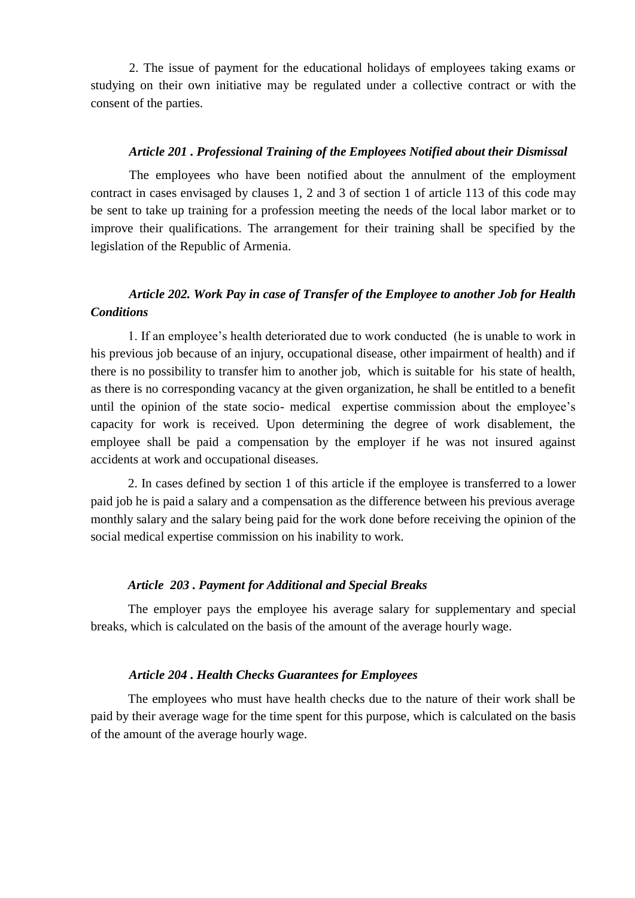2. The issue of payment for the educational holidays of employees taking exams or studying on their own initiative may be regulated under a collective contract or with the consent of the parties.

### *Article 201 . Professional Training of the Employees Notified about their Dismissal*

The employees who have been notified about the annulment of the employment contract in cases envisaged by clauses 1, 2 and 3 of section 1 of article 113 of this code may be sent to take up training for a profession meeting the needs of the local labor market or to improve their qualifications. The arrangement for their training shall be specified by the legislation of the Republic of Armenia.

### *Article 202. Work Pay in case of Transfer of the Employee to another Job for Health Conditions*

1. If an employee's health deteriorated due to work conducted (he is unable to work in his previous job because of an injury, occupational disease, other impairment of health) and if there is no possibility to transfer him to another job, which is suitable for his state of health, as there is no corresponding vacancy at the given organization, he shall be entitled to a benefit until the opinion of the state socio- medical expertise commission about the employee's capacity for work is received. Upon determining the degree of work disablement, the employee shall be paid a compensation by the employer if he was not insured against accidents at work and occupational diseases.

2. In cases defined by section 1 of this article if the employee is transferred to a lower paid job he is paid a salary and a compensation as the difference between his previous average monthly salary and the salary being paid for the work done before receiving the opinion of the social medical expertise commission on his inability to work.

### *Article 203 . Payment for Additional and Special Breaks*

The employer pays the employee his average salary for supplementary and special breaks, which is calculated on the basis of the amount of the average hourly wage.

### *Article 204 . Health Checks Guarantees for Employees*

The employees who must have health checks due to the nature of their work shall be paid by their average wage for the time spent for this purpose, which is calculated on the basis of the amount of the average hourly wage.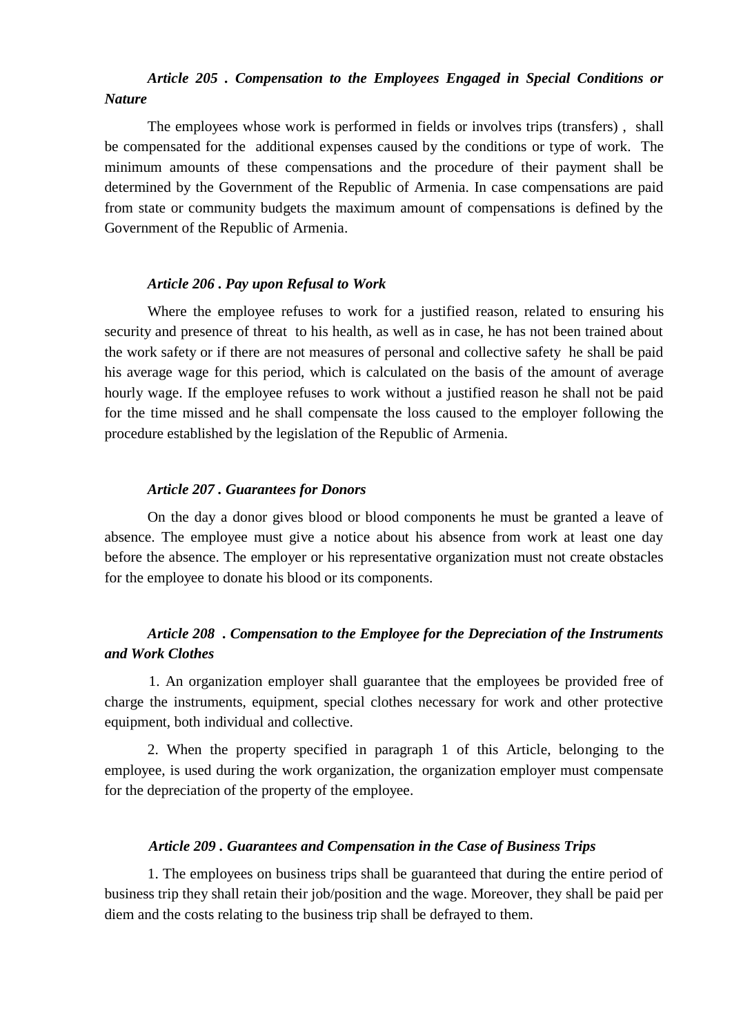***Article 205 . Compensation to the Employees Engaged in Special Conditions or Nature***

The employees whose work is performed in fields or involves trips (transfers) , shall be compensated for the additional expenses caused by the conditions or type of work. The minimum amounts of these compensations and the procedure of their payment shall be determined by the Government of the Republic of Armenia. In case compensations are paid from state or community budgets the maximum amount of compensations is defined by the Government of the Republic of Armenia.

***Article 206 . Pay upon Refusal to Work***

Where the employee refuses to work for a justified reason, related to ensuring his security and presence of threat to his health, as well as in case, he has not been trained about the work safety or if there are not measures of personal and collective safety he shall be paid his average wage for this period, which is calculated on the basis of the amount of average hourly wage. If the employee refuses to work without a justified reason he shall not be paid for the time missed and he shall compensate the loss caused to the employer following the procedure established by the legislation of the Republic of Armenia.

***Article 207 . Guarantees for Donors***

On the day a donor gives blood or blood components he must be granted a leave of absence. The employee must give a notice about his absence from work at least one day before the absence. The employer or his representative organization must not create obstacles for the employee to donate his blood or its components.

***Article 208 . Compensation to the Employee for the Depreciation of the Instruments and Work Clothes***

1. An organization employer shall guarantee that the employees be provided free of charge the instruments, equipment, special clothes necessary for work and other protective equipment, both individual and collective.

2. When the property specified in paragraph 1 of this Article, belonging to the employee, is used during the work organization, the organization employer must compensate for the depreciation of the property of the employee.

***Article 209 . Guarantees and Compensation in the Case of Business Trips***

1. The employees on business trips shall be guaranteed that during the entire period of business trip they shall retain their job/position and the wage. Moreover, they shall be paid per diem and the costs relating to the business trip shall be defrayed to them.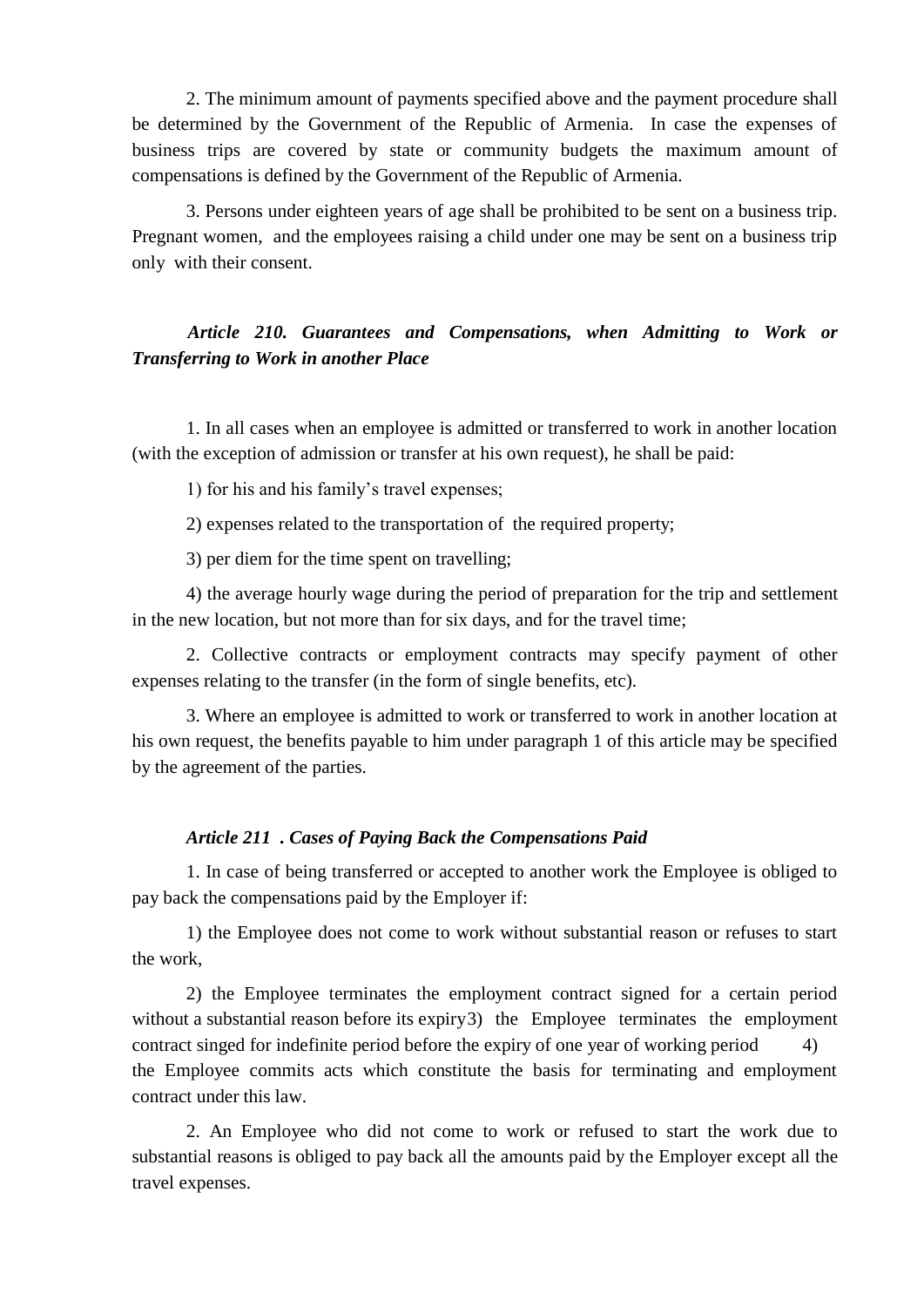2. The minimum amount of payments specified above and the payment procedure shall be determined by the Government of the Republic of Armenia. In case the expenses of business trips are covered by state or community budgets the maximum amount of compensations is defined by the Government of the Republic of Armenia.

3. Persons under eighteen years of age shall be prohibited to be sent on a business trip. Pregnant women, and the employees raising a child under one may be sent on a business trip only with their consent.

### *Article 210. Guarantees and Compensations, when Admitting to Work or Transferring to Work in another Place*

1. In all cases when an employee is admitted or transferred to work in another location (with the exception of admission or transfer at his own request), he shall be paid:

1) for his and his family's travel expenses;

2) expenses related to the transportation of the required property;

3) per diem for the time spent on travelling;

4) the average hourly wage during the period of preparation for the trip and settlement in the new location, but not more than for six days, and for the travel time;

2. Collective contracts or employment contracts may specify payment of other expenses relating to the transfer (in the form of single benefits, etc).

3. Where an employee is admitted to work or transferred to work in another location at his own request, the benefits payable to him under paragraph 1 of this article may be specified by the agreement of the parties.

### *Article 211 . Cases of Paying Back the Compensations Paid*

1. In case of being transferred or accepted to another work the Employee is obliged to pay back the compensations paid by the Employer if:

1) the Employee does not come to work without substantial reason or refuses to start the work,

2) the Employee terminates the employment contract signed for a certain period without a substantial reason before its expiry3) the Employee terminates the employment contract singed for indefinite period before the expiry of one year of working period 4) the Employee commits acts which constitute the basis for terminating and employment contract under this law.

2. An Employee who did not come to work or refused to start the work due to substantial reasons is obliged to pay back all the amounts paid by the Employer except all the travel expenses.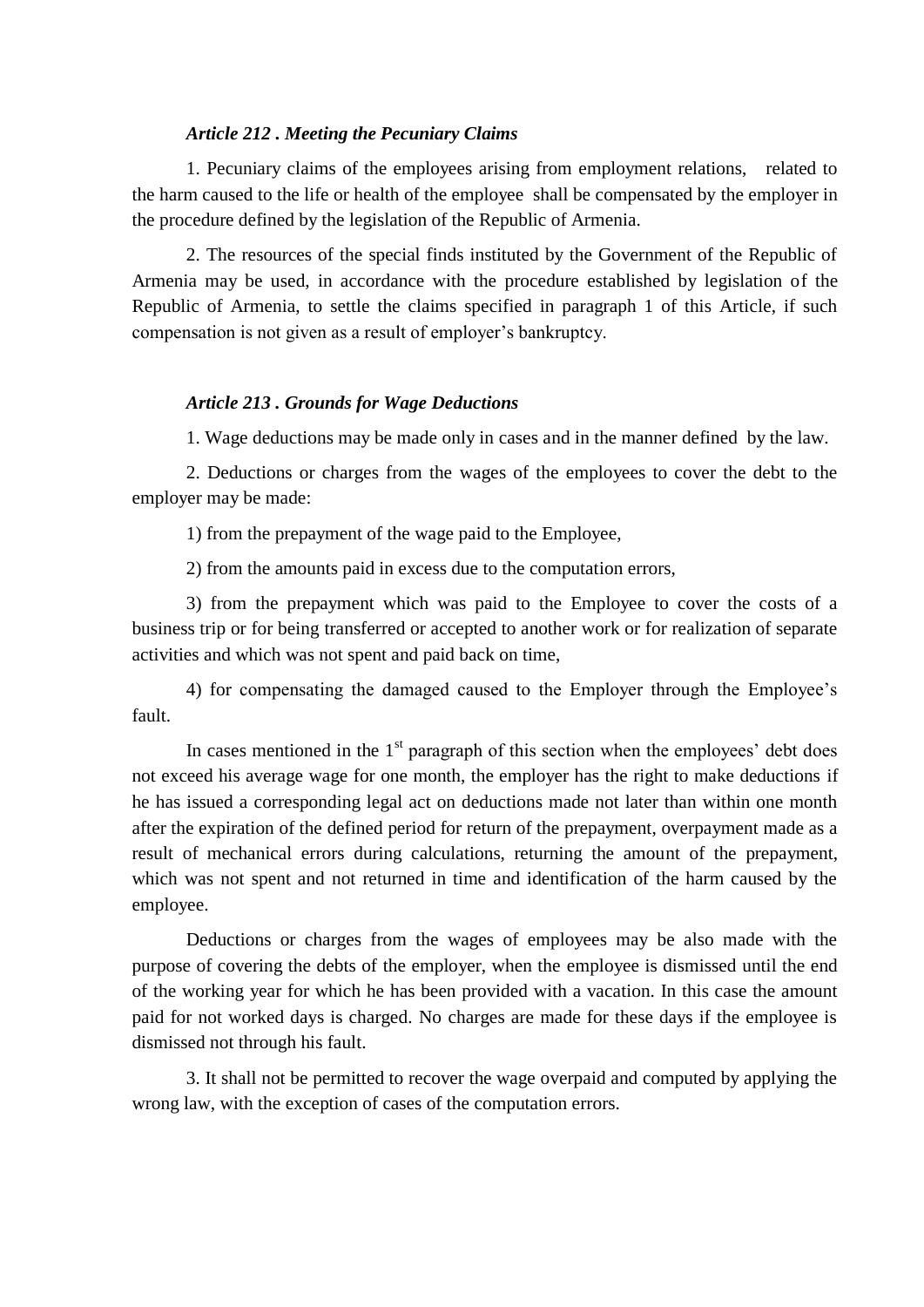***Article 212 . Meeting the Pecuniary Claims***

1. Pecuniary claims of the employees arising from employment relations, related to the harm caused to the life or health of the employee shall be compensated by the employer in the procedure defined by the legislation of the Republic of Armenia.

2. The resources of the special finds instituted by the Government of the Republic of Armenia may be used, in accordance with the procedure established by legislation of the Republic of Armenia, to settle the claims specified in paragraph 1 of this Article, if such compensation is not given as a result of employer's bankruptcy.

***Article 213 . Grounds for Wage Deductions***

1. Wage deductions may be made only in cases and in the manner defined by the law.

2. Deductions or charges from the wages of the employees to cover the debt to the employer may be made:

1) from the prepayment of the wage paid to the Employee,

2) from the amounts paid in excess due to the computation errors,

3) from the prepayment which was paid to the Employee to cover the costs of a business trip or for being transferred or accepted to another work or for realization of separate activities and which was not spent and paid back on time,

4) for compensating the damaged caused to the Employer through the Employee's fault.

In cases mentioned in the 1st paragraph of this section when the employees' debt does not exceed his average wage for one month, the employer has the right to make deductions if he has issued a corresponding legal act on deductions made not later than within one month after the expiration of the defined period for return of the prepayment, overpayment made as a result of mechanical errors during calculations, returning the amount of the prepayment, which was not spent and not returned in time and identification of the harm caused by the employee.

Deductions or charges from the wages of employees may be also made with the purpose of covering the debts of the employer, when the employee is dismissed until the end of the working year for which he has been provided with a vacation. In this case the amount paid for not worked days is charged. No charges are made for these days if the employee is dismissed not through his fault.

3. It shall not be permitted to recover the wage overpaid and computed by applying the wrong law, with the exception of cases of the computation errors.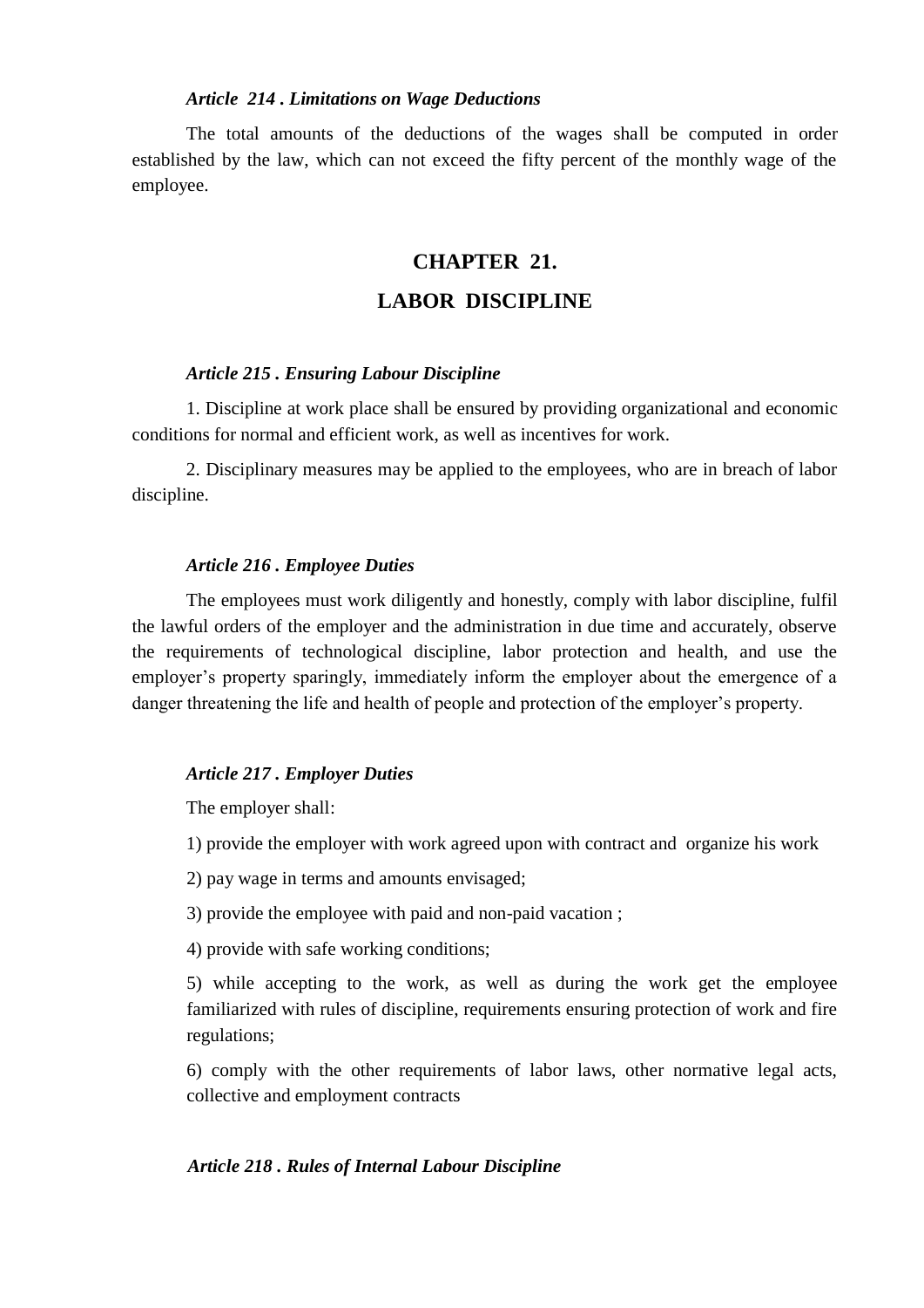***Article 214 . Limitations on Wage Deductions***

The total amounts of the deductions of the wages shall be computed in order established by the law, which can not exceed the fifty percent of the monthly wage of the employee.

## CHAPTER 21.

## LABOR DISCIPLINE

***Article 215 . Ensuring Labour Discipline***

1. Discipline at work place shall be ensured by providing organizational and economic conditions for normal and efficient work, as well as incentives for work.

2. Disciplinary measures may be applied to the employees, who are in breach of labor discipline.

***Article 216 . Employee Duties***

The employees must work diligently and honestly, comply with labor discipline, fulfil the lawful orders of the employer and the administration in due time and accurately, observe the requirements of technological discipline, labor protection and health, and use the employer's property sparingly, immediately inform the employer about the emergence of a danger threatening the life and health of people and protection of the employer's property.

***Article 217 . Employer Duties***

The employer shall:

1) provide the employer with work agreed upon with contract and organize his work

2) pay wage in terms and amounts envisaged;

3) provide the employee with paid and non-paid vacation ;

4) provide with safe working conditions;

5) while accepting to the work, as well as during the work get the employee familiarized with rules of discipline, requirements ensuring protection of work and fire regulations;

6) comply with the other requirements of labor laws, other normative legal acts, collective and employment contracts

***Article 218 . Rules of Internal Labour Discipline***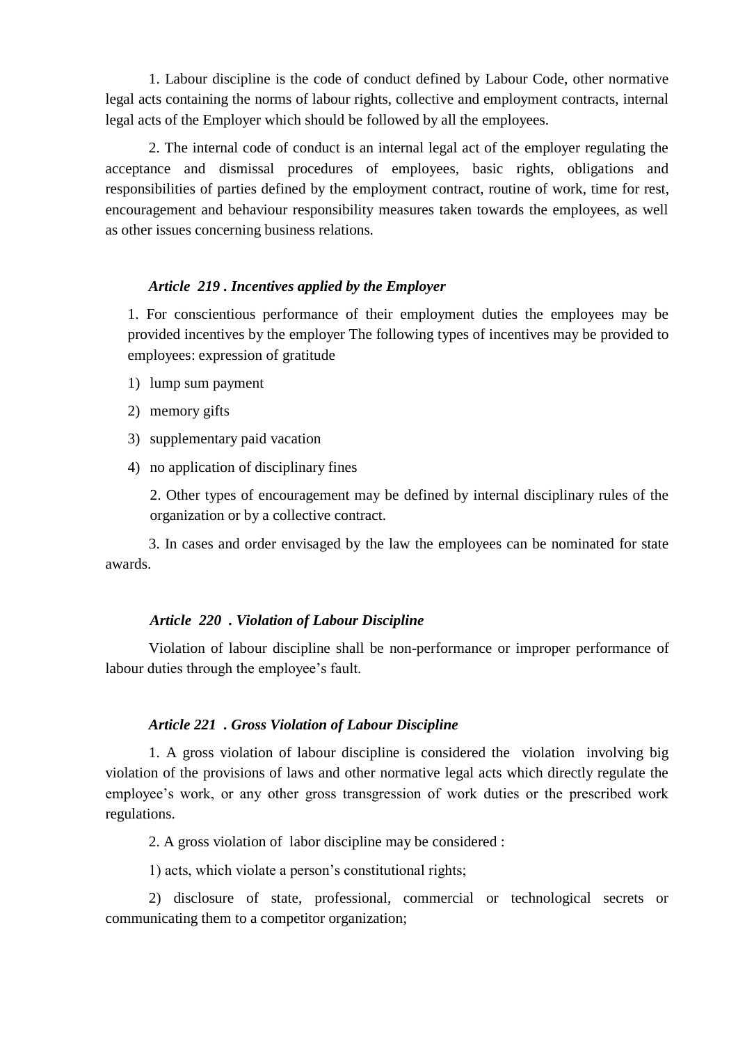1. Labour discipline is the code of conduct defined by Labour Code, other normative legal acts containing the norms of labour rights, collective and employment contracts, internal legal acts of the Employer which should be followed by all the employees.

2. The internal code of conduct is an internal legal act of the employer regulating the acceptance and dismissal procedures of employees, basic rights, obligations and responsibilities of parties defined by the employment contract, routine of work, time for rest, encouragement and behaviour responsibility measures taken towards the employees, as well as other issues concerning business relations.

***Article 219 . Incentives applied by the Employer***

1. For conscientious performance of their employment duties the employees may be provided incentives by the employer The following types of incentives may be provided to employees: expression of gratitude

1) lump sum payment
2) memory gifts
3) supplementary paid vacation
4) no application of disciplinary fines

2. Other types of encouragement may be defined by internal disciplinary rules of the organization or by a collective contract.

3. In cases and order envisaged by the law the employees can be nominated for state awards.

***Article 220 . Violation of Labour Discipline***

Violation of labour discipline shall be non-performance or improper performance of labour duties through the employee's fault.

***Article 221 . Gross Violation of Labour Discipline***

1. A gross violation of labour discipline is considered the violation involving big violation of the provisions of laws and other normative legal acts which directly regulate the employee's work, or any other gross transgression of work duties or the prescribed work regulations.

2. A gross violation of labor discipline may be considered :

1) acts, which violate a person's constitutional rights;

2) disclosure of state, professional, commercial or technological secrets or communicating them to a competitor organization;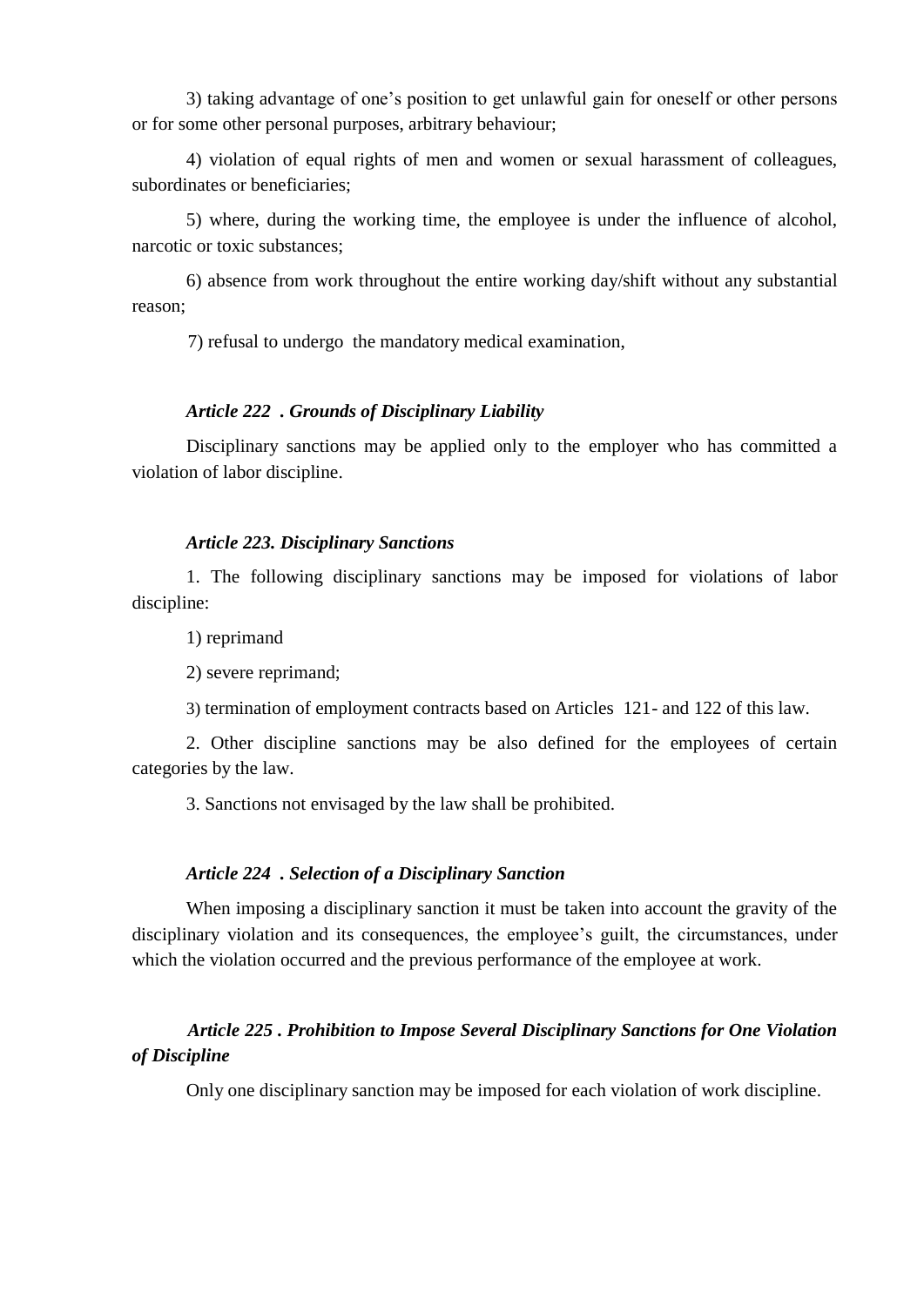3) taking advantage of one's position to get unlawful gain for oneself or other persons or for some other personal purposes, arbitrary behaviour;

4) violation of equal rights of men and women or sexual harassment of colleagues, subordinates or beneficiaries;

5) where, during the working time, the employee is under the influence of alcohol, narcotic or toxic substances;

6) absence from work throughout the entire working day/shift without any substantial reason;

7) refusal to undergo the mandatory medical examination,

***Article 222 . Grounds of Disciplinary Liability***

Disciplinary sanctions may be applied only to the employer who has committed a violation of labor discipline.

***Article 223. Disciplinary Sanctions***

1. The following disciplinary sanctions may be imposed for violations of labor discipline:

1) reprimand

2) severe reprimand;

3) termination of employment contracts based on Articles 121- and 122 of this law.

2. Other discipline sanctions may be also defined for the employees of certain categories by the law.

3. Sanctions not envisaged by the law shall be prohibited.

***Article 224 . Selection of a Disciplinary Sanction***

When imposing a disciplinary sanction it must be taken into account the gravity of the disciplinary violation and its consequences, the employee's guilt, the circumstances, under which the violation occurred and the previous performance of the employee at work.

***Article 225 . Prohibition to Impose Several Disciplinary Sanctions for One Violation of Discipline***

Only one disciplinary sanction may be imposed for each violation of work discipline.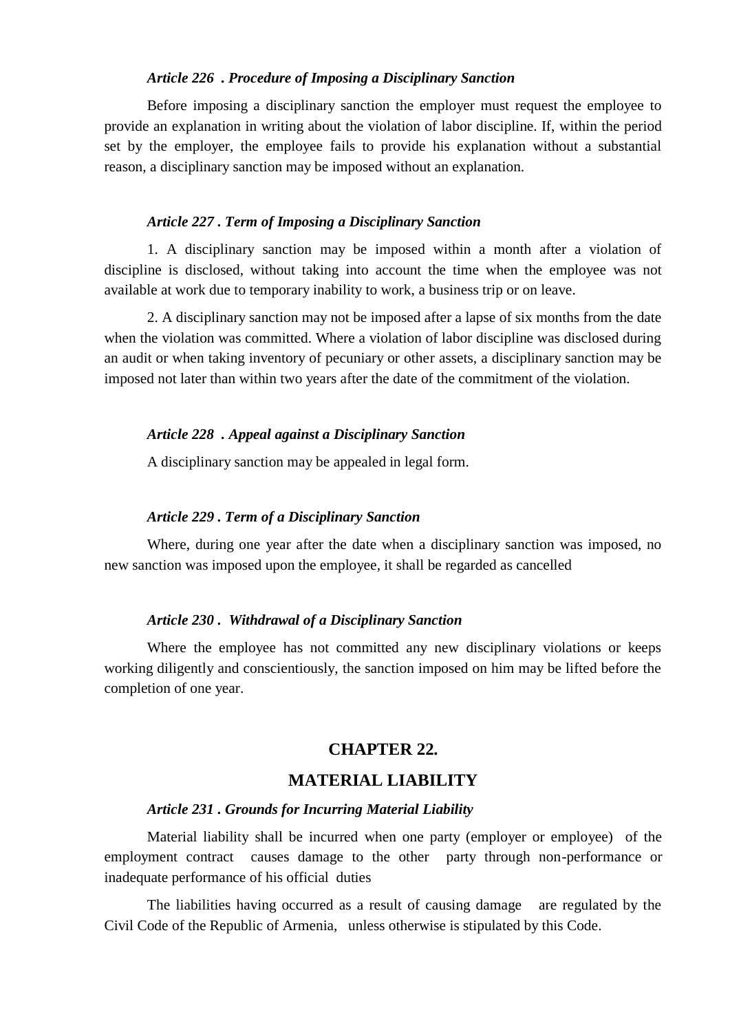#### *Article 226 . Procedure of Imposing a Disciplinary Sanction*

Before imposing a disciplinary sanction the employer must request the employee to provide an explanation in writing about the violation of labor discipline. If, within the period set by the employer, the employee fails to provide his explanation without a substantial reason, a disciplinary sanction may be imposed without an explanation.

#### *Article 227 . Term of Imposing a Disciplinary Sanction*

1. A disciplinary sanction may be imposed within a month after a violation of discipline is disclosed, without taking into account the time when the employee was not available at work due to temporary inability to work, a business trip or on leave.

2. A disciplinary sanction may not be imposed after a lapse of six months from the date when the violation was committed. Where a violation of labor discipline was disclosed during an audit or when taking inventory of pecuniary or other assets, a disciplinary sanction may be imposed not later than within two years after the date of the commitment of the violation.

#### *Article 228 . Appeal against a Disciplinary Sanction*

A disciplinary sanction may be appealed in legal form.

#### *Article 229 . Term of a Disciplinary Sanction*

Where, during one year after the date when a disciplinary sanction was imposed, no new sanction was imposed upon the employee, it shall be regarded as cancelled

#### *Article 230 . Withdrawal of a Disciplinary Sanction*

Where the employee has not committed any new disciplinary violations or keeps working diligently and conscientiously, the sanction imposed on him may be lifted before the completion of one year.

## CHAPTER 22.

## MATERIAL LIABILITY

#### *Article 231 . Grounds for Incurring Material Liability*

Material liability shall be incurred when one party (employer or employee) of the employment contract causes damage to the other party through non-performance or inadequate performance of his official duties

The liabilities having occurred as a result of causing damage are regulated by the Civil Code of the Republic of Armenia, unless otherwise is stipulated by this Code.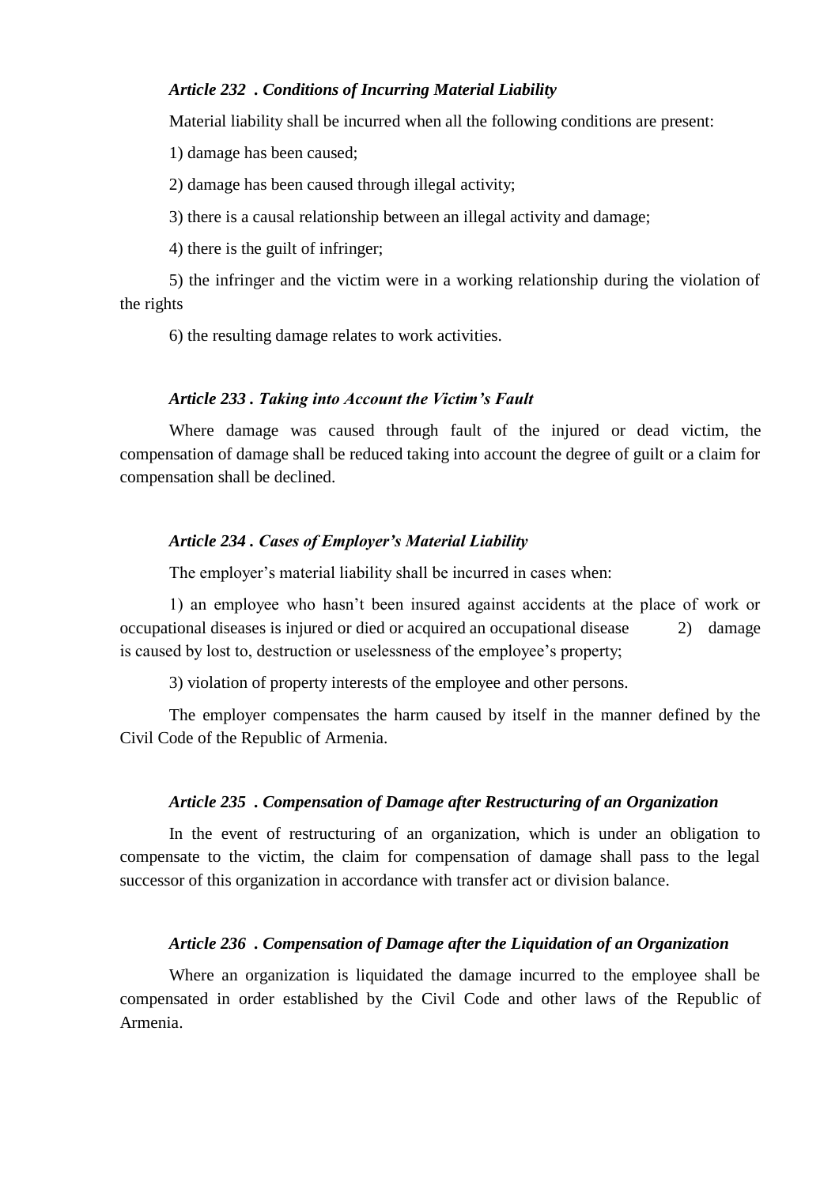***Article 232 . Conditions of Incurring Material Liability***

Material liability shall be incurred when all the following conditions are present:

1) damage has been caused;

2) damage has been caused through illegal activity;

3) there is a causal relationship between an illegal activity and damage;

4) there is the guilt of infringer;

5) the infringer and the victim were in a working relationship during the violation of the rights

6) the resulting damage relates to work activities.

***Article 233 . Taking into Account the Victim's Fault***

Where damage was caused through fault of the injured or dead victim, the compensation of damage shall be reduced taking into account the degree of guilt or a claim for compensation shall be declined.

***Article 234 . Cases of Employer's Material Liability***

The employer's material liability shall be incurred in cases when:

1) an employee who hasn't been insured against accidents at the place of work or occupational diseases is injured or died or acquired an occupational disease 2) damage is caused by lost to, destruction or uselessness of the employee's property;

3) violation of property interests of the employee and other persons.

The employer compensates the harm caused by itself in the manner defined by the Civil Code of the Republic of Armenia.

***Article 235 . Compensation of Damage after Restructuring of an Organization***

In the event of restructuring of an organization, which is under an obligation to compensate to the victim, the claim for compensation of damage shall pass to the legal successor of this organization in accordance with transfer act or division balance.

***Article 236 . Compensation of Damage after the Liquidation of an Organization***

Where an organization is liquidated the damage incurred to the employee shall be compensated in order established by the Civil Code and other laws of the Republic of Armenia.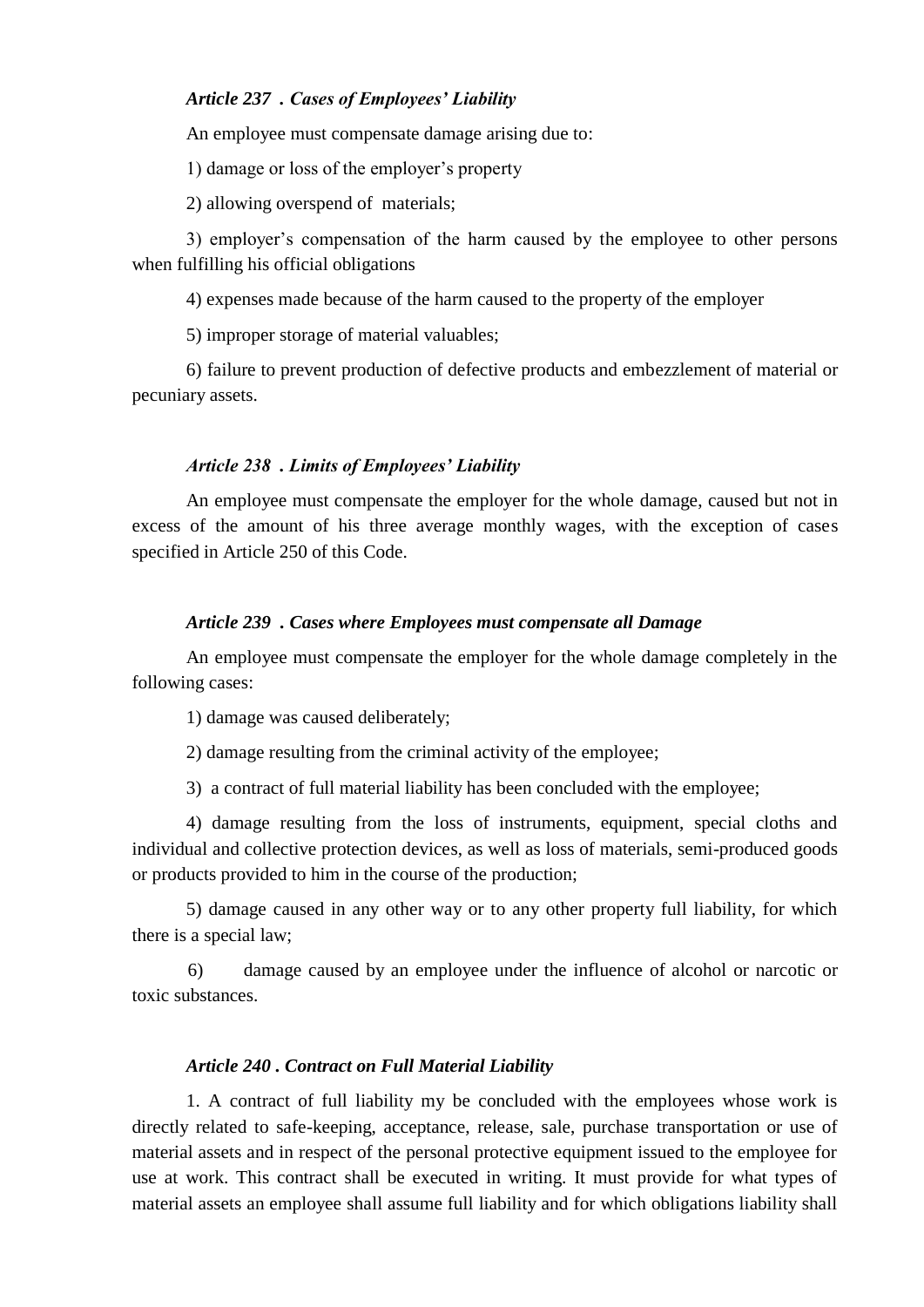***Article 237 . Cases of Employees' Liability***

An employee must compensate damage arising due to:

1) damage or loss of the employer's property

2) allowing overspend of materials;

3) employer's compensation of the harm caused by the employee to other persons when fulfilling his official obligations

4) expenses made because of the harm caused to the property of the employer

5) improper storage of material valuables;

6) failure to prevent production of defective products and embezzlement of material or pecuniary assets.

***Article 238 . Limits of Employees' Liability***

An employee must compensate the employer for the whole damage, caused but not in excess of the amount of his three average monthly wages, with the exception of cases specified in Article 250 of this Code.

***Article 239 . Cases where Employees must compensate all Damage***

An employee must compensate the employer for the whole damage completely in the following cases:

1) damage was caused deliberately;

2) damage resulting from the criminal activity of the employee;

3) a contract of full material liability has been concluded with the employee;

4) damage resulting from the loss of instruments, equipment, special cloths and individual and collective protection devices, as well as loss of materials, semi-produced goods or products provided to him in the course of the production;

5) damage caused in any other way or to any other property full liability, for which there is a special law;

6) damage caused by an employee under the influence of alcohol or narcotic or toxic substances.

***Article 240 . Contract on Full Material Liability***

1. A contract of full liability my be concluded with the employees whose work is directly related to safe-keeping, acceptance, release, sale, purchase transportation or use of material assets and in respect of the personal protective equipment issued to the employee for use at work. This contract shall be executed in writing. It must provide for what types of material assets an employee shall assume full liability and for which obligations liability shall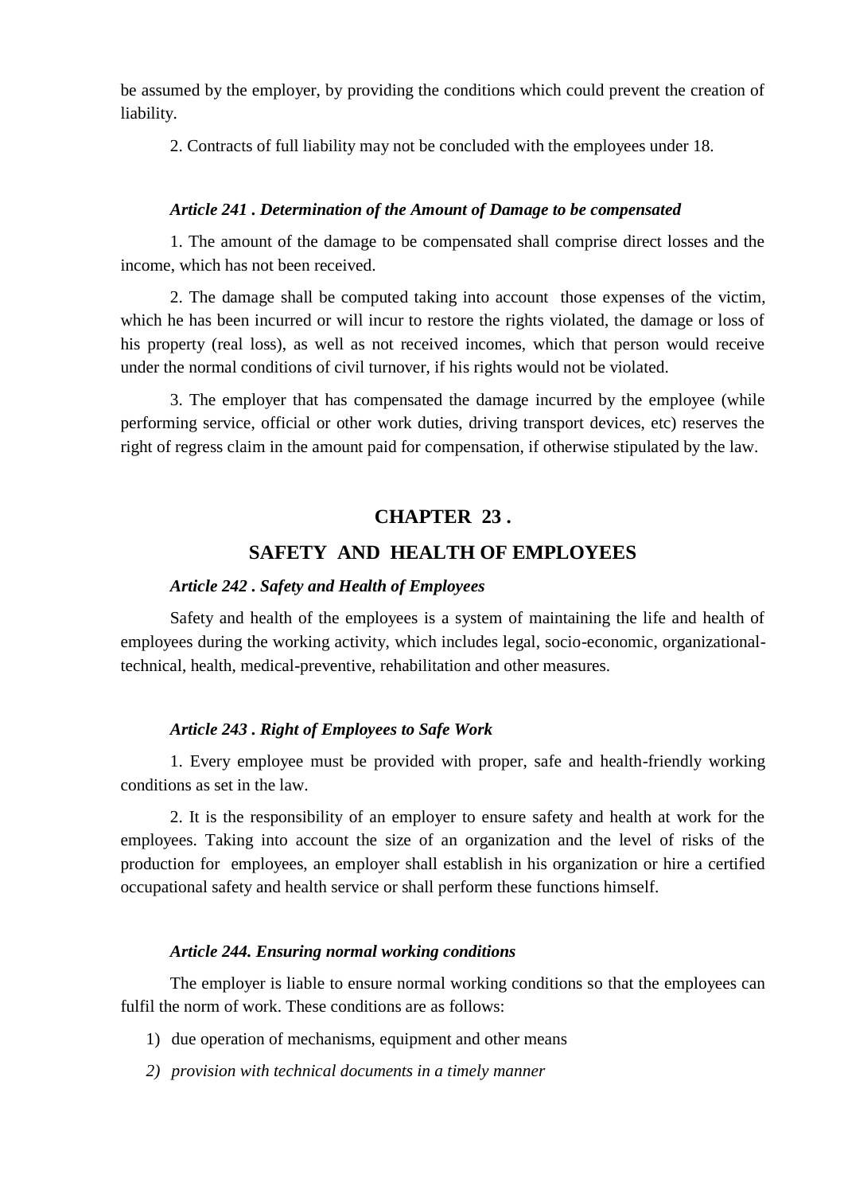be assumed by the employer, by providing the conditions which could prevent the creation of liability.

2. Contracts of full liability may not be concluded with the employees under 18.

#### *Article 241 . Determination of the Amount of Damage to be compensated*

1. The amount of the damage to be compensated shall comprise direct losses and the income, which has not been received.

2. The damage shall be computed taking into account those expenses of the victim, which he has been incurred or will incur to restore the rights violated, the damage or loss of his property (real loss), as well as not received incomes, which that person would receive under the normal conditions of civil turnover, if his rights would not be violated.

3. The employer that has compensated the damage incurred by the employee (while performing service, official or other work duties, driving transport devices, etc) reserves the right of regress claim in the amount paid for compensation, if otherwise stipulated by the law.

## CHAPTER 23 .

## SAFETY AND HEALTH OF EMPLOYEES

#### *Article 242 . Safety and Health of Employees*

Safety and health of the employees is a system of maintaining the life and health of employees during the working activity, which includes legal, socio-economic, organizational-technical, health, medical-preventive, rehabilitation and other measures.

#### *Article 243 . Right of Employees to Safe Work*

1. Every employee must be provided with proper, safe and health-friendly working conditions as set in the law.

2. It is the responsibility of an employer to ensure safety and health at work for the employees. Taking into account the size of an organization and the level of risks of the production for employees, an employer shall establish in his organization or hire a certified occupational safety and health service or shall perform these functions himself.

#### *Article 244. Ensuring normal working conditions*

The employer is liable to ensure normal working conditions so that the employees can fulfil the norm of work. These conditions are as follows:

1) due operation of mechanisms, equipment and other means
2) *provision with technical documents in a timely manner*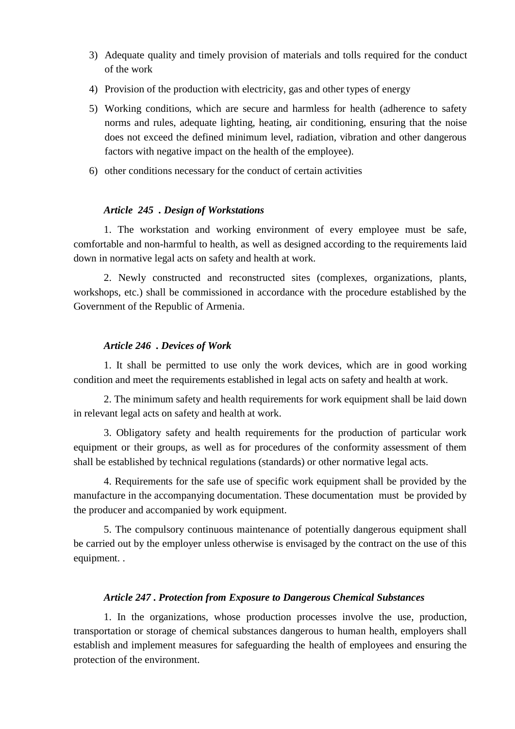3) Adequate quality and timely provision of materials and tolls required for the conduct of the work
4) Provision of the production with electricity, gas and other types of energy
5) Working conditions, which are secure and harmless for health (adherence to safety norms and rules, adequate lighting, heating, air conditioning, ensuring that the noise does not exceed the defined minimum level, radiation, vibration and other dangerous factors with negative impact on the health of the employee).
6) other conditions necessary for the conduct of certain activities

***Article 245 . Design of Workstations***

1. The workstation and working environment of every employee must be safe, comfortable and non-harmful to health, as well as designed according to the requirements laid down in normative legal acts on safety and health at work.

2. Newly constructed and reconstructed sites (complexes, organizations, plants, workshops, etc.) shall be commissioned in accordance with the procedure established by the Government of the Republic of Armenia.

***Article 246 . Devices of Work***

1. It shall be permitted to use only the work devices, which are in good working condition and meet the requirements established in legal acts on safety and health at work.

2. The minimum safety and health requirements for work equipment shall be laid down in relevant legal acts on safety and health at work.

3. Obligatory safety and health requirements for the production of particular work equipment or their groups, as well as for procedures of the conformity assessment of them shall be established by technical regulations (standards) or other normative legal acts.

4. Requirements for the safe use of specific work equipment shall be provided by the manufacture in the accompanying documentation. These documentation must be provided by the producer and accompanied by work equipment.

5. The compulsory continuous maintenance of potentially dangerous equipment shall be carried out by the employer unless otherwise is envisaged by the contract on the use of this equipment. .

***Article 247 . Protection from Exposure to Dangerous Chemical Substances***

1. In the organizations, whose production processes involve the use, production, transportation or storage of chemical substances dangerous to human health, employers shall establish and implement measures for safeguarding the health of employees and ensuring the protection of the environment.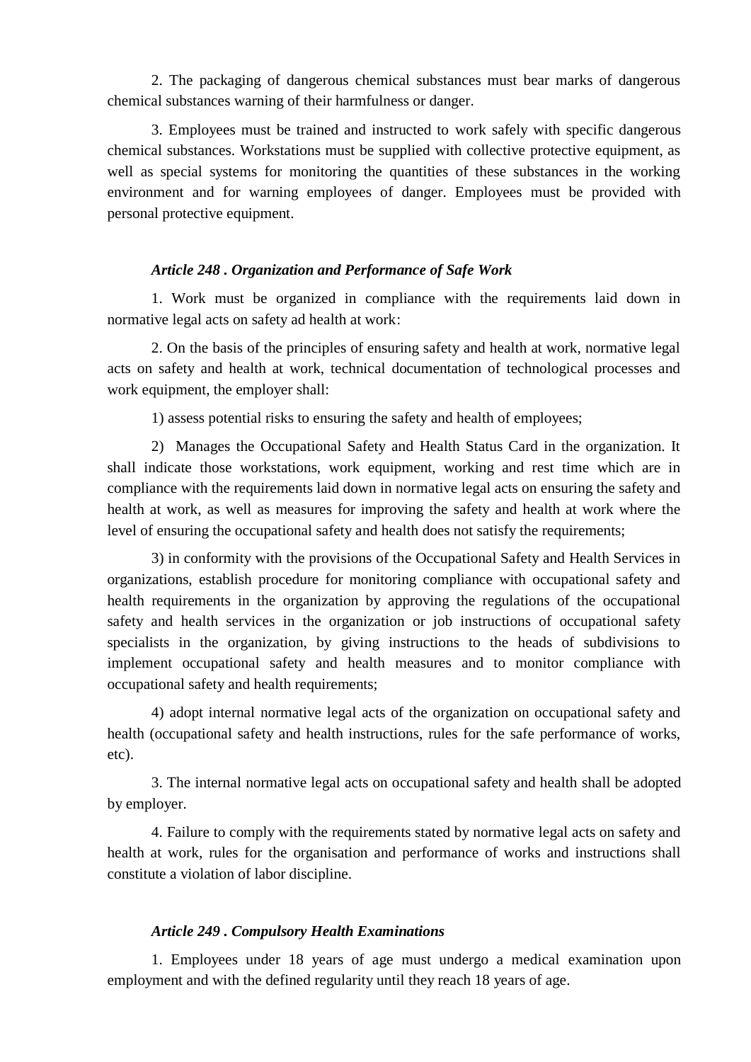2. The packaging of dangerous chemical substances must bear marks of dangerous chemical substances warning of their harmfulness or danger.

3. Employees must be trained and instructed to work safely with specific dangerous chemical substances. Workstations must be supplied with collective protective equipment, as well as special systems for monitoring the quantities of these substances in the working environment and for warning employees of danger. Employees must be provided with personal protective equipment.

***Article 248 . Organization and Performance of Safe Work***

1. Work must be organized in compliance with the requirements laid down in normative legal acts on safety ad health at work:

2. On the basis of the principles of ensuring safety and health at work, normative legal acts on safety and health at work, technical documentation of technological processes and work equipment, the employer shall:

1) assess potential risks to ensuring the safety and health of employees;

2) Manages the Occupational Safety and Health Status Card in the organization. It shall indicate those workstations, work equipment, working and rest time which are in compliance with the requirements laid down in normative legal acts on ensuring the safety and health at work, as well as measures for improving the safety and health at work where the level of ensuring the occupational safety and health does not satisfy the requirements;

3) in conformity with the provisions of the Occupational Safety and Health Services in organizations, establish procedure for monitoring compliance with occupational safety and health requirements in the organization by approving the regulations of the occupational safety and health services in the organization or job instructions of occupational safety specialists in the organization, by giving instructions to the heads of subdivisions to implement occupational safety and health measures and to monitor compliance with occupational safety and health requirements;

4) adopt internal normative legal acts of the organization on occupational safety and health (occupational safety and health instructions, rules for the safe performance of works, etc).

3. The internal normative legal acts on occupational safety and health shall be adopted by employer.

4. Failure to comply with the requirements stated by normative legal acts on safety and health at work, rules for the organisation and performance of works and instructions shall constitute a violation of labor discipline.

***Article 249 . Compulsory Health Examinations***

1. Employees under 18 years of age must undergo a medical examination upon employment and with the defined regularity until they reach 18 years of age.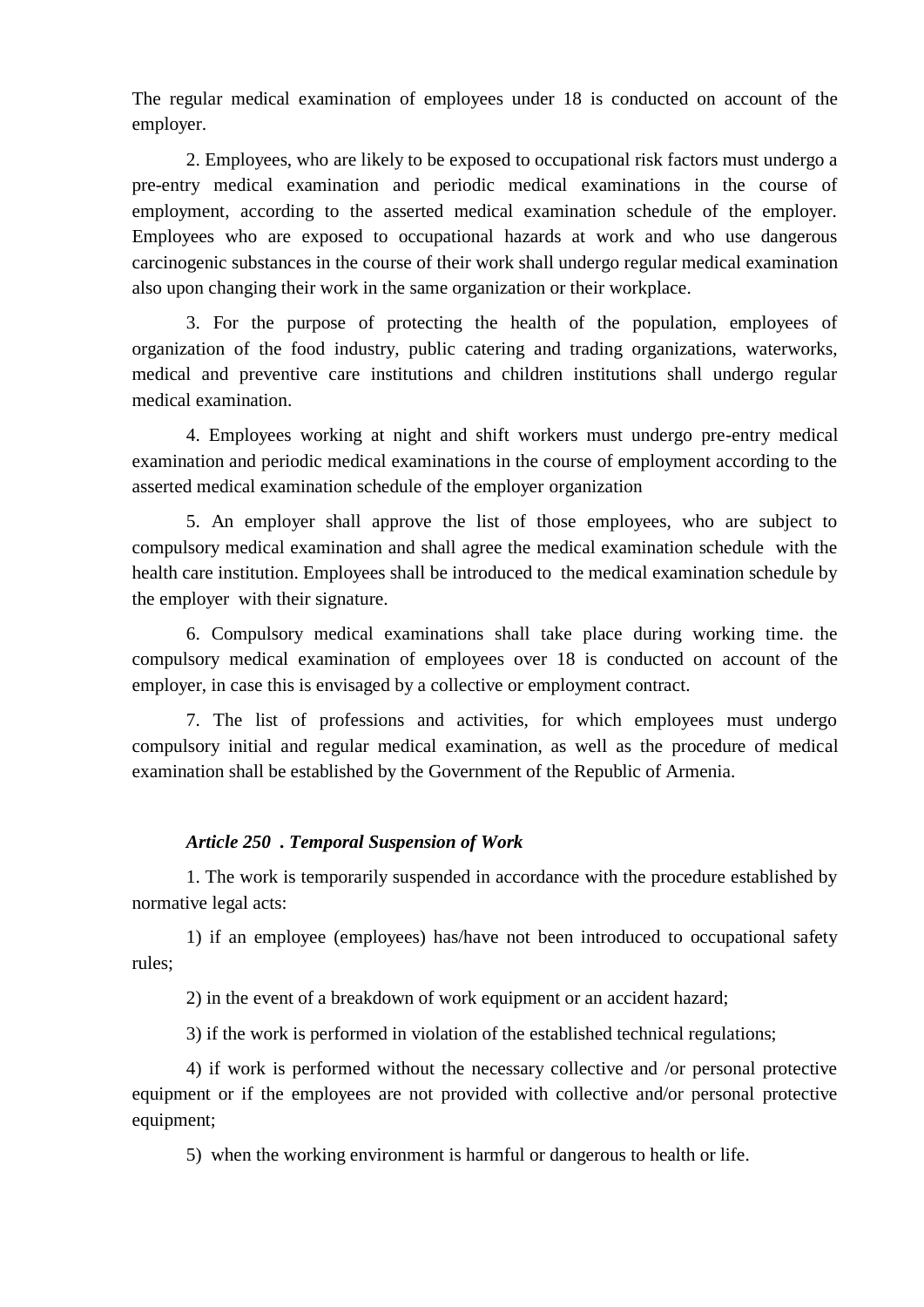The regular medical examination of employees under 18 is conducted on account of the employer.

2. Employees, who are likely to be exposed to occupational risk factors must undergo a pre-entry medical examination and periodic medical examinations in the course of employment, according to the asserted medical examination schedule of the employer. Employees who are exposed to occupational hazards at work and who use dangerous carcinogenic substances in the course of their work shall undergo regular medical examination also upon changing their work in the same organization or their workplace.

3. For the purpose of protecting the health of the population, employees of organization of the food industry, public catering and trading organizations, waterworks, medical and preventive care institutions and children institutions shall undergo regular medical examination.

4. Employees working at night and shift workers must undergo pre-entry medical examination and periodic medical examinations in the course of employment according to the asserted medical examination schedule of the employer organization

5. An employer shall approve the list of those employees, who are subject to compulsory medical examination and shall agree the medical examination schedule with the health care institution. Employees shall be introduced to the medical examination schedule by the employer with their signature.

6. Compulsory medical examinations shall take place during working time. the compulsory medical examination of employees over 18 is conducted on account of the employer, in case this is envisaged by a collective or employment contract.

7. The list of professions and activities, for which employees must undergo compulsory initial and regular medical examination, as well as the procedure of medical examination shall be established by the Government of the Republic of Armenia.

***Article 250 . Temporal Suspension of Work***

1. The work is temporarily suspended in accordance with the procedure established by normative legal acts:

1) if an employee (employees) has/have not been introduced to occupational safety rules;

2) in the event of a breakdown of work equipment or an accident hazard;

3) if the work is performed in violation of the established technical regulations;

4) if work is performed without the necessary collective and /or personal protective equipment or if the employees are not provided with collective and/or personal protective equipment;

5) when the working environment is harmful or dangerous to health or life.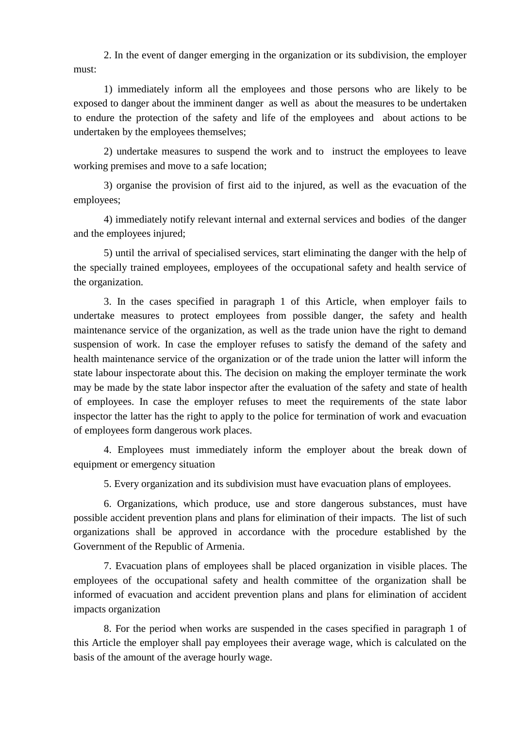2. In the event of danger emerging in the organization or its subdivision, the employer must:

1) immediately inform all the employees and those persons who are likely to be exposed to danger about the imminent danger as well as about the measures to be undertaken to endure the protection of the safety and life of the employees and about actions to be undertaken by the employees themselves;

2) undertake measures to suspend the work and to instruct the employees to leave working premises and move to a safe location;

3) organise the provision of first aid to the injured, as well as the evacuation of the employees;

4) immediately notify relevant internal and external services and bodies of the danger and the employees injured;

5) until the arrival of specialised services, start eliminating the danger with the help of the specially trained employees, employees of the occupational safety and health service of the organization.

3. In the cases specified in paragraph 1 of this Article, when employer fails to undertake measures to protect employees from possible danger, the safety and health maintenance service of the organization, as well as the trade union have the right to demand suspension of work. In case the employer refuses to satisfy the demand of the safety and health maintenance service of the organization or of the trade union the latter will inform the state labour inspectorate about this. The decision on making the employer terminate the work may be made by the state labor inspector after the evaluation of the safety and state of health of employees. In case the employer refuses to meet the requirements of the state labor inspector the latter has the right to apply to the police for termination of work and evacuation of employees form dangerous work places.

4. Employees must immediately inform the employer about the break down of equipment or emergency situation

5. Every organization and its subdivision must have evacuation plans of employees.

6. Organizations, which produce, use and store dangerous substances, must have possible accident prevention plans and plans for elimination of their impacts. The list of such organizations shall be approved in accordance with the procedure established by the Government of the Republic of Armenia.

7. Evacuation plans of employees shall be placed organization in visible places. The employees of the occupational safety and health committee of the organization shall be informed of evacuation and accident prevention plans and plans for elimination of accident impacts organization

8. For the period when works are suspended in the cases specified in paragraph 1 of this Article the employer shall pay employees their average wage, which is calculated on the basis of the amount of the average hourly wage.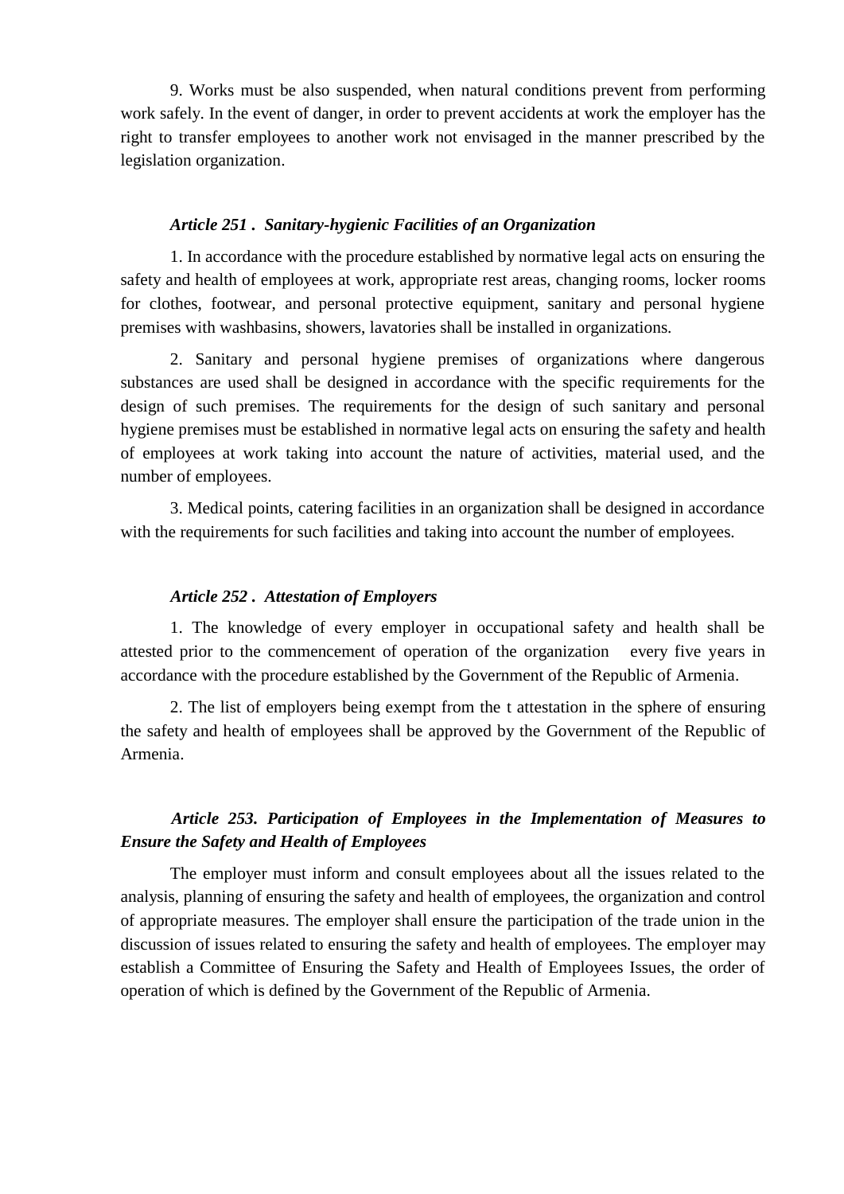9. Works must be also suspended, when natural conditions prevent from performing work safely. In the event of danger, in order to prevent accidents at work the employer has the right to transfer employees to another work not envisaged in the manner prescribed by the legislation organization.

### *Article 251 . Sanitary-hygienic Facilities of an Organization*

1. In accordance with the procedure established by normative legal acts on ensuring the safety and health of employees at work, appropriate rest areas, changing rooms, locker rooms for clothes, footwear, and personal protective equipment, sanitary and personal hygiene premises with washbasins, showers, lavatories shall be installed in organizations.

2. Sanitary and personal hygiene premises of organizations where dangerous substances are used shall be designed in accordance with the specific requirements for the design of such premises. The requirements for the design of such sanitary and personal hygiene premises must be established in normative legal acts on ensuring the safety and health of employees at work taking into account the nature of activities, material used, and the number of employees.

3. Medical points, catering facilities in an organization shall be designed in accordance with the requirements for such facilities and taking into account the number of employees.

### *Article 252 . Attestation of Employers*

1. The knowledge of every employer in occupational safety and health shall be attested prior to the commencement of operation of the organization every five years in accordance with the procedure established by the Government of the Republic of Armenia.

2. The list of employers being exempt from the t attestation in the sphere of ensuring the safety and health of employees shall be approved by the Government of the Republic of Armenia.

### *Article 253. Participation of Employees in the Implementation of Measures to Ensure the Safety and Health of Employees*

The employer must inform and consult employees about all the issues related to the analysis, planning of ensuring the safety and health of employees, the organization and control of appropriate measures. The employer shall ensure the participation of the trade union in the discussion of issues related to ensuring the safety and health of employees. The employer may establish a Committee of Ensuring the Safety and Health of Employees Issues, the order of operation of which is defined by the Government of the Republic of Armenia.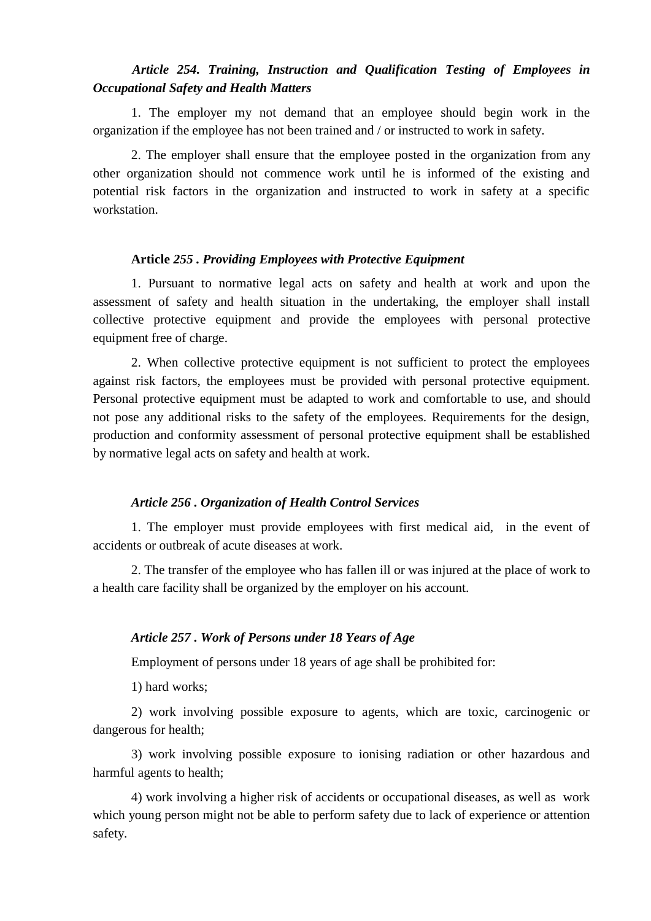### *Article 254. Training, Instruction and Qualification Testing of Employees in Occupational Safety and Health Matters*

1. The employer my not demand that an employee should begin work in the organization if the employee has not been trained and / or instructed to work in safety.

2. The employer shall ensure that the employee posted in the organization from any other organization should not commence work until he is informed of the existing and potential risk factors in the organization and instructed to work in safety at a specific workstation.

### **Article** *255 . Providing Employees with Protective Equipment*

1. Pursuant to normative legal acts on safety and health at work and upon the assessment of safety and health situation in the undertaking, the employer shall install collective protective equipment and provide the employees with personal protective equipment free of charge.

2. When collective protective equipment is not sufficient to protect the employees against risk factors, the employees must be provided with personal protective equipment. Personal protective equipment must be adapted to work and comfortable to use, and should not pose any additional risks to the safety of the employees. Requirements for the design, production and conformity assessment of personal protective equipment shall be established by normative legal acts on safety and health at work.

### *Article 256 . Organization of Health Control Services*

1. The employer must provide employees with first medical aid, in the event of accidents or outbreak of acute diseases at work.

2. The transfer of the employee who has fallen ill or was injured at the place of work to a health care facility shall be organized by the employer on his account.

### *Article 257 . Work of Persons under 18 Years of Age*

Employment of persons under 18 years of age shall be prohibited for:

1) hard works;

2) work involving possible exposure to agents, which are toxic, carcinogenic or dangerous for health;

3) work involving possible exposure to ionising radiation or other hazardous and harmful agents to health;

4) work involving a higher risk of accidents or occupational diseases, as well as work which young person might not be able to perform safety due to lack of experience or attention safety.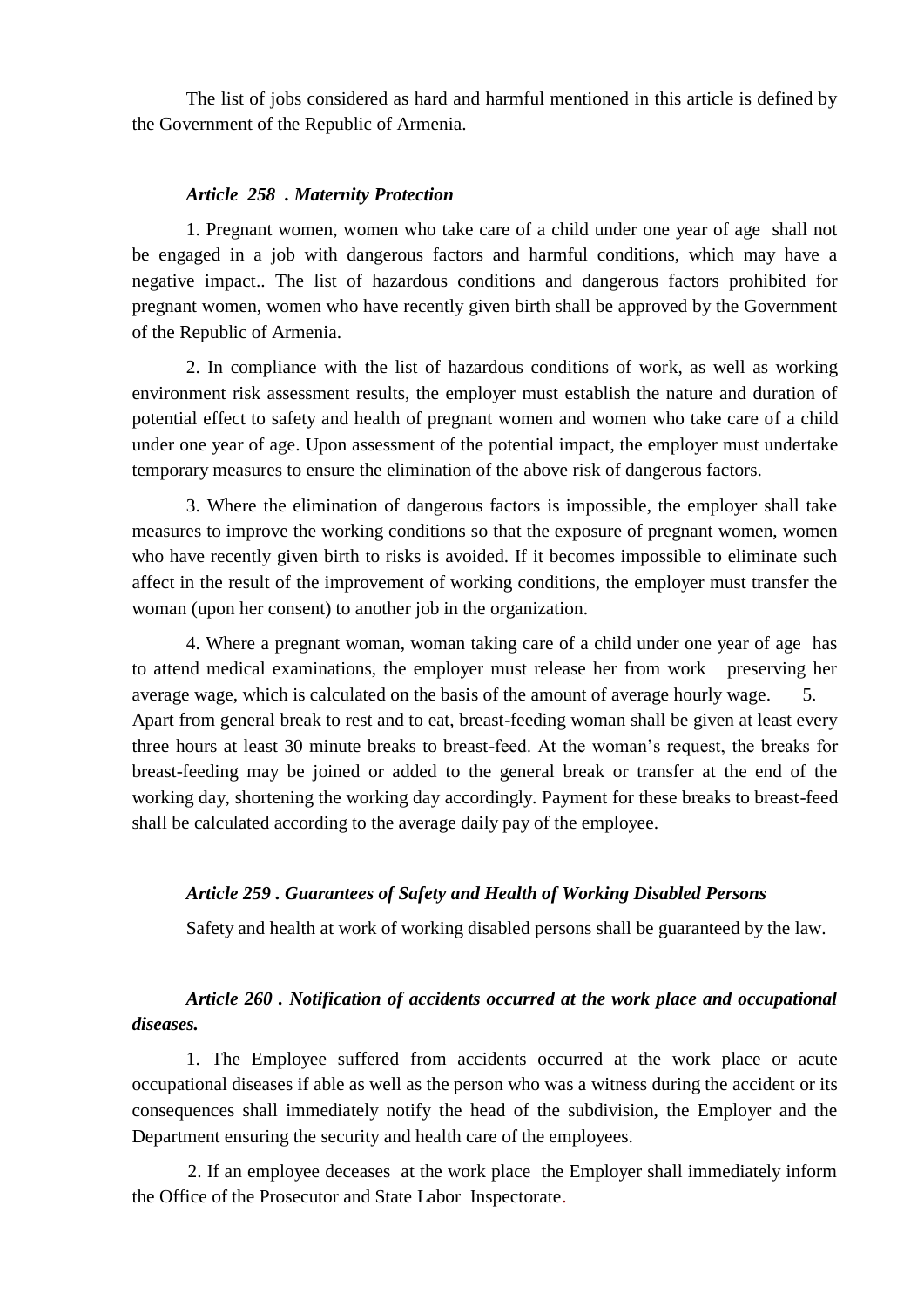The list of jobs considered as hard and harmful mentioned in this article is defined by the Government of the Republic of Armenia.

***Article 258 . Maternity Protection***

1. Pregnant women, women who take care of a child under one year of age shall not be engaged in a job with dangerous factors and harmful conditions, which may have a negative impact.. The list of hazardous conditions and dangerous factors prohibited for pregnant women, women who have recently given birth shall be approved by the Government of the Republic of Armenia.

2. In compliance with the list of hazardous conditions of work, as well as working environment risk assessment results, the employer must establish the nature and duration of potential effect to safety and health of pregnant women and women who take care of a child under one year of age. Upon assessment of the potential impact, the employer must undertake temporary measures to ensure the elimination of the above risk of dangerous factors.

3. Where the elimination of dangerous factors is impossible, the employer shall take measures to improve the working conditions so that the exposure of pregnant women, women who have recently given birth to risks is avoided. If it becomes impossible to eliminate such affect in the result of the improvement of working conditions, the employer must transfer the woman (upon her consent) to another job in the organization.

4. Where a pregnant woman, woman taking care of a child under one year of age has to attend medical examinations, the employer must release her from work preserving her average wage, which is calculated on the basis of the amount of average hourly wage.

5. Apart from general break to rest and to eat, breast-feeding woman shall be given at least every three hours at least 30 minute breaks to breast-feed. At the woman's request, the breaks for breast-feeding may be joined or added to the general break or transfer at the end of the working day, shortening the working day accordingly. Payment for these breaks to breast-feed shall be calculated according to the average daily pay of the employee.

***Article 259 . Guarantees of Safety and Health of Working Disabled Persons***

Safety and health at work of working disabled persons shall be guaranteed by the law.

***Article 260 . Notification of accidents occurred at the work place and occupational diseases.***

1. The Employee suffered from accidents occurred at the work place or acute occupational diseases if able as well as the person who was a witness during the accident or its consequences shall immediately notify the head of the subdivision, the Employer and the Department ensuring the security and health care of the employees.

2. If an employee deceases at the work place the Employer shall immediately inform the Office of the Prosecutor and State Labor Inspectorate.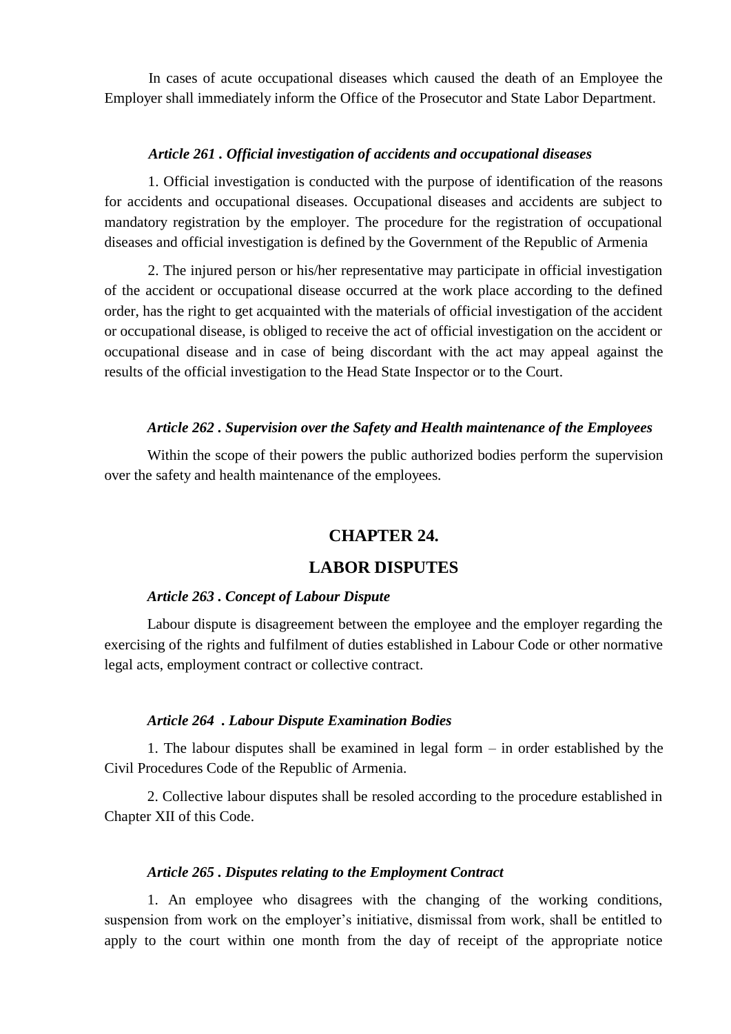In cases of acute occupational diseases which caused the death of an Employee the Employer shall immediately inform the Office of the Prosecutor and State Labor Department.

***Article 261 . Official investigation of accidents and occupational diseases***

1. Official investigation is conducted with the purpose of identification of the reasons for accidents and occupational diseases. Occupational diseases and accidents are subject to mandatory registration by the employer. The procedure for the registration of occupational diseases and official investigation is defined by the Government of the Republic of Armenia

2. The injured person or his/her representative may participate in official investigation of the accident or occupational disease occurred at the work place according to the defined order, has the right to get acquainted with the materials of official investigation of the accident or occupational disease, is obliged to receive the act of official investigation on the accident or occupational disease and in case of being discordant with the act may appeal against the results of the official investigation to the Head State Inspector or to the Court.

***Article 262 . Supervision over the Safety and Health maintenance of the Employees***

Within the scope of their powers the public authorized bodies perform the supervision over the safety and health maintenance of the employees.

## CHAPTER 24.

## LABOR DISPUTES

***Article 263 . Concept of Labour Dispute***

Labour dispute is disagreement between the employee and the employer regarding the exercising of the rights and fulfilment of duties established in Labour Code or other normative legal acts, employment contract or collective contract.

***Article 264 . Labour Dispute Examination Bodies***

1. The labour disputes shall be examined in legal form – in order established by the Civil Procedures Code of the Republic of Armenia.

2. Collective labour disputes shall be resoled according to the procedure established in Chapter XII of this Code.

***Article 265 . Disputes relating to the Employment Contract***

1. An employee who disagrees with the changing of the working conditions, suspension from work on the employer's initiative, dismissal from work, shall be entitled to apply to the court within one month from the day of receipt of the appropriate notice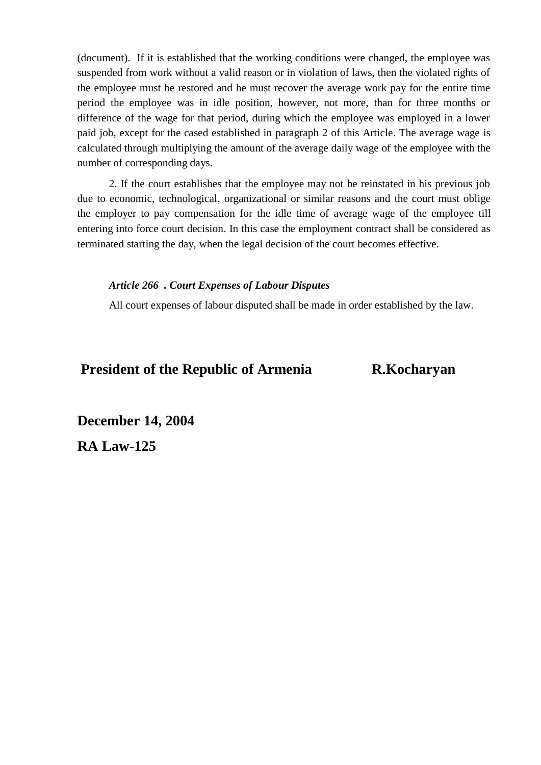(document). If it is established that the working conditions were changed, the employee was suspended from work without a valid reason or in violation of laws, then the violated rights of the employee must be restored and he must recover the average work pay for the entire time period the employee was in idle position, however, not more, than for three months or difference of the wage for that period, during which the employee was employed in a lower paid job, except for the cased established in paragraph 2 of this Article. The average wage is calculated through multiplying the amount of the average daily wage of the employee with the number of corresponding days.

2. If the court establishes that the employee may not be reinstated in his previous job due to economic, technological, organizational or similar reasons and the court must oblige the employer to pay compensation for the idle time of average wage of the employee till entering into force court decision. In this case the employment contract shall be considered as terminated starting the day, when the legal decision of the court becomes effective.

***Article 266 . Court Expenses of Labour Disputes***

All court expenses of labour disputed shall be made in order established by the law.

**President of the Republic of Armenia R.Kocharyan**

**December 14, 2004**

**RA Law-125**